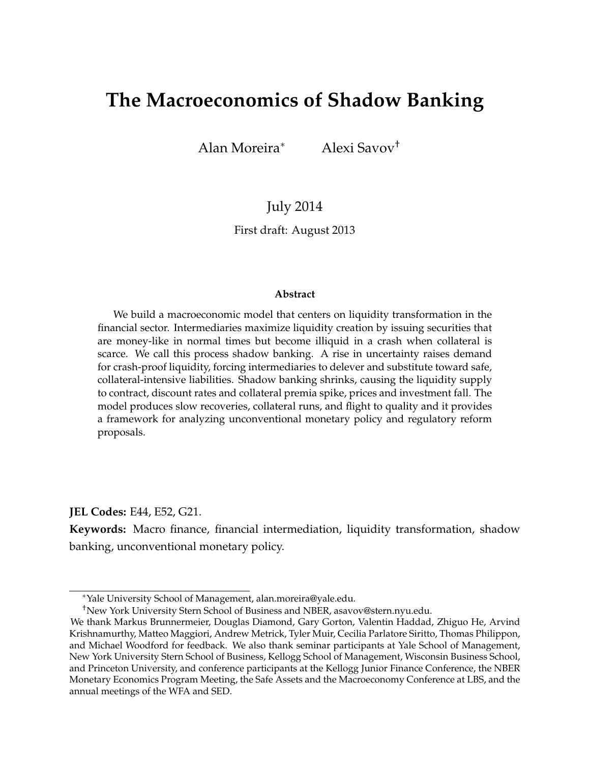# The Macroeconomics of Shadow Banking

Alan Moreira[*] Alexi Savov[†]

July 2014

First draft: August 2013

**Abstract**

We build a macroeconomic model that centers on liquidity transformation in the financial sector. Intermediaries maximize liquidity creation by issuing securities that are money-like in normal times but become illiquid in a crash when collateral is scarce. We call this process shadow banking. A rise in uncertainty raises demand for crash-proof liquidity, forcing intermediaries to delever and substitute toward safe, collateral-intensive liabilities. Shadow banking shrinks, causing the liquidity supply to contract, discount rates and collateral premia spike, prices and investment fall. The model produces slow recoveries, collateral runs, and flight to quality and it provides a framework for analyzing unconventional monetary policy and regulatory reform proposals.

**JEL Codes:** E44, E52, G21.

**Keywords:** Macro finance, financial intermediation, liquidity transformation, shadow banking, unconventional monetary policy.

---

[*] Yale University School of Management, alan.moreira@yale.edu.

[†] New York University Stern School of Business and NBER, asavov@stern.nyu.edu.

We thank Markus Brunnermeier, Douglas Diamond, Gary Gorton, Valentin Haddad, Zhiguo He, Arvind Krishnamurthy, Matteo Maggiori, Andrew Metrick, Tyler Muir, Cecilia Parlatore Siritto, Thomas Philippon, and Michael Woodford for feedback. We also thank seminar participants at Yale School of Management, New York University Stern School of Business, Kellogg School of Management, Wisconsin Business School, and Princeton University, and conference participants at the Kellogg Junior Finance Conference, the NBER Monetary Economics Program Meeting, the Safe Assets and the Macroeconomy Conference at LBS, and the annual meetings of the WFA and SED.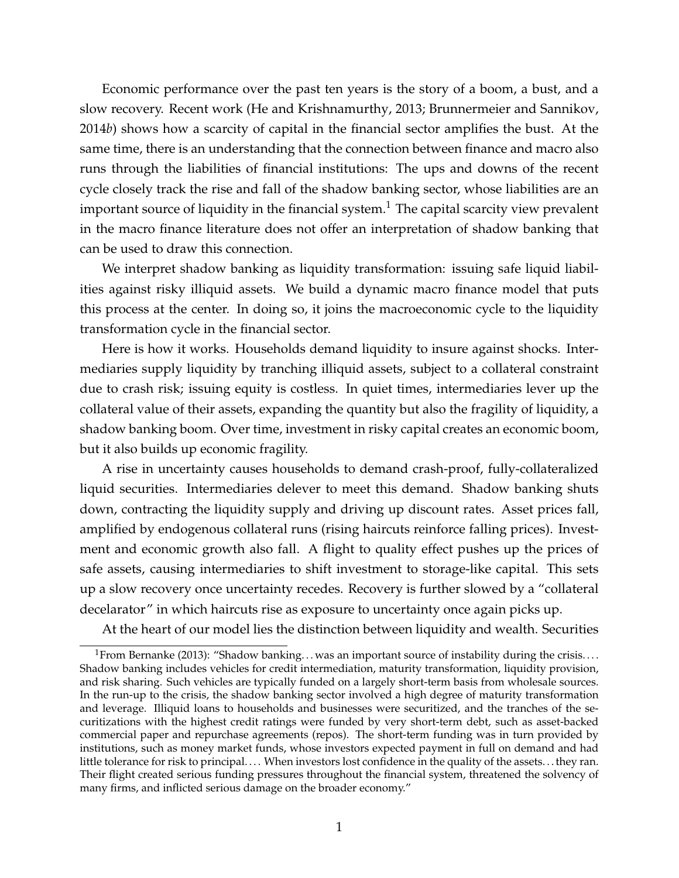Economic performance over the past ten years is the story of a boom, a bust, and a slow recovery. Recent work (He and Krishnamurthy, 2013; Brunnermeier and Sannikov, 2014*b*) shows how a scarcity of capital in the financial sector amplifies the bust. At the same time, there is an understanding that the connection between finance and macro also runs through the liabilities of financial institutions: The ups and downs of the recent cycle closely track the rise and fall of the shadow banking sector, whose liabilities are an important source of liquidity in the financial system.[1] The capital scarcity view prevalent in the macro finance literature does not offer an interpretation of shadow banking that can be used to draw this connection.

We interpret shadow banking as liquidity transformation: issuing safe liquid liabilities against risky illiquid assets. We build a dynamic macro finance model that puts this process at the center. In doing so, it joins the macroeconomic cycle to the liquidity transformation cycle in the financial sector.

Here is how it works. Households demand liquidity to insure against shocks. Intermediaries supply liquidity by tranching illiquid assets, subject to a collateral constraint due to crash risk; issuing equity is costless. In quiet times, intermediaries lever up the collateral value of their assets, expanding the quantity but also the fragility of liquidity, a shadow banking boom. Over time, investment in risky capital creates an economic boom, but it also builds up economic fragility.

A rise in uncertainty causes households to demand crash-proof, fully-collateralized liquid securities. Intermediaries delever to meet this demand. Shadow banking shuts down, contracting the liquidity supply and driving up discount rates. Asset prices fall, amplified by endogenous collateral runs (rising haircuts reinforce falling prices). Investment and economic growth also fall. A flight to quality effect pushes up the prices of safe assets, causing intermediaries to shift investment to storage-like capital. This sets up a slow recovery once uncertainty recedes. Recovery is further slowed by a "collateral decelerator" in which haircuts rise as exposure to uncertainty once again picks up.

At the heart of our model lies the distinction between liquidity and wealth. Securities

[1] From Bernanke (2013): "Shadow banking... was an important source of instability during the crisis.... Shadow banking includes vehicles for credit intermediation, maturity transformation, liquidity provision, and risk sharing. Such vehicles are typically funded on a largely short-term basis from wholesale sources. In the run-up to the crisis, the shadow banking sector involved a high degree of maturity transformation and leverage. Illiquid loans to households and businesses were securitized, and the tranches of the securitizations with the highest credit ratings were funded by very short-term debt, such as asset-backed commercial paper and repurchase agreements (repos). The short-term funding was in turn provided by institutions, such as money market funds, whose investors expected payment in full on demand and had little tolerance for risk to principal.... When investors lost confidence in the quality of the assets... they ran. Their flight created serious funding pressures throughout the financial system, threatened the solvency of many firms, and inflicted serious damage on the broader economy."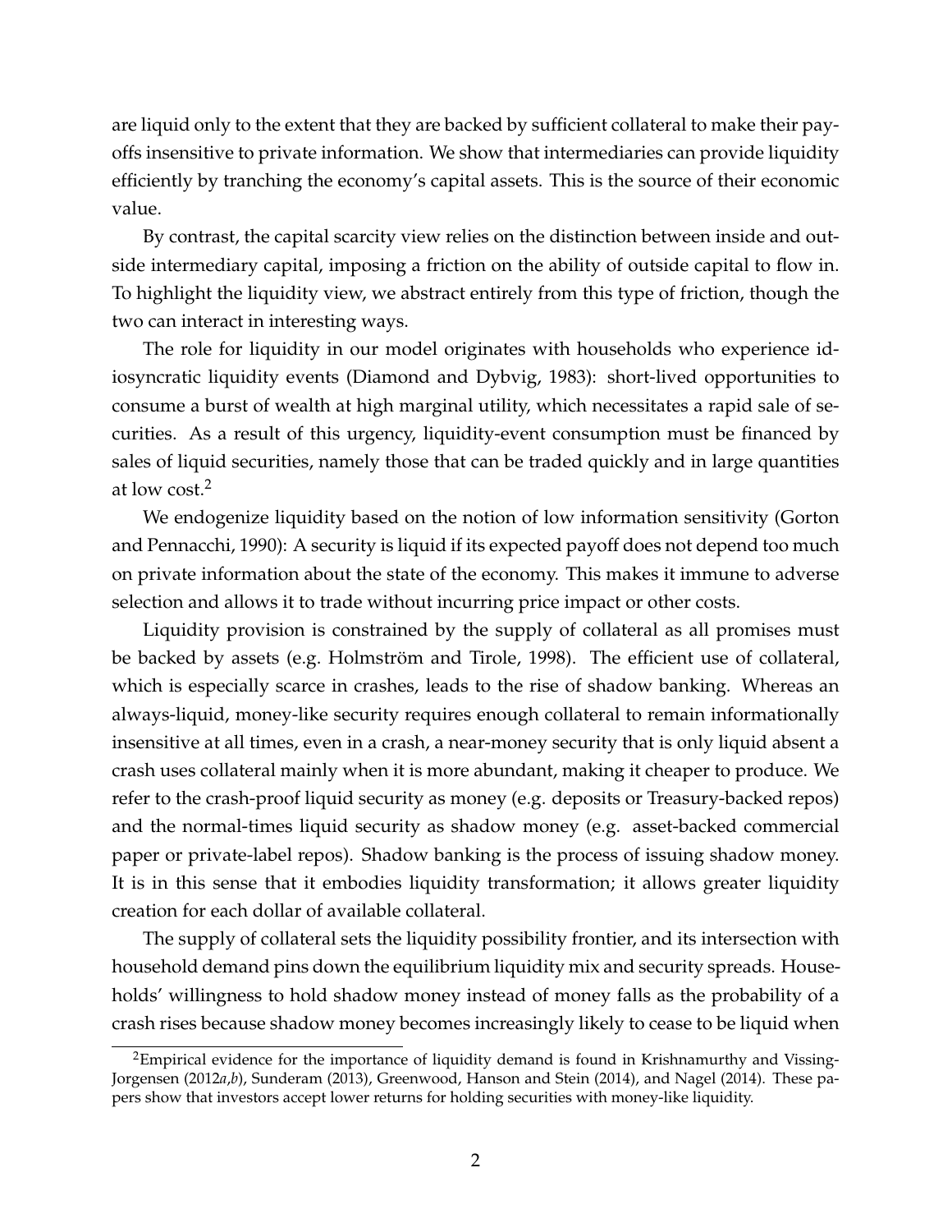are liquid only to the extent that they are backed by sufficient collateral to make their payoffs insensitive to private information. We show that intermediaries can provide liquidity efficiently by tranching the economy's capital assets. This is the source of their economic value.

By contrast, the capital scarcity view relies on the distinction between inside and outside intermediary capital, imposing a friction on the ability of outside capital to flow in. To highlight the liquidity view, we abstract entirely from this type of friction, though the two can interact in interesting ways.

The role for liquidity in our model originates with households who experience idiosyncratic liquidity events (Diamond and Dybvig, 1983): short-lived opportunities to consume a burst of wealth at high marginal utility, which necessitates a rapid sale of securities. As a result of this urgency, liquidity-event consumption must be financed by sales of liquid securities, namely those that can be traded quickly and in large quantities at low cost.[2]

We endogenize liquidity based on the notion of low information sensitivity (Gorton and Pennacchi, 1990): A security is liquid if its expected payoff does not depend too much on private information about the state of the economy. This makes it immune to adverse selection and allows it to trade without incurring price impact or other costs.

Liquidity provision is constrained by the supply of collateral as all promises must be backed by assets (e.g. Holmström and Tirole, 1998). The efficient use of collateral, which is especially scarce in crashes, leads to the rise of shadow banking. Whereas an always-liquid, money-like security requires enough collateral to remain informationally insensitive at all times, even in a crash, a near-money security that is only liquid absent a crash uses collateral mainly when it is more abundant, making it cheaper to produce. We refer to the crash-proof liquid security as money (e.g. deposits or Treasury-backed repos) and the normal-times liquid security as shadow money (e.g. asset-backed commercial paper or private-label repos). Shadow banking is the process of issuing shadow money. It is in this sense that it embodies liquidity transformation; it allows greater liquidity creation for each dollar of available collateral.

The supply of collateral sets the liquidity possibility frontier, and its intersection with household demand pins down the equilibrium liquidity mix and security spreads. Households' willingness to hold shadow money instead of money falls as the probability of a crash rises because shadow money becomes increasingly likely to cease to be liquid when

[2] Empirical evidence for the importance of liquidity demand is found in Krishnamurthy and Vissing-Jorgensen (2012*a*,*b*), Sunderam (2013), Greenwood, Hanson and Stein (2014), and Nagel (2014). These papers show that investors accept lower returns for holding securities with money-like liquidity.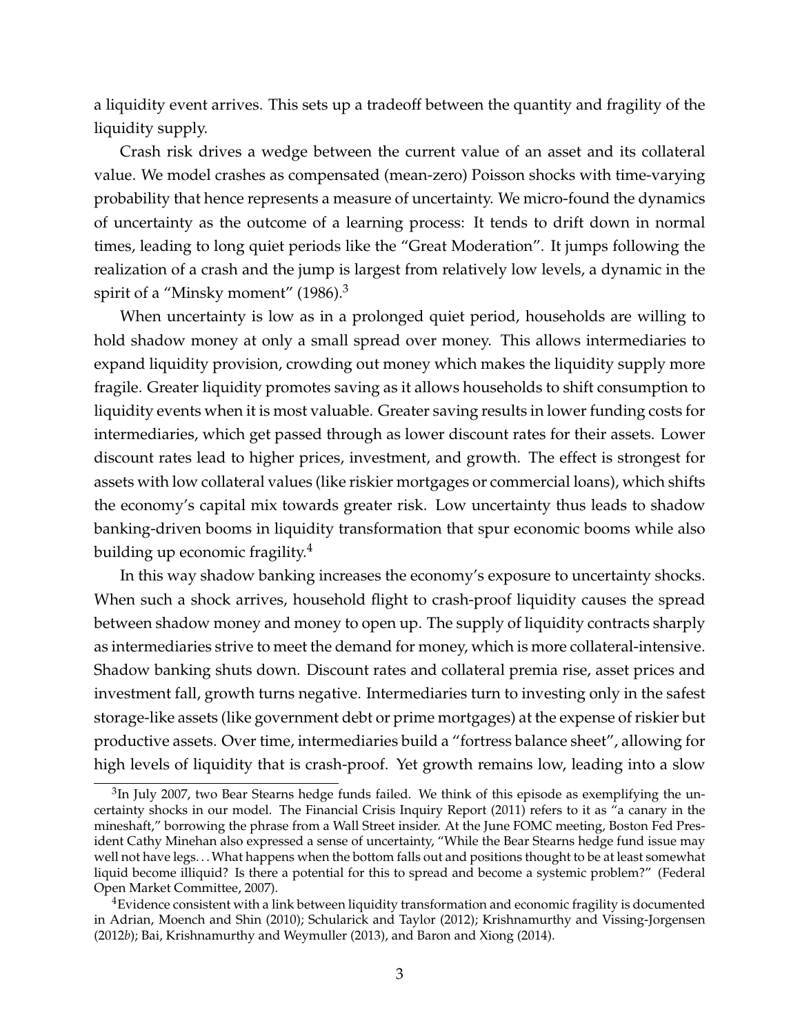a liquidity event arrives. This sets up a tradeoff between the quantity and fragility of the liquidity supply.

Crash risk drives a wedge between the current value of an asset and its collateral value. We model crashes as compensated (mean-zero) Poisson shocks with time-varying probability that hence represents a measure of uncertainty. We micro-found the dynamics of uncertainty as the outcome of a learning process: It tends to drift down in normal times, leading to long quiet periods like the "Great Moderation". It jumps following the realization of a crash and the jump is largest from relatively low levels, a dynamic in the spirit of a "Minsky moment" (1986).[3]

When uncertainty is low as in a prolonged quiet period, households are willing to hold shadow money at only a small spread over money. This allows intermediaries to expand liquidity provision, crowding out money which makes the liquidity supply more fragile. Greater liquidity promotes saving as it allows households to shift consumption to liquidity events when it is most valuable. Greater saving results in lower funding costs for intermediaries, which get passed through as lower discount rates for their assets. Lower discount rates lead to higher prices, investment, and growth. The effect is strongest for assets with low collateral values (like riskier mortgages or commercial loans), which shifts the economy's capital mix towards greater risk. Low uncertainty thus leads to shadow banking-driven booms in liquidity transformation that spur economic booms while also building up economic fragility.[4]

In this way shadow banking increases the economy's exposure to uncertainty shocks. When such a shock arrives, household flight to crash-proof liquidity causes the spread between shadow money and money to open up. The supply of liquidity contracts sharply as intermediaries strive to meet the demand for money, which is more collateral-intensive. Shadow banking shuts down. Discount rates and collateral premia rise, asset prices and investment fall, growth turns negative. Intermediaries turn to investing only in the safest storage-like assets (like government debt or prime mortgages) at the expense of riskier but productive assets. Over time, intermediaries build a "fortress balance sheet", allowing for high levels of liquidity that is crash-proof. Yet growth remains low, leading into a slow

[3] In July 2007, two Bear Stearns hedge funds failed. We think of this episode as exemplifying the uncertainty shocks in our model. The Financial Crisis Inquiry Report (2011) refers to it as "a canary in the mineshaft," borrowing the phrase from a Wall Street insider. At the June FOMC meeting, Boston Fed President Cathy Minehan also expressed a sense of uncertainty, "While the Bear Stearns hedge fund issue may well not have legs... What happens when the bottom falls out and positions thought to be at least somewhat liquid become illiquid? Is there a potential for this to spread and become a systemic problem?" (Federal Open Market Committee, 2007).

[4] Evidence consistent with a link between liquidity transformation and economic fragility is documented in Adrian, Moench and Shin (2010); Schularick and Taylor (2012); Krishnamurthy and Vissing-Jorgensen (2012*b*); Bai, Krishnamurthy and Weymuller (2013), and Baron and Xiong (2014).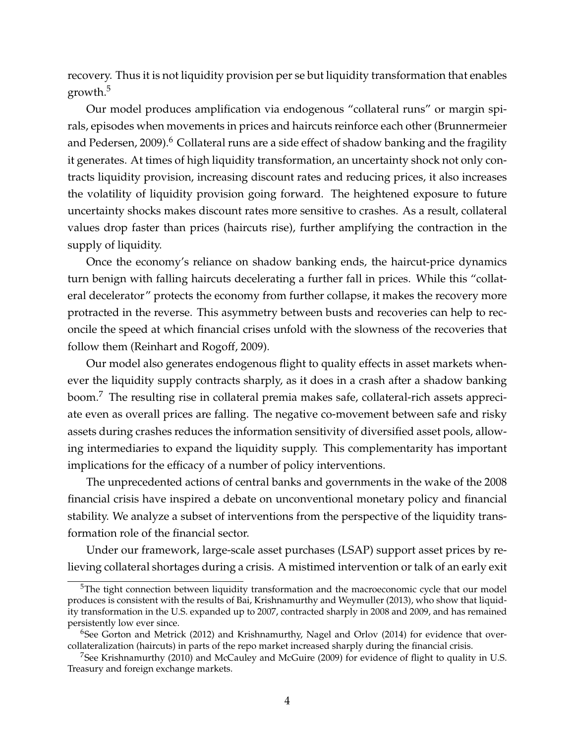recovery. Thus it is not liquidity provision per se but liquidity transformation that enables growth.[5]

Our model produces amplification via endogenous "collateral runs" or margin spirals, episodes when movements in prices and haircuts reinforce each other (Brunnermeier and Pedersen, 2009).[6] Collateral runs are a side effect of shadow banking and the fragility it generates. At times of high liquidity transformation, an uncertainty shock not only contracts liquidity provision, increasing discount rates and reducing prices, it also increases the volatility of liquidity provision going forward. The heightened exposure to future uncertainty shocks makes discount rates more sensitive to crashes. As a result, collateral values drop faster than prices (haircuts rise), further amplifying the contraction in the supply of liquidity.

Once the economy's reliance on shadow banking ends, the haircut-price dynamics turn benign with falling haircuts decelerating a further fall in prices. While this "collateral decelerator" protects the economy from further collapse, it makes the recovery more protracted in the reverse. This asymmetry between busts and recoveries can help to reconcile the speed at which financial crises unfold with the slowness of the recoveries that follow them (Reinhart and Rogoff, 2009).

Our model also generates endogenous flight to quality effects in asset markets whenever the liquidity supply contracts sharply, as it does in a crash after a shadow banking boom.[7] The resulting rise in collateral premia makes safe, collateral-rich assets appreciate even as overall prices are falling. The negative co-movement between safe and risky assets during crashes reduces the information sensitivity of diversified asset pools, allowing intermediaries to expand the liquidity supply. This complementarity has important implications for the efficacy of a number of policy interventions.

The unprecedented actions of central banks and governments in the wake of the 2008 financial crisis have inspired a debate on unconventional monetary policy and financial stability. We analyze a subset of interventions from the perspective of the liquidity transformation role of the financial sector.

Under our framework, large-scale asset purchases (LSAP) support asset prices by relieving collateral shortages during a crisis. A mistimed intervention or talk of an early exit

---

[5] The tight connection between liquidity transformation and the macroeconomic cycle that our model produces is consistent with the results of Bai, Krishnamurthy and Weymuller (2013), who show that liquidity transformation in the U.S. expanded up to 2007, contracted sharply in 2008 and 2009, and has remained persistently low ever since.

[6] See Gorton and Metrick (2012) and Krishnamurthy, Nagel and Orlov (2014) for evidence that overcollateralization (haircuts) in parts of the repo market increased sharply during the financial crisis.

[7] See Krishnamurthy (2010) and McCauley and McGuire (2009) for evidence of flight to quality in U.S. Treasury and foreign exchange markets.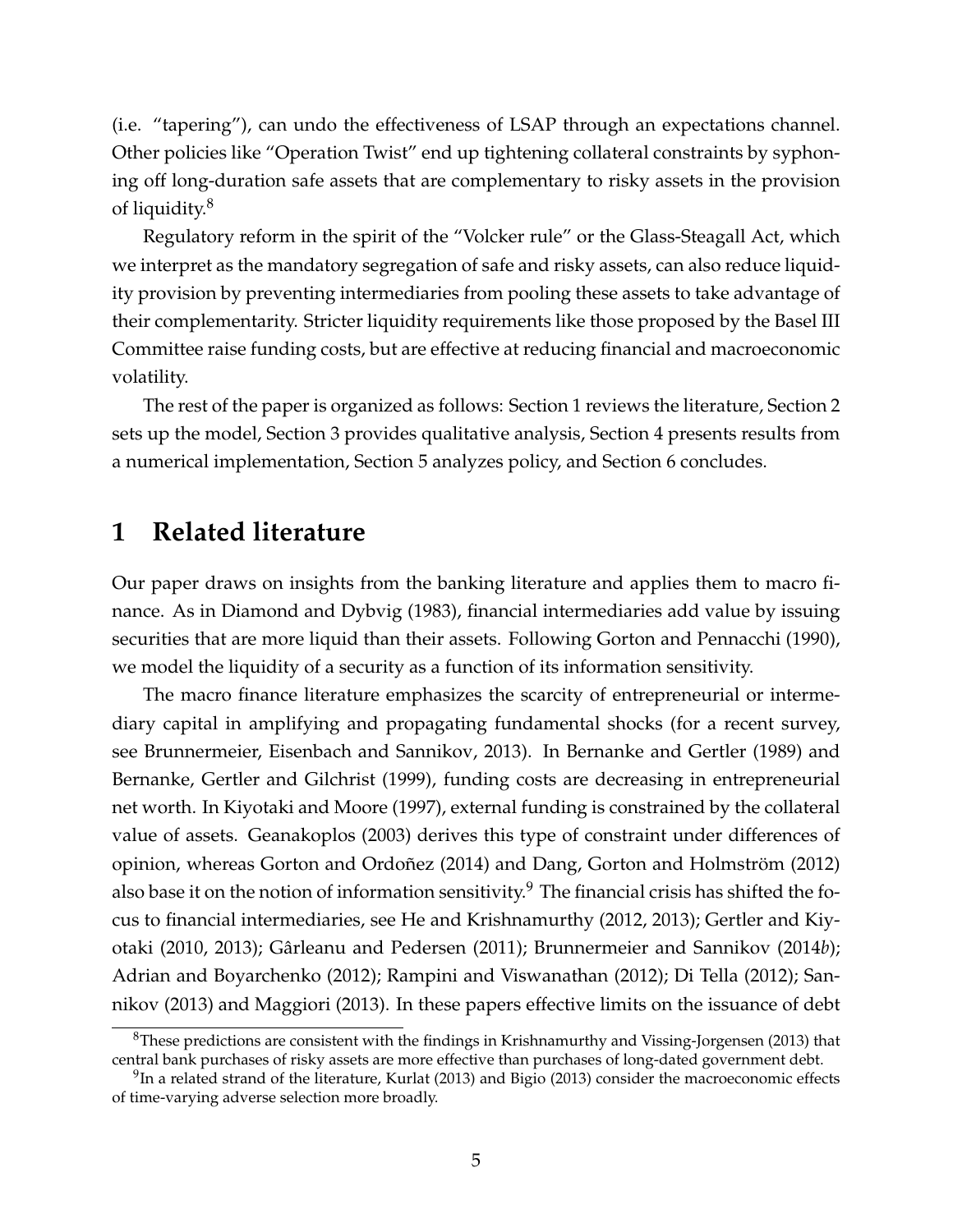(i.e. "tapering"), can undo the effectiveness of LSAP through an expectations channel. Other policies like "Operation Twist" end up tightening collateral constraints by syphoning off long-duration safe assets that are complementary to risky assets in the provision of liquidity.[8]

Regulatory reform in the spirit of the "Volcker rule" or the Glass-Steagall Act, which we interpret as the mandatory segregation of safe and risky assets, can also reduce liquidity provision by preventing intermediaries from pooling these assets to take advantage of their complementarity. Stricter liquidity requirements like those proposed by the Basel III Committee raise funding costs, but are effective at reducing financial and macroeconomic volatility.

The rest of the paper is organized as follows: Section 1 reviews the literature, Section 2 sets up the model, Section 3 provides qualitative analysis, Section 4 presents results from a numerical implementation, Section 5 analyzes policy, and Section 6 concludes.

# 1 Related literature

Our paper draws on insights from the banking literature and applies them to macro finance. As in Diamond and Dybvig (1983), financial intermediaries add value by issuing securities that are more liquid than their assets. Following Gorton and Pennacchi (1990), we model the liquidity of a security as a function of its information sensitivity.

The macro finance literature emphasizes the scarcity of entrepreneurial or intermediary capital in amplifying and propagating fundamental shocks (for a recent survey, see Brunnermeier, Eisenbach and Sannikov, 2013). In Bernanke and Gertler (1989) and Bernanke, Gertler and Gilchrist (1999), funding costs are decreasing in entrepreneurial net worth. In Kiyotaki and Moore (1997), external funding is constrained by the collateral value of assets. Geanakoplos (2003) derives this type of constraint under differences of opinion, whereas Gorton and Ordoñez (2014) and Dang, Gorton and Holmström (2012) also base it on the notion of information sensitivity.[9] The financial crisis has shifted the focus to financial intermediaries, see He and Krishnamurthy (2012, 2013); Gertler and Kiyotaki (2010, 2013); Gârleanu and Pedersen (2011); Brunnermeier and Sannikov (2014*b*); Adrian and Boyarchenko (2012); Rampini and Viswanathan (2012); Di Tella (2012); Sannikov (2013) and Maggiori (2013). In these papers effective limits on the issuance of debt

[8] These predictions are consistent with the findings in Krishnamurthy and Vissing-Jorgensen (2013) that central bank purchases of risky assets are more effective than purchases of long-dated government debt.

[9] In a related strand of the literature, Kurlat (2013) and Bigio (2013) consider the macroeconomic effects of time-varying adverse selection more broadly.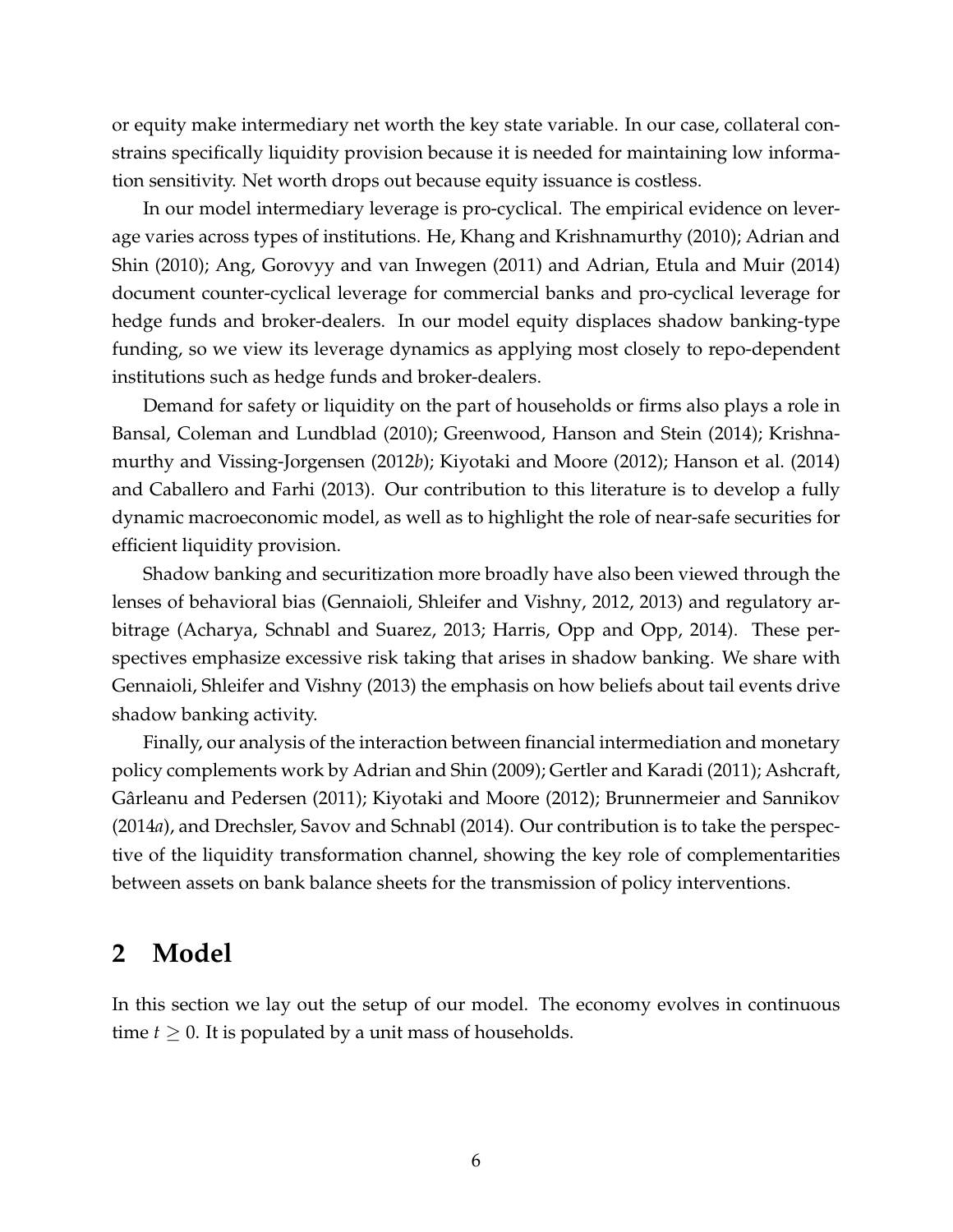or equity make intermediary net worth the key state variable. In our case, collateral constrains specifically liquidity provision because it is needed for maintaining low information sensitivity. Net worth drops out because equity issuance is costless.

In our model intermediary leverage is pro-cyclical. The empirical evidence on leverage varies across types of institutions. He, Khang and Krishnamurthy (2010); Adrian and Shin (2010); Ang, Gorovyy and van Inwegen (2011) and Adrian, Etula and Muir (2014) document counter-cyclical leverage for commercial banks and pro-cyclical leverage for hedge funds and broker-dealers. In our model equity displaces shadow banking-type funding, so we view its leverage dynamics as applying most closely to repo-dependent institutions such as hedge funds and broker-dealers.

Demand for safety or liquidity on the part of households or firms also plays a role in Bansal, Coleman and Lundblad (2010); Greenwood, Hanson and Stein (2014); Krishnamurthy and Vissing-Jorgensen (2012*b*); Kiyotaki and Moore (2012); Hanson et al. (2014) and Caballero and Farhi (2013). Our contribution to this literature is to develop a fully dynamic macroeconomic model, as well as to highlight the role of near-safe securities for efficient liquidity provision.

Shadow banking and securitization more broadly have also been viewed through the lenses of behavioral bias (Gennaioli, Shleifer and Vishny, 2012, 2013) and regulatory arbitrage (Acharya, Schnabl and Suarez, 2013; Harris, Opp and Opp, 2014). These perspectives emphasize excessive risk taking that arises in shadow banking. We share with Gennaioli, Shleifer and Vishny (2013) the emphasis on how beliefs about tail events drive shadow banking activity.

Finally, our analysis of the interaction between financial intermediation and monetary policy complements work by Adrian and Shin (2009); Gertler and Karadi (2011); Ashcraft, Gârleanu and Pedersen (2011); Kiyotaki and Moore (2012); Brunnermeier and Sannikov (2014*a*), and Drechsler, Savov and Schnabl (2014). Our contribution is to take the perspective of the liquidity transformation channel, showing the key role of complementarities between assets on bank balance sheets for the transmission of policy interventions.

## 2 Model

In this section we lay out the setup of our model. The economy evolves in continuous time $t \geq 0$. It is populated by a unit mass of households.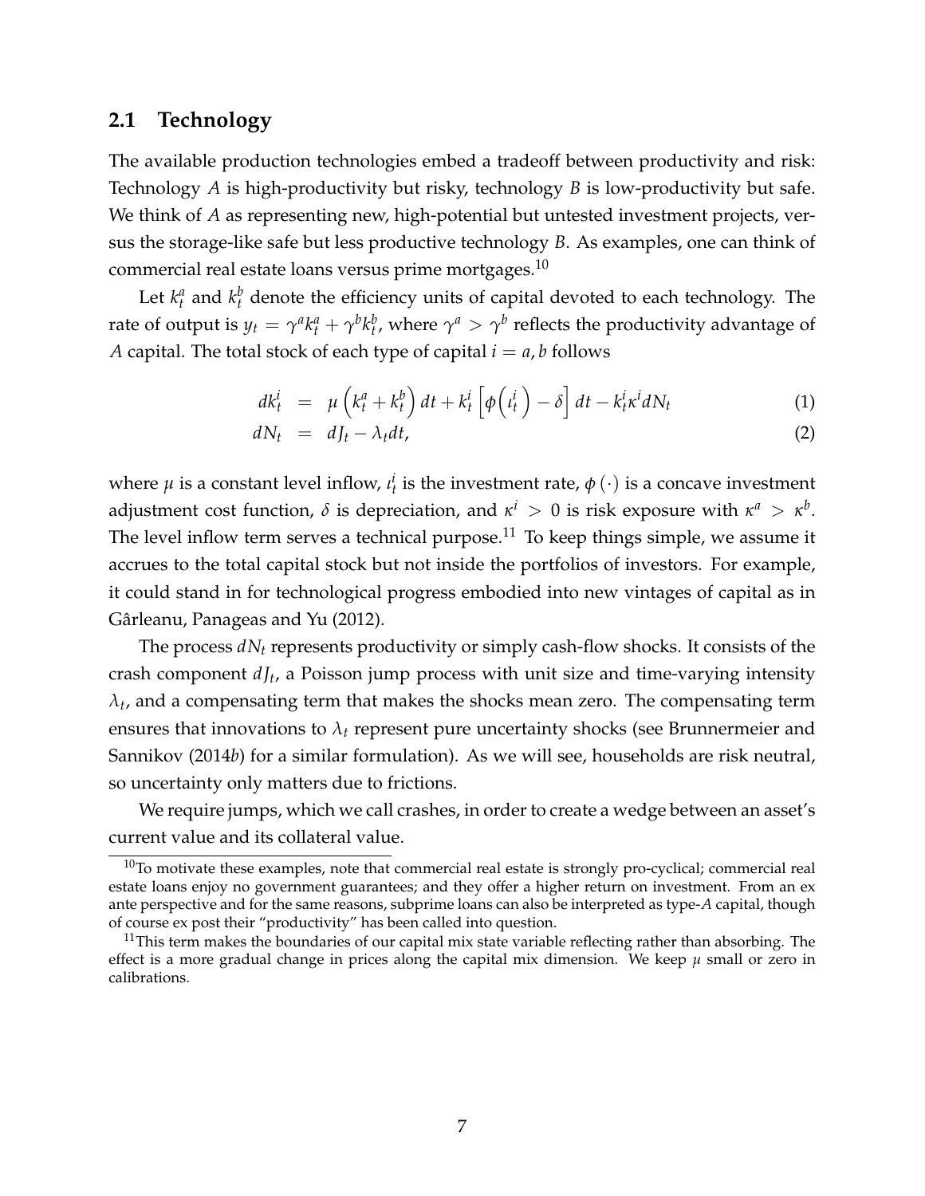## 2.1 Technology

The available production technologies embed a tradeoff between productivity and risk: Technology $A$ is high-productivity but risky, technology $B$ is low-productivity but safe. We think of $A$ as representing new, high-potential but untested investment projects, versus the storage-like safe but less productive technology $B$. As examples, one can think of commercial real estate loans versus prime mortgages.[10]

Let $k_t^a$ and $k_t^b$ denote the efficiency units of capital devoted to each technology. The rate of output is $y_t = \gamma^a k_t^a + \gamma^b k_t^b$, where $\gamma^a > \gamma^b$ reflects the productivity advantage of $A$ capital. The total stock of each type of capital $i = a, b$ follows

$$
\begin{aligned}
dk_t^i &= \mu\left(k_t^a + k_t^b\right)dt + k_t^i\left[\phi\left(\iota_t^i\right) - \delta\right]dt - k_t^i \kappa^i dN_t & (1) \\
dN_t &= dJ_t - \lambda_t dt, & (2)
\end{aligned}
$$

where $\mu$ is a constant level inflow, $\iota_t^i$ is the investment rate, $\phi(\cdot)$ is a concave investment adjustment cost function, $\delta$ is depreciation, and $\kappa^i > 0$ is risk exposure with $\kappa^a > \kappa^b$. The level inflow term serves a technical purpose.[11] To keep things simple, we assume it accrues to the total capital stock but not inside the portfolios of investors. For example, it could stand in for technological progress embodied into new vintages of capital as in Gârleanu, Panageas and Yu (2012).

The process $dN_t$ represents productivity or simply cash-flow shocks. It consists of the crash component $dJ_t$, a Poisson jump process with unit size and time-varying intensity $\lambda_t$, and a compensating term that makes the shocks mean zero. The compensating term ensures that innovations to $\lambda_t$ represent pure uncertainty shocks (see Brunnermeier and Sannikov (2014*b*) for a similar formulation). As we will see, households are risk neutral, so uncertainty only matters due to frictions.

We require jumps, which we call crashes, in order to create a wedge between an asset's current value and its collateral value.

---

[10] To motivate these examples, note that commercial real estate is strongly pro-cyclical; commercial real estate loans enjoy no government guarantees; and they offer a higher return on investment. From an ex ante perspective and for the same reasons, subprime loans can also be interpreted as type-$A$ capital, though of course ex post their "productivity" has been called into question.

[11] This term makes the boundaries of our capital mix state variable reflecting rather than absorbing. The effect is a more gradual change in prices along the capital mix dimension. We keep $\mu$ small or zero in calibrations.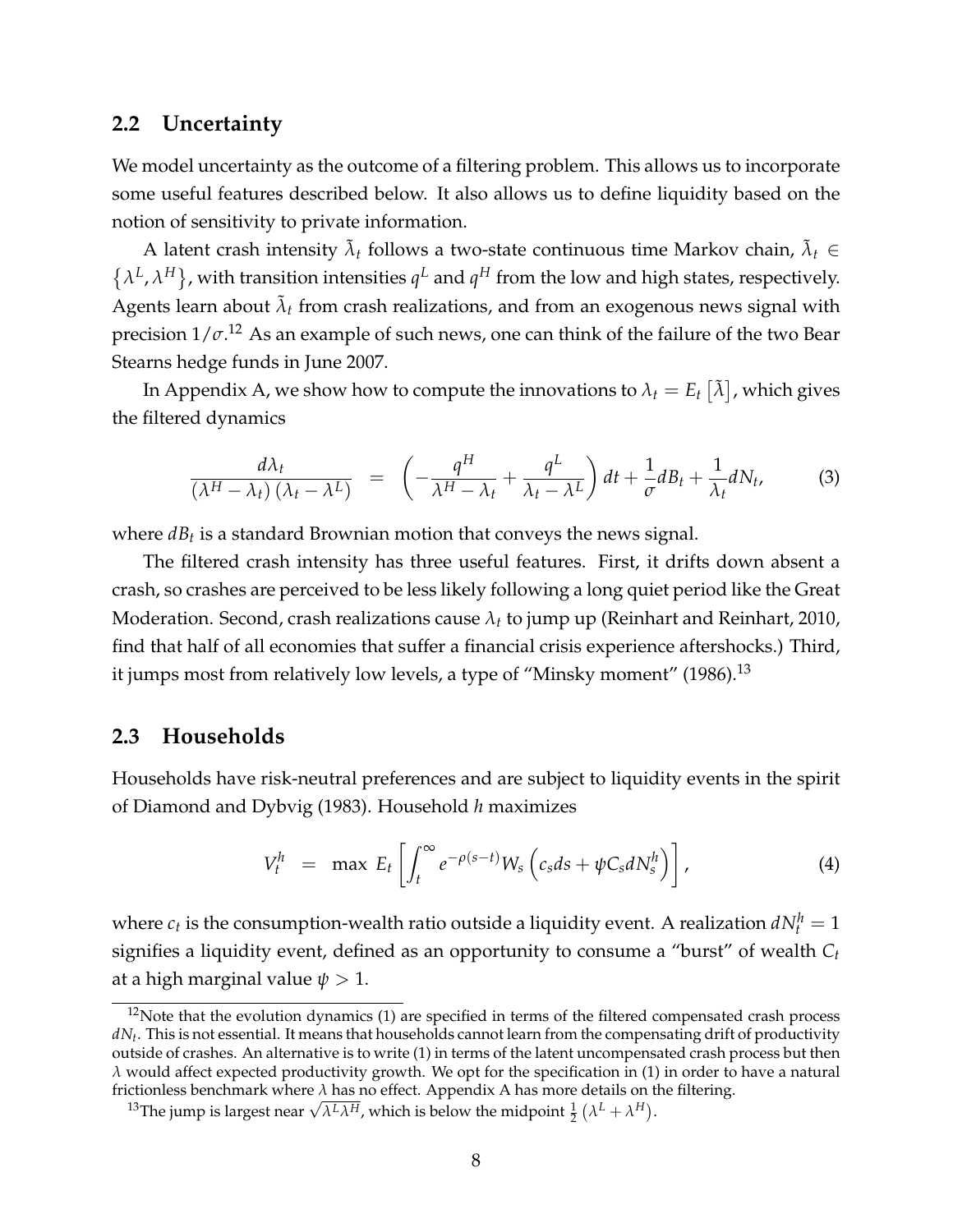## 2.2 Uncertainty

We model uncertainty as the outcome of a filtering problem. This allows us to incorporate some useful features described below. It also allows us to define liquidity based on the notion of sensitivity to private information.

A latent crash intensity $\tilde{\lambda}_t$ follows a two-state continuous time Markov chain, $\tilde{\lambda}_t \in \{\lambda^L, \lambda^H\}$, with transition intensities $q^L$ and $q^H$ from the low and high states, respectively. Agents learn about $\tilde{\lambda}_t$ from crash realizations, and from an exogenous news signal with precision $1/\sigma$.[12] As an example of such news, one can think of the failure of the two Bear Stearns hedge funds in June 2007.

In Appendix A, we show how to compute the innovations to $\lambda_t = E_t\left[\tilde{\lambda}\right]$, which gives the filtered dynamics

$$\frac{d\lambda_t}{\left(\lambda^H - \lambda_t\right)\left(\lambda_t - \lambda^L\right)} = \left(-\frac{q^H}{\lambda^H - \lambda_t} + \frac{q^L}{\lambda_t - \lambda^L}\right)dt + \frac{1}{\sigma}dB_t + \frac{1}{\lambda_t}dN_t, \tag{3}$$

where $dB_t$ is a standard Brownian motion that conveys the news signal.

The filtered crash intensity has three useful features. First, it drifts down absent a crash, so crashes are perceived to be less likely following a long quiet period like the Great Moderation. Second, crash realizations cause $\lambda_t$ to jump up (Reinhart and Reinhart, 2010, find that half of all economies that suffer a financial crisis experience aftershocks.) Third, it jumps most from relatively low levels, a type of "Minsky moment" (1986).[13]

## 2.3 Households

Households have risk-neutral preferences and are subject to liquidity events in the spirit of Diamond and Dybvig (1983). Household $h$ maximizes

$$V_t^h = \max\ E_t\left[\int_t^\infty e^{-\rho(s-t)} W_s\left(c_s ds + \psi C_s dN_s^h\right)\right], \tag{4}$$

where $c_t$ is the consumption-wealth ratio outside a liquidity event. A realization $dN_t^h = 1$ signifies a liquidity event, defined as an opportunity to consume a "burst" of wealth $C_t$ at a high marginal value $\psi > 1$.

[12] Note that the evolution dynamics (1) are specified in terms of the filtered compensated crash process $dN_t$. This is not essential. It means that households cannot learn from the compensating drift of productivity outside of crashes. An alternative is to write (1) in terms of the latent uncompensated crash process but then $\lambda$ would affect expected productivity growth. We opt for the specification in (1) in order to have a natural frictionless benchmark where $\lambda$ has no effect. Appendix A has more details on the filtering.

[13] The jump is largest near $\sqrt{\lambda^L\lambda^H}$, which is below the midpoint $\frac{1}{2}\left(\lambda^L + \lambda^H\right)$.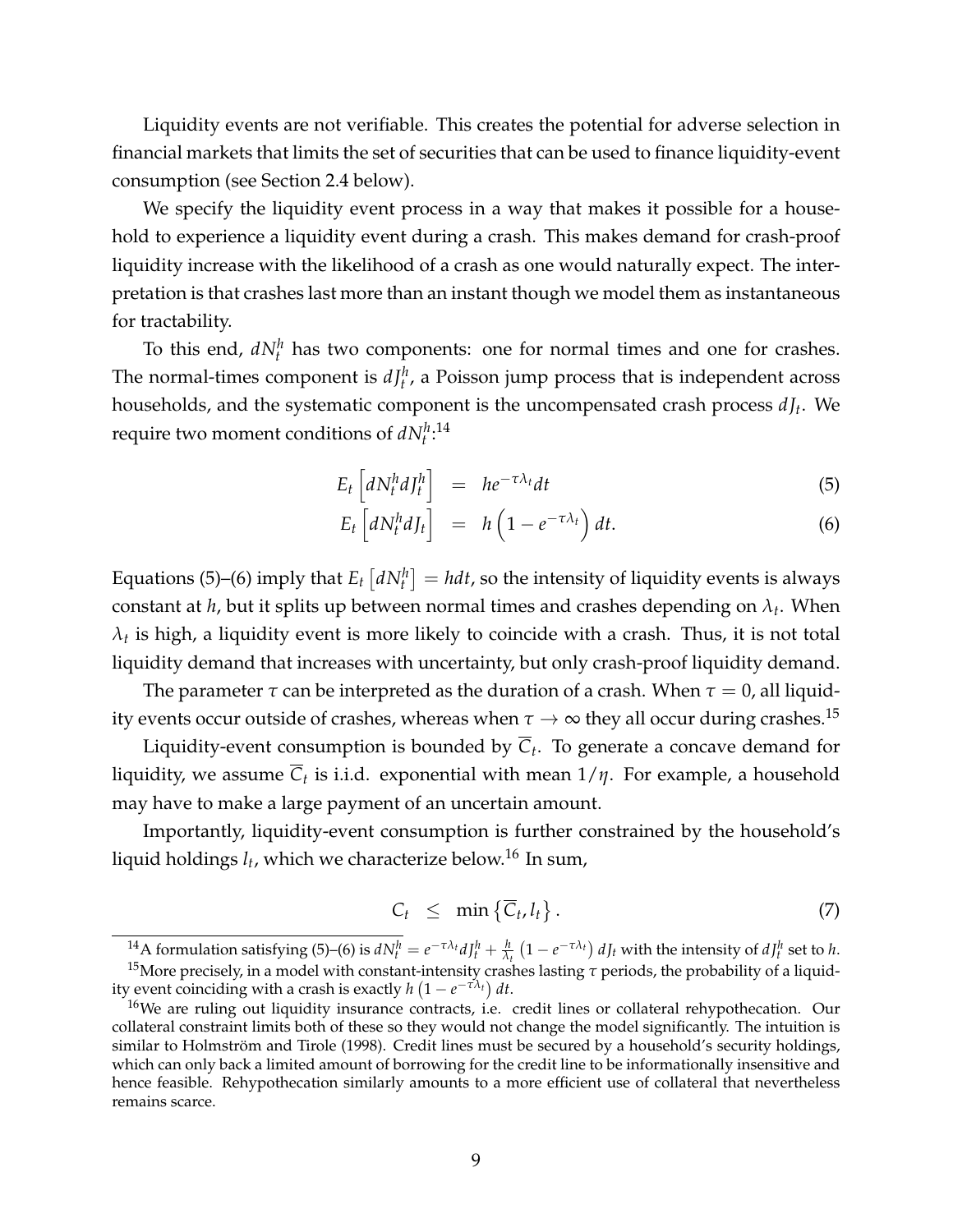Liquidity events are not verifiable. This creates the potential for adverse selection in financial markets that limits the set of securities that can be used to finance liquidity-event consumption (see Section 2.4 below).

We specify the liquidity event process in a way that makes it possible for a household to experience a liquidity event during a crash. This makes demand for crash-proof liquidity increase with the likelihood of a crash as one would naturally expect. The interpretation is that crashes last more than an instant though we model them as instantaneous for tractability.

To this end, $dN_t^h$ has two components: one for normal times and one for crashes. The normal-times component is $dJ_t^h$, a Poisson jump process that is independent across households, and the systematic component is the uncompensated crash process $dJ_t$. We require two moment conditions of $dN_t^h$:[14]

$$
\begin{aligned}
E_t\left[dN_t^h dJ_t^h\right] &= he^{-\tau\lambda_t}dt \quad (5)\\
E_t\left[dN_t^h dJ_t\right] &= h\left(1-e^{-\tau\lambda_t}\right)dt. \quad (6)
\end{aligned}
$$

Equations (5)–(6) imply that $E_t\left[dN_t^h\right] = hdt$, so the intensity of liquidity events is always constant at $h$, but it splits up between normal times and crashes depending on $\lambda_t$. When $\lambda_t$ is high, a liquidity event is more likely to coincide with a crash. Thus, it is not total liquidity demand that increases with uncertainty, but only crash-proof liquidity demand.

The parameter $\tau$ can be interpreted as the duration of a crash. When $\tau = 0$, all liquidity events occur outside of crashes, whereas when $\tau \to \infty$ they all occur during crashes.[15]

Liquidity-event consumption is bounded by $\overline{C}_t$. To generate a concave demand for liquidity, we assume $\overline{C}_t$ is i.i.d. exponential with mean $1/\eta$. For example, a household may have to make a large payment of an uncertain amount.

Importantly, liquidity-event consumption is further constrained by the household's liquid holdings $l_t$, which we characterize below.[16] In sum,

$$
C_t \leq \min\left\{\overline{C}_t, l_t\right\}. \quad (7)
$$

[14] A formulation satisfying (5)–(6) is $dN_t^h = e^{-\tau\lambda_t}dJ_t^h + \frac{h}{\lambda_t}\left(1-e^{-\tau\lambda_t}\right)dJ_t$ with the intensity of $dJ_t^h$ set to $h$.

[15] More precisely, in a model with constant-intensity crashes lasting $\tau$ periods, the probability of a liquidity event coinciding with a crash is exactly $h\left(1-e^{-\tau\lambda_t}\right)dt$.

[16] We are ruling out liquidity insurance contracts, i.e. credit lines or collateral rehypothecation. Our collateral constraint limits both of these so they would not change the model significantly. The intuition is similar to Holmström and Tirole (1998). Credit lines must be secured by a household's security holdings, which can only back a limited amount of borrowing for the credit line to be informationally insensitive and hence feasible. Rehypothecation similarly amounts to a more efficient use of collateral that nevertheless remains scarce.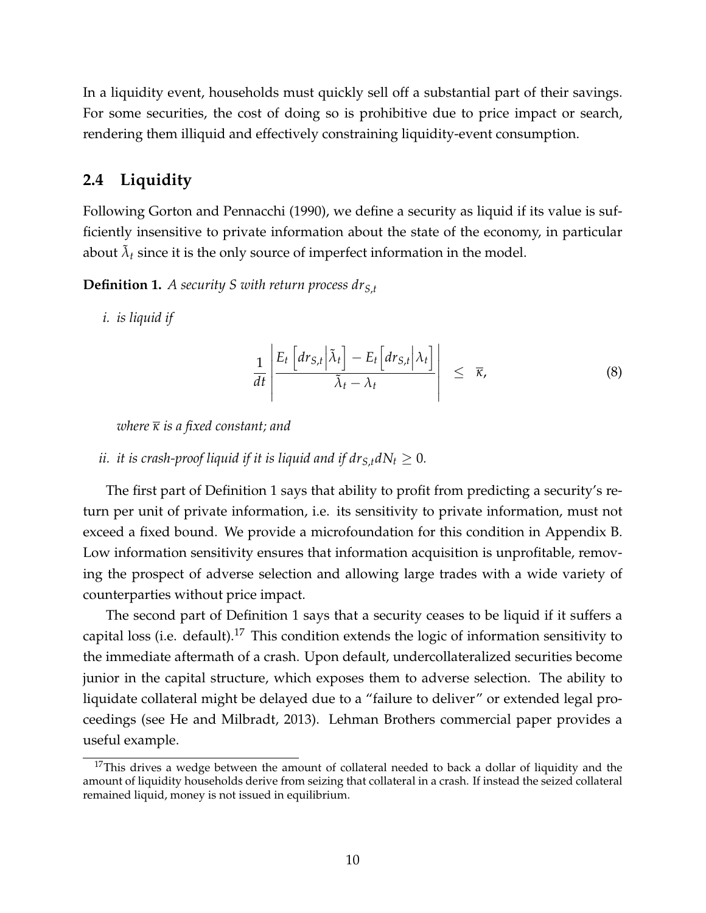In a liquidity event, households must quickly sell off a substantial part of their savings. For some securities, the cost of doing so is prohibitive due to price impact or search, rendering them illiquid and effectively constraining liquidity-event consumption.

## 2.4 Liquidity

Following Gorton and Pennacchi (1990), we define a security as liquid if its value is sufficiently insensitive to private information about the state of the economy, in particular about $\tilde{\lambda}_t$ since it is the only source of imperfect information in the model.

**Definition 1.** *A security $S$ with return process $dr_{S,t}$*

*i. is liquid if*

$$\frac{1}{dt}\left|\frac{E_t\left[dr_{S,t}\middle|\tilde{\lambda}_t\right]-E_t\left[dr_{S,t}\middle|\lambda_t\right]}{\tilde{\lambda}_t-\lambda_t}\right| \leq \overline{\kappa}, \tag{8}$$

*where $\overline{\kappa}$ is a fixed constant; and*

*ii. it is crash-proof liquid if it is liquid and if $dr_{S,t}dN_t \geq 0$.*

The first part of Definition 1 says that ability to profit from predicting a security's return per unit of private information, i.e. its sensitivity to private information, must not exceed a fixed bound. We provide a microfoundation for this condition in Appendix B. Low information sensitivity ensures that information acquisition is unprofitable, removing the prospect of adverse selection and allowing large trades with a wide variety of counterparties without price impact.

The second part of Definition 1 says that a security ceases to be liquid if it suffers a capital loss (i.e. default).[17] This condition extends the logic of information sensitivity to the immediate aftermath of a crash. Upon default, undercollateralized securities become junior in the capital structure, which exposes them to adverse selection. The ability to liquidate collateral might be delayed due to a "failure to deliver" or extended legal proceedings (see He and Milbradt, 2013). Lehman Brothers commercial paper provides a useful example.

[17] This drives a wedge between the amount of collateral needed to back a dollar of liquidity and the amount of liquidity households derive from seizing that collateral in a crash. If instead the seized collateral remained liquid, money is not issued in equilibrium.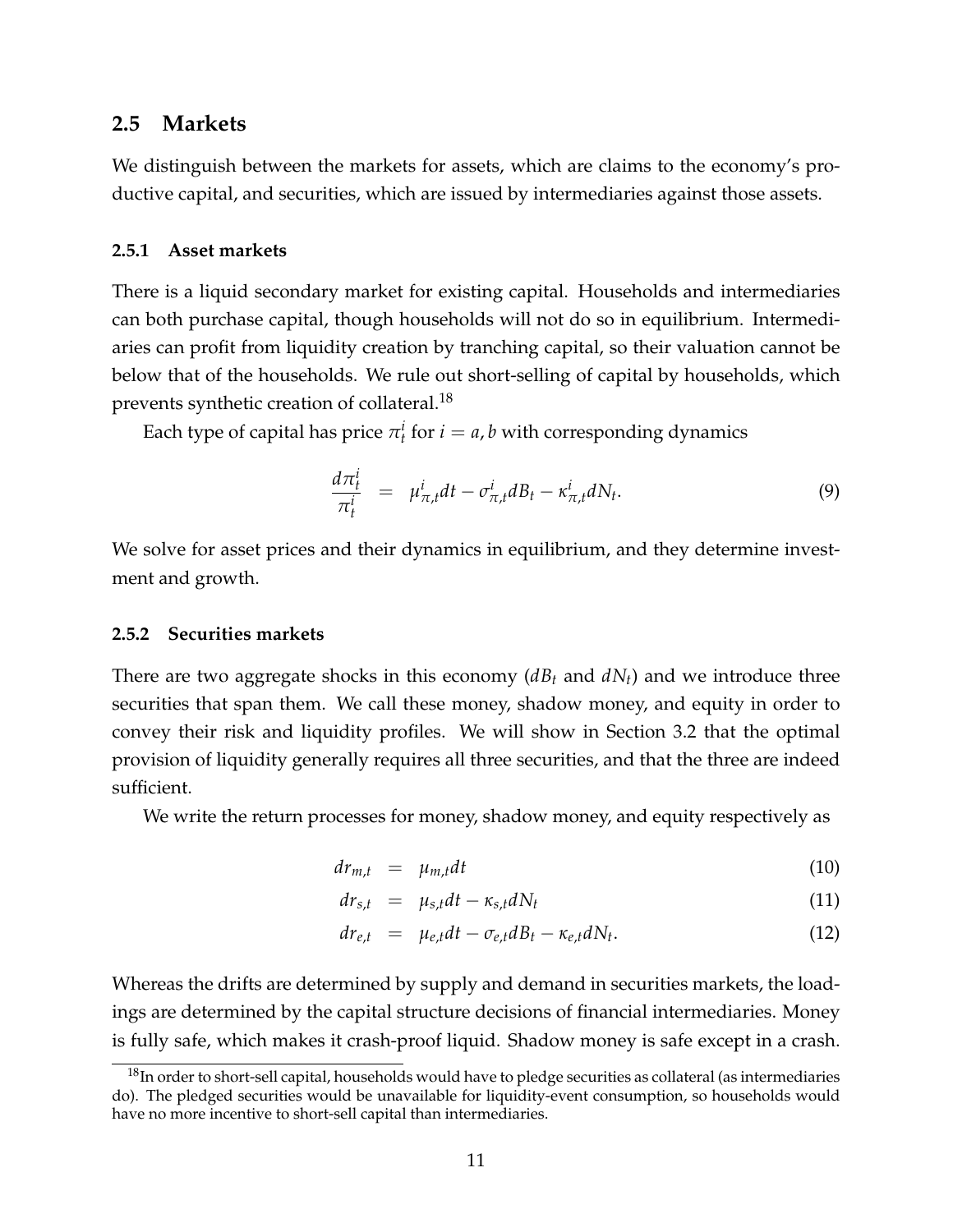## 2.5 Markets

We distinguish between the markets for assets, which are claims to the economy's productive capital, and securities, which are issued by intermediaries against those assets.

### 2.5.1 Asset markets

There is a liquid secondary market for existing capital. Households and intermediaries can both purchase capital, though households will not do so in equilibrium. Intermediaries can profit from liquidity creation by tranching capital, so their valuation cannot be below that of the households. We rule out short-selling of capital by households, which prevents synthetic creation of collateral.[18]

Each type of capital has price $\pi_t^i$ for $i = a, b$ with corresponding dynamics

$$\frac{d\pi_t^i}{\pi_t^i} = \mu_{\pi,t}^i dt - \sigma_{\pi,t}^i dB_t - \kappa_{\pi,t}^i dN_t. \tag{9}$$

We solve for asset prices and their dynamics in equilibrium, and they determine investment and growth.

### 2.5.2 Securities markets

There are two aggregate shocks in this economy ($dB_t$ and $dN_t$) and we introduce three securities that span them. We call these money, shadow money, and equity in order to convey their risk and liquidity profiles. We will show in Section 3.2 that the optimal provision of liquidity generally requires all three securities, and that the three are indeed sufficient.

We write the return processes for money, shadow money, and equity respectively as

$$dr_{m,t} = \mu_{m,t} dt \tag{10}$$

$$dr_{s,t} = \mu_{s,t} dt - \kappa_{s,t} dN_t \tag{11}$$

$$dr_{e,t} = \mu_{e,t} dt - \sigma_{e,t} dB_t - \kappa_{e,t} dN_t. \tag{12}$$

Whereas the drifts are determined by supply and demand in securities markets, the loadings are determined by the capital structure decisions of financial intermediaries. Money is fully safe, which makes it crash-proof liquid. Shadow money is safe except in a crash.

[18] In order to short-sell capital, households would have to pledge securities as collateral (as intermediaries do). The pledged securities would be unavailable for liquidity-event consumption, so households would have no more incentive to short-sell capital than intermediaries.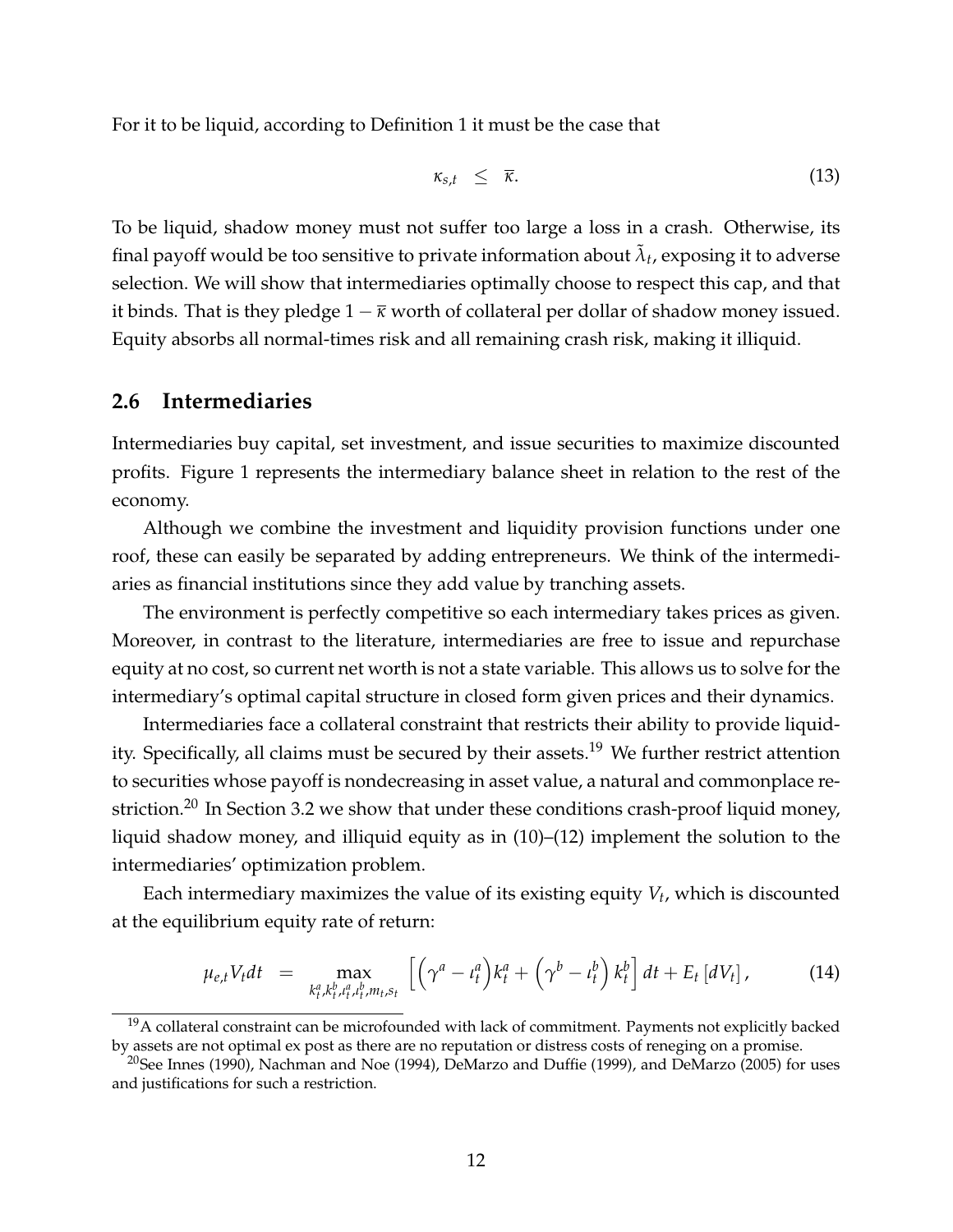For it to be liquid, according to Definition 1 it must be the case that

$$\kappa_{s,t} \leq \overline{\kappa}. \tag{13}$$

To be liquid, shadow money must not suffer too large a loss in a crash. Otherwise, its final payoff would be too sensitive to private information about $\tilde{\lambda}_t$, exposing it to adverse selection. We will show that intermediaries optimally choose to respect this cap, and that it binds. That is they pledge $1 - \overline{\kappa}$ worth of collateral per dollar of shadow money issued. Equity absorbs all normal-times risk and all remaining crash risk, making it illiquid.

## 2.6 Intermediaries

Intermediaries buy capital, set investment, and issue securities to maximize discounted profits. Figure 1 represents the intermediary balance sheet in relation to the rest of the economy.

Although we combine the investment and liquidity provision functions under one roof, these can easily be separated by adding entrepreneurs. We think of the intermediaries as financial institutions since they add value by tranching assets.

The environment is perfectly competitive so each intermediary takes prices as given. Moreover, in contrast to the literature, intermediaries are free to issue and repurchase equity at no cost, so current net worth is not a state variable. This allows us to solve for the intermediary's optimal capital structure in closed form given prices and their dynamics.

Intermediaries face a collateral constraint that restricts their ability to provide liquidity. Specifically, all claims must be secured by their assets.[19] We further restrict attention to securities whose payoff is nondecreasing in asset value, a natural and commonplace restriction.[20] In Section 3.2 we show that under these conditions crash-proof liquid money, liquid shadow money, and illiquid equity as in (10)–(12) implement the solution to the intermediaries' optimization problem.

Each intermediary maximizes the value of its existing equity $V_t$, which is discounted at the equilibrium equity rate of return:

$$\mu_{e,t} V_t dt = \max_{k_t^a, k_t^b, \iota_t^a, \iota_t^b, m_t, s_t} \left[ \left( \gamma^a - \iota_t^a \right) k_t^a + \left( \gamma^b - \iota_t^b \right) k_t^b \right] dt + E_t \left[ dV_t \right], \tag{14}$$

[19] A collateral constraint can be microfounded with lack of commitment. Payments not explicitly backed by assets are not optimal ex post as there are no reputation or distress costs of reneging on a promise.

[20] See Innes (1990), Nachman and Noe (1994), DeMarzo and Duffie (1999), and DeMarzo (2005) for uses and justifications for such a restriction.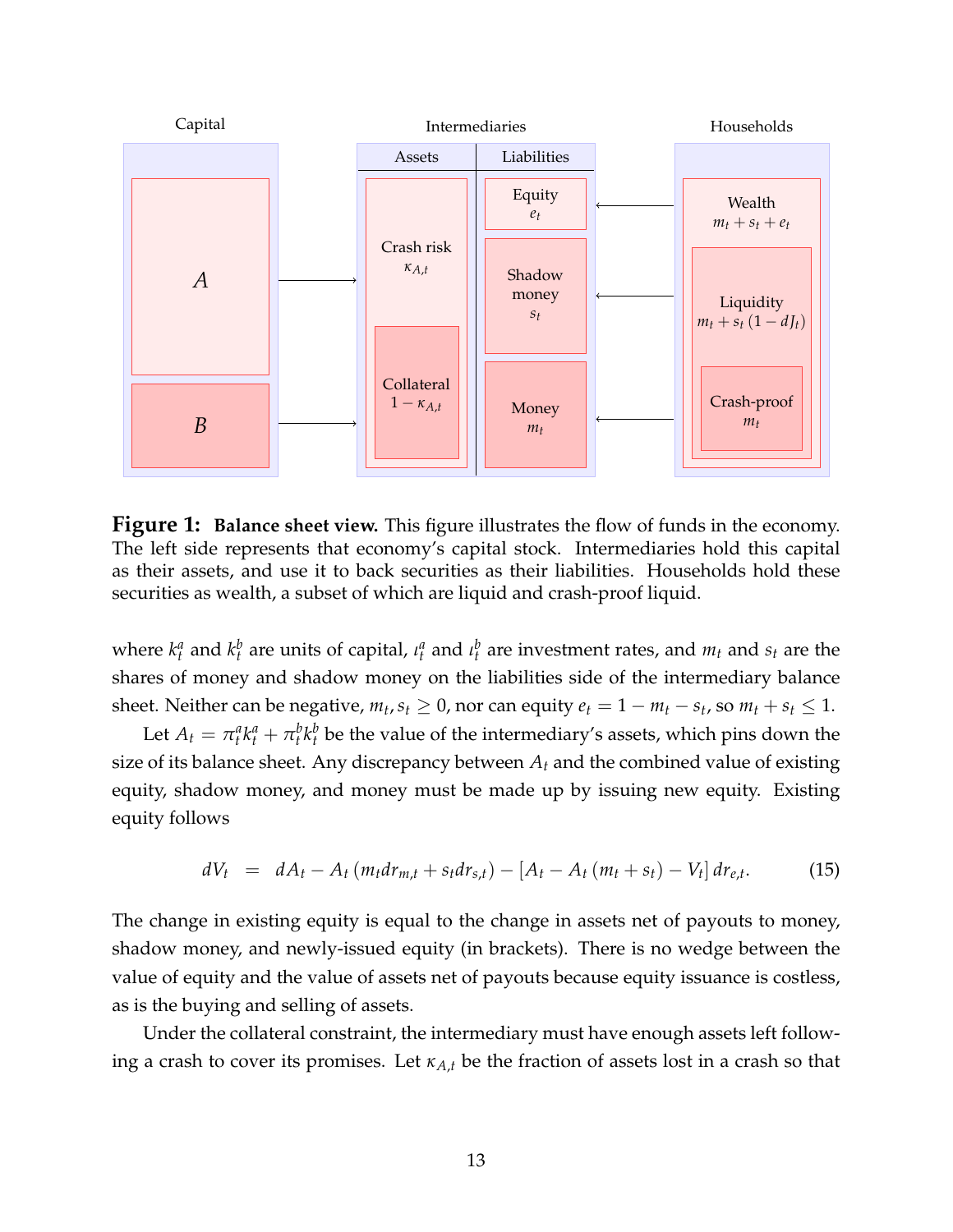Figure 1: **Balance sheet view.** This figure illustrates the flow of funds in the economy. The left side represents that economy's capital stock. Intermediaries hold this capital as their assets, and use it to back securities as their liabilities. Households hold these securities as wealth, a subset of which are liquid and crash-proof liquid.

where $k_t^a$ and $k_t^b$ are units of capital, $\iota_t^a$ and $\iota_t^b$ are investment rates, and $m_t$ and $s_t$ are the shares of money and shadow money on the liabilities side of the intermediary balance sheet. Neither can be negative, $m_t, s_t \geq 0$, nor can equity $e_t = 1 - m_t - s_t$, so $m_t + s_t \leq 1$.

Let $A_t = \pi_t^a k_t^a + \pi_t^b k_t^b$ be the value of the intermediary's assets, which pins down the size of its balance sheet. Any discrepancy between $A_t$ and the combined value of existing equity, shadow money, and money must be made up by issuing new equity. Existing equity follows

$$dV_t \quad = \quad dA_t - A_t \left( m_t dr_{m,t} + s_t dr_{s,t} \right) - \left[ A_t - A_t \left( m_t + s_t \right) - V_t \right] dr_{e,t}. \tag{15}$$

The change in existing equity is equal to the change in assets net of payouts to money, shadow money, and newly-issued equity (in brackets). There is no wedge between the value of equity and the value of assets net of payouts because equity issuance is costless, as is the buying and selling of assets.

Under the collateral constraint, the intermediary must have enough assets left following a crash to cover its promises. Let $\kappa_{A,t}$ be the fraction of assets lost in a crash so that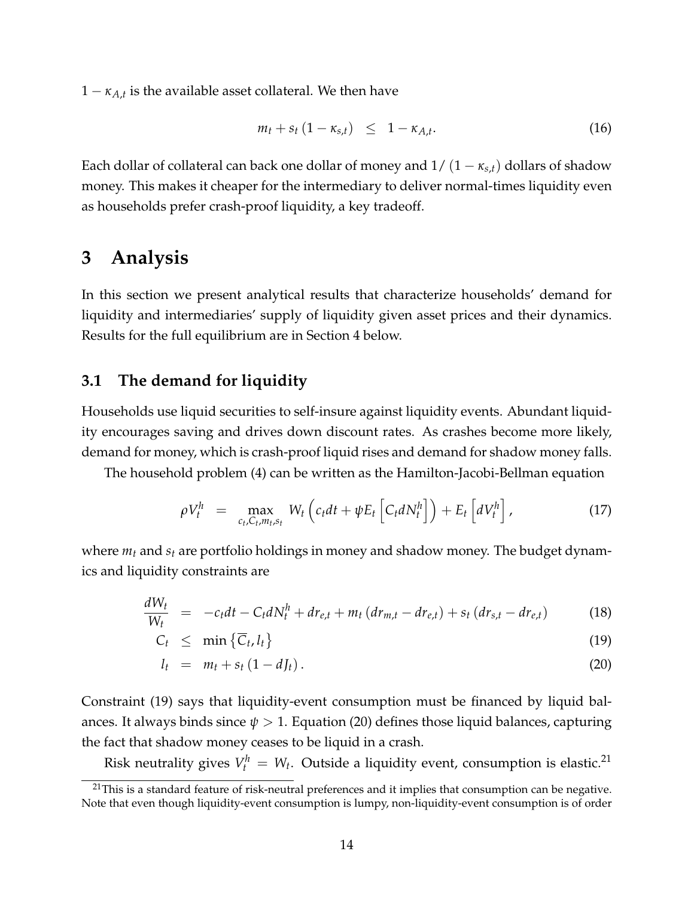$1 - \kappa_{A,t}$ is the available asset collateral. We then have

$$m_t + s_t \left(1 - \kappa_{s,t}\right) \quad \leq \quad 1 - \kappa_{A,t}. \tag{16}$$

Each dollar of collateral can back one dollar of money and $1/\left(1 - \kappa_{s,t}\right)$ dollars of shadow money. This makes it cheaper for the intermediary to deliver normal-times liquidity even as households prefer crash-proof liquidity, a key tradeoff.

# 3 Analysis

In this section we present analytical results that characterize households' demand for liquidity and intermediaries' supply of liquidity given asset prices and their dynamics. Results for the full equilibrium are in Section 4 below.

## 3.1 The demand for liquidity

Households use liquid securities to self-insure against liquidity events. Abundant liquidity encourages saving and drives down discount rates. As crashes become more likely, demand for money, which is crash-proof liquid rises and demand for shadow money falls.

The household problem (4) can be written as the Hamilton-Jacobi-Bellman equation

$$\rho V_t^h \quad = \quad \max_{c_t, C_t, m_t, s_t} \; W_t \left( c_t dt + \psi E_t \left[ C_t dN_t^h \right] \right) + E_t \left[ dV_t^h \right], \tag{17}$$

where $m_t$ and $s_t$ are portfolio holdings in money and shadow money. The budget dynamics and liquidity constraints are

$$\frac{dW_t}{W_t} \quad = \quad -c_t dt - C_t dN_t^h + dr_{e,t} + m_t \left(dr_{m,t} - dr_{e,t}\right) + s_t \left(dr_{s,t} - dr_{e,t}\right) \tag{18}$$

$$C_t \quad \leq \quad \min\left\{\overline{C}_t, l_t\right\} \tag{19}$$

$$l_t \quad = \quad m_t + s_t \left(1 - dJ_t\right). \tag{20}$$

Constraint (19) says that liquidity-event consumption must be financed by liquid balances. It always binds since $\psi > 1$. Equation (20) defines those liquid balances, capturing the fact that shadow money ceases to be liquid in a crash.

Risk neutrality gives $V_t^h = W_t$. Outside a liquidity event, consumption is elastic.[21]

[21] This is a standard feature of risk-neutral preferences and it implies that consumption can be negative. Note that even though liquidity-event consumption is lumpy, non-liquidity-event consumption is of order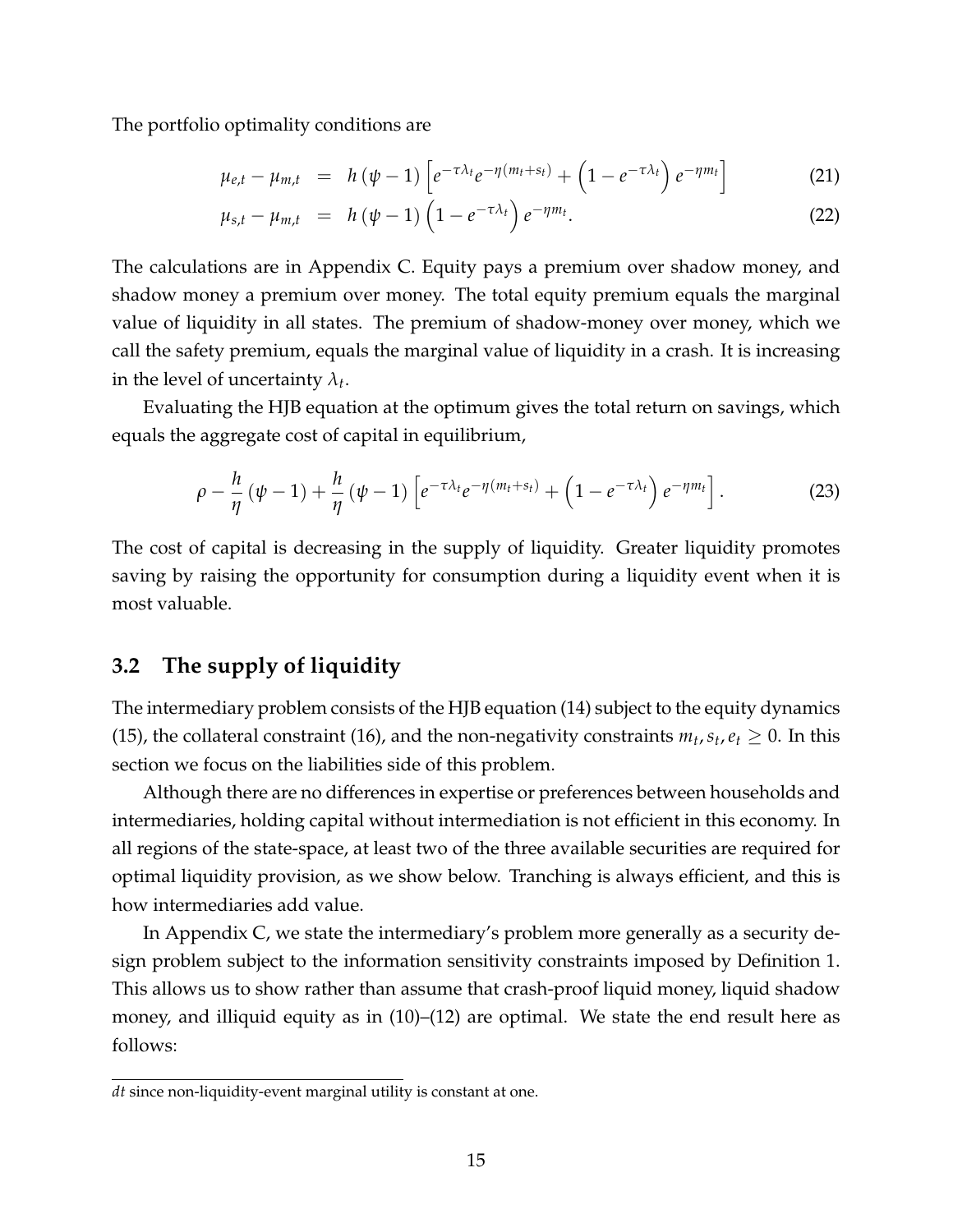The portfolio optimality conditions are

$$
\begin{aligned}
\mu_{e,t} - \mu_{m,t} &= h(\psi - 1)\left[e^{-\tau\lambda_t} e^{-\eta(m_t+s_t)} + \left(1 - e^{-\tau\lambda_t}\right) e^{-\eta m_t}\right] && (21) \\
\mu_{s,t} - \mu_{m,t} &= h(\psi - 1)\left(1 - e^{-\tau\lambda_t}\right) e^{-\eta m_t}. && (22)
\end{aligned}
$$

The calculations are in Appendix C. Equity pays a premium over shadow money, and shadow money a premium over money. The total equity premium equals the marginal value of liquidity in all states. The premium of shadow-money over money, which we call the safety premium, equals the marginal value of liquidity in a crash. It is increasing in the level of uncertainty $\lambda_t$.

Evaluating the HJB equation at the optimum gives the total return on savings, which equals the aggregate cost of capital in equilibrium,

$$
\rho - \frac{h}{\eta}(\psi - 1) + \frac{h}{\eta}(\psi - 1)\left[e^{-\tau\lambda_t} e^{-\eta(m_t+s_t)} + \left(1 - e^{-\tau\lambda_t}\right) e^{-\eta m_t}\right]. \qquad (23)
$$

The cost of capital is decreasing in the supply of liquidity. Greater liquidity promotes saving by raising the opportunity for consumption during a liquidity event when it is most valuable.

## 3.2 The supply of liquidity

The intermediary problem consists of the HJB equation (14) subject to the equity dynamics (15), the collateral constraint (16), and the non-negativity constraints $m_t, s_t, e_t \geq 0$. In this section we focus on the liabilities side of this problem.

Although there are no differences in expertise or preferences between households and intermediaries, holding capital without intermediation is not efficient in this economy. In all regions of the state-space, at least two of the three available securities are required for optimal liquidity provision, as we show below. Tranching is always efficient, and this is how intermediaries add value.

In Appendix C, we state the intermediary's problem more generally as a security design problem subject to the information sensitivity constraints imposed by Definition 1. This allows us to show rather than assume that crash-proof liquid money, liquid shadow money, and illiquid equity as in (10)–(12) are optimal. We state the end result here as follows:

---

$dt$ since non-liquidity-event marginal utility is constant at one.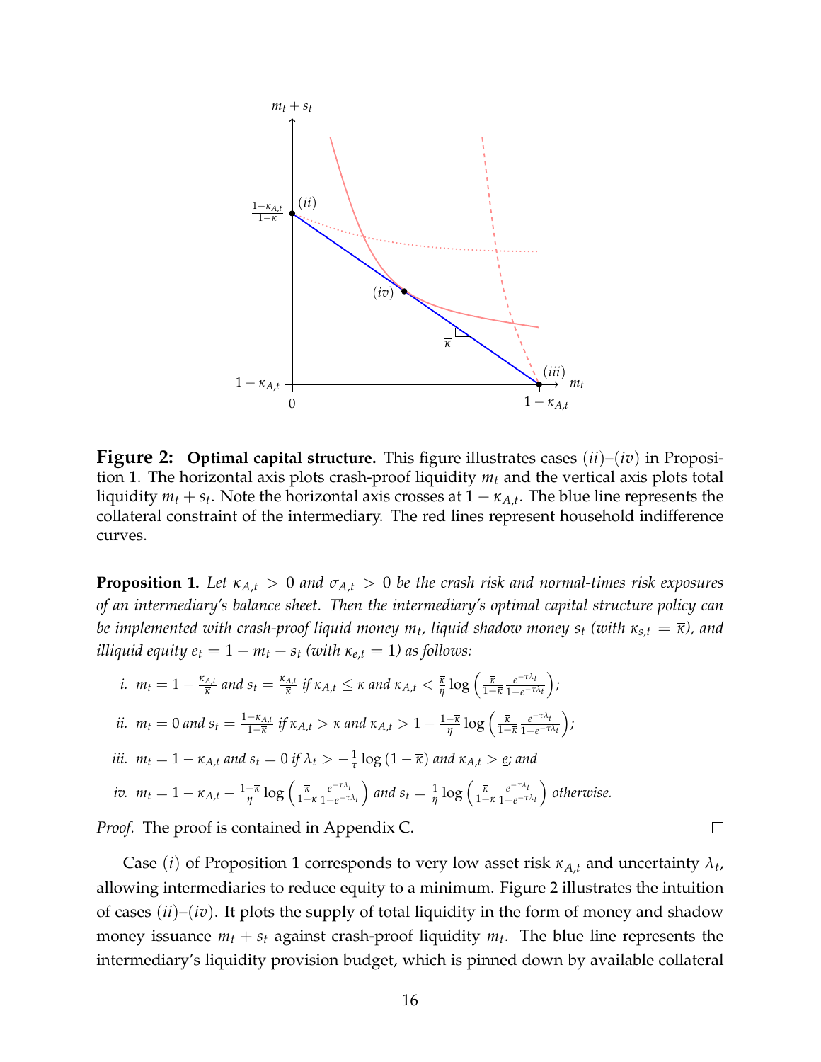**Figure 2: Optimal capital structure.** This figure illustrates cases $(ii)$–$(iv)$ in Proposition 1. The horizontal axis plots crash-proof liquidity $m_t$ and the vertical axis plots total liquidity $m_t + s_t$. Note the horizontal axis crosses at $1 - \kappa_{A,t}$. The blue line represents the collateral constraint of the intermediary. The red lines represent household indifference curves.

**Proposition 1.** *Let $\kappa_{A,t} > 0$ and $\sigma_{A,t} > 0$ be the crash risk and normal-times risk exposures of an intermediary's balance sheet. Then the intermediary's optimal capital structure policy can be implemented with crash-proof liquid money $m_t$, liquid shadow money $s_t$ (with $\kappa_{s,t} = \overline{\kappa}$), and illiquid equity $e_t = 1 - m_t - s_t$ (with $\kappa_{e,t} = 1$) as follows:*

i. $m_t = 1 - \frac{\kappa_{A,t}}{\overline{\kappa}}$ *and* $s_t = \frac{\kappa_{A,t}}{\overline{\kappa}}$ *if* $\kappa_{A,t} \leq \overline{\kappa}$ *and* $\kappa_{A,t} < \frac{\overline{\kappa}}{\eta} \log\left(\frac{\overline{\kappa}}{1-\overline{\kappa}} \frac{e^{-\tau\lambda_t}}{1-e^{-\tau\lambda_t}}\right)$;

ii. $m_t = 0$ *and* $s_t = \frac{1-\kappa_{A,t}}{1-\overline{\kappa}}$ *if* $\kappa_{A,t} > \overline{\kappa}$ *and* $\kappa_{A,t} > 1 - \frac{1-\overline{\kappa}}{\eta} \log\left(\frac{\overline{\kappa}}{1-\overline{\kappa}} \frac{e^{-\tau\lambda_t}}{1-e^{-\tau\lambda_t}}\right)$;

iii. $m_t = 1 - \kappa_{A,t}$ *and* $s_t = 0$ *if* $\lambda_t > -\frac{1}{\tau} \log(1 - \overline{\kappa})$ *and* $\kappa_{A,t} > \underline{e}$; *and*

iv. $m_t = 1 - \kappa_{A,t} - \frac{1-\overline{\kappa}}{\eta} \log\left(\frac{\overline{\kappa}}{1-\overline{\kappa}} \frac{e^{-\tau\lambda_t}}{1-e^{-\tau\lambda_t}}\right)$ *and* $s_t = \frac{1}{\eta} \log\left(\frac{\overline{\kappa}}{1-\overline{\kappa}} \frac{e^{-\tau\lambda_t}}{1-e^{-\tau\lambda_t}}\right)$ *otherwise.*

*Proof.* The proof is contained in Appendix C. □

Case $(i)$ of Proposition 1 corresponds to very low asset risk $\kappa_{A,t}$ and uncertainty $\lambda_t$, allowing intermediaries to reduce equity to a minimum. Figure 2 illustrates the intuition of cases $(ii)$–$(iv)$. It plots the supply of total liquidity in the form of money and shadow money issuance $m_t + s_t$ against crash-proof liquidity $m_t$. The blue line represents the intermediary's liquidity provision budget, which is pinned down by available collateral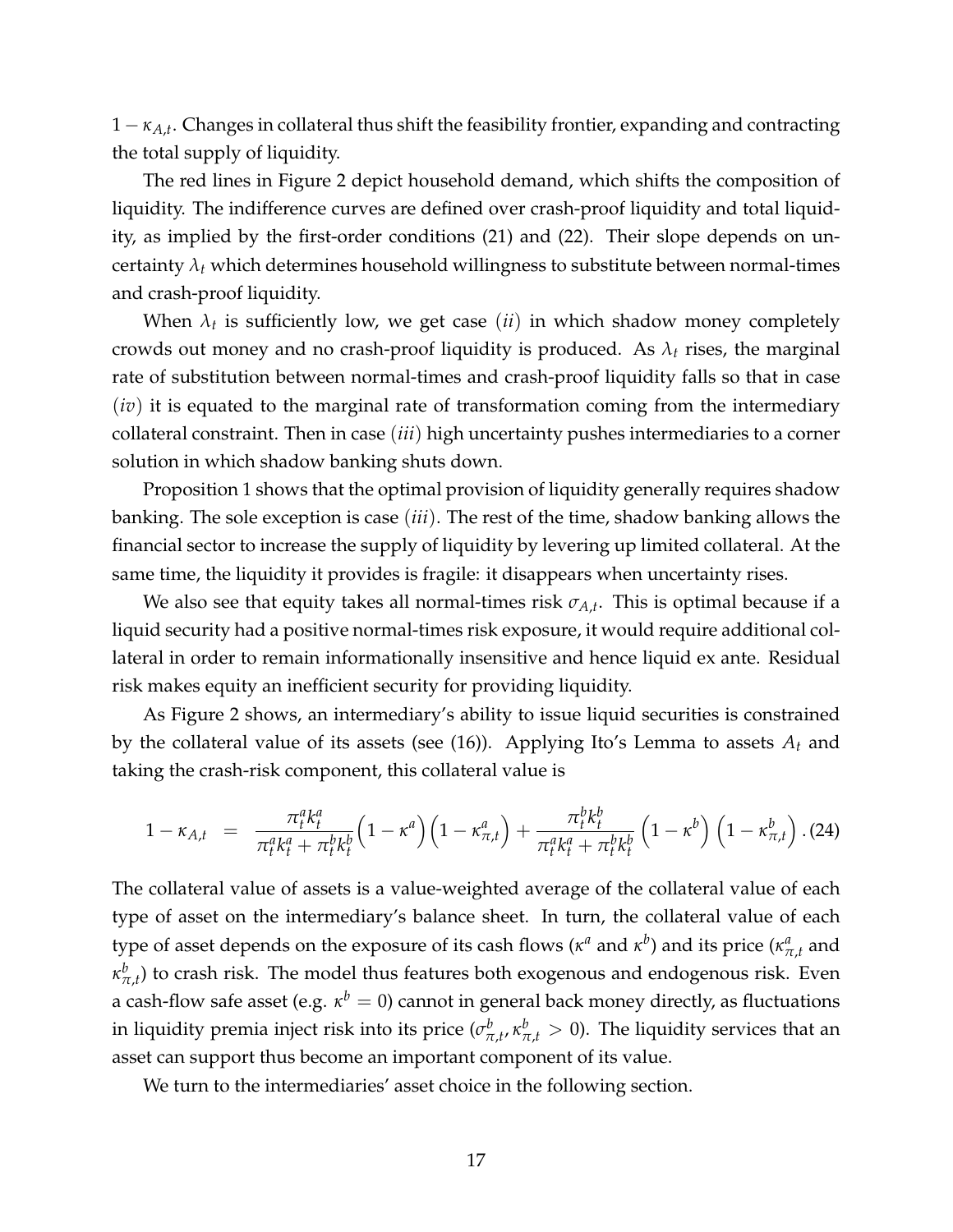$1 - \kappa_{A,t}$. Changes in collateral thus shift the feasibility frontier, expanding and contracting the total supply of liquidity.

The red lines in Figure 2 depict household demand, which shifts the composition of liquidity. The indifference curves are defined over crash-proof liquidity and total liquidity, as implied by the first-order conditions (21) and (22). Their slope depends on uncertainty $\lambda_t$ which determines household willingness to substitute between normal-times and crash-proof liquidity.

When $\lambda_t$ is sufficiently low, we get case $(ii)$ in which shadow money completely crowds out money and no crash-proof liquidity is produced. As $\lambda_t$ rises, the marginal rate of substitution between normal-times and crash-proof liquidity falls so that in case $(iv)$ it is equated to the marginal rate of transformation coming from the intermediary collateral constraint. Then in case $(iii)$ high uncertainty pushes intermediaries to a corner solution in which shadow banking shuts down.

Proposition 1 shows that the optimal provision of liquidity generally requires shadow banking. The sole exception is case $(iii)$. The rest of the time, shadow banking allows the financial sector to increase the supply of liquidity by levering up limited collateral. At the same time, the liquidity it provides is fragile: it disappears when uncertainty rises.

We also see that equity takes all normal-times risk $\sigma_{A,t}$. This is optimal because if a liquid security had a positive normal-times risk exposure, it would require additional collateral in order to remain informationally insensitive and hence liquid ex ante. Residual risk makes equity an inefficient security for providing liquidity.

As Figure 2 shows, an intermediary's ability to issue liquid securities is constrained by the collateral value of its assets (see (16)). Applying Ito's Lemma to assets $A_t$ and taking the crash-risk component, this collateral value is

$$1 - \kappa_{A,t} \quad = \quad \frac{\pi_t^a k_t^a}{\pi_t^a k_t^a + \pi_t^b k_t^b} \left(1 - \kappa^a\right) \left(1 - \kappa_{\pi,t}^a\right) + \frac{\pi_t^b k_t^b}{\pi_t^a k_t^a + \pi_t^b k_t^b} \left(1 - \kappa^b\right) \left(1 - \kappa_{\pi,t}^b\right). \quad (24)$$

The collateral value of assets is a value-weighted average of the collateral value of each type of asset on the intermediary's balance sheet. In turn, the collateral value of each type of asset depends on the exposure of its cash flows ($\kappa^a$ and $\kappa^b$) and its price ($\kappa_{\pi,t}^a$ and $\kappa_{\pi,t}^b$) to crash risk. The model thus features both exogenous and endogenous risk. Even a cash-flow safe asset (e.g. $\kappa^b = 0$) cannot in general back money directly, as fluctuations in liquidity premia inject risk into its price ($\sigma_{\pi,t}^b, \kappa_{\pi,t}^b > 0$). The liquidity services that an asset can support thus become an important component of its value.

We turn to the intermediaries' asset choice in the following section.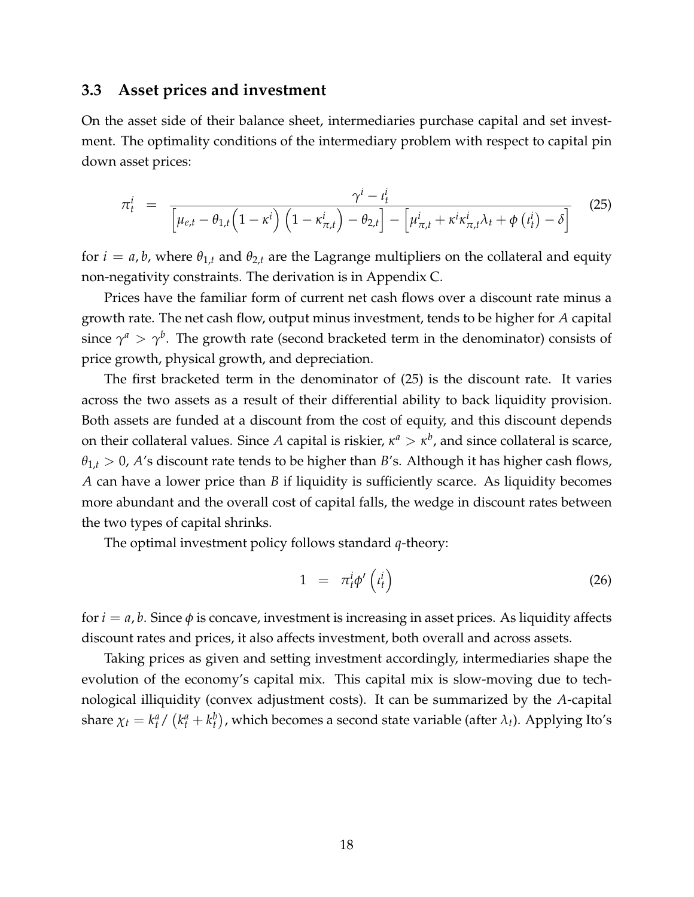### 3.3 Asset prices and investment

On the asset side of their balance sheet, intermediaries purchase capital and set investment. The optimality conditions of the intermediary problem with respect to capital pin down asset prices:

$$\pi_t^i \;=\; \frac{\gamma^i - \iota_t^i}{\left[\mu_{e,t} - \theta_{1,t}\left(1-\kappa^i\right)\left(1-\kappa_{\pi,t}^i\right) - \theta_{2,t}\right] - \left[\mu_{\pi,t}^i + \kappa^i \kappa_{\pi,t}^i \lambda_t + \phi\left(\iota_t^i\right) - \delta\right]} \tag{25}$$

for $i = a, b$, where $\theta_{1,t}$ and $\theta_{2,t}$ are the Lagrange multipliers on the collateral and equity non-negativity constraints. The derivation is in Appendix C.

Prices have the familiar form of current net cash flows over a discount rate minus a growth rate. The net cash flow, output minus investment, tends to be higher for $A$ capital since $\gamma^a > \gamma^b$. The growth rate (second bracketed term in the denominator) consists of price growth, physical growth, and depreciation.

The first bracketed term in the denominator of (25) is the discount rate. It varies across the two assets as a result of their differential ability to back liquidity provision. Both assets are funded at a discount from the cost of equity, and this discount depends on their collateral values. Since $A$ capital is riskier, $\kappa^a > \kappa^b$, and since collateral is scarce, $\theta_{1,t} > 0$, $A$'s discount rate tends to be higher than $B$'s. Although it has higher cash flows, $A$ can have a lower price than $B$ if liquidity is sufficiently scarce. As liquidity becomes more abundant and the overall cost of capital falls, the wedge in discount rates between the two types of capital shrinks.

The optimal investment policy follows standard $q$-theory:

$$1 \;=\; \pi_t^i \phi'\left(\iota_t^i\right) \tag{26}$$

for $i = a, b$. Since $\phi$ is concave, investment is increasing in asset prices. As liquidity affects discount rates and prices, it also affects investment, both overall and across assets.

Taking prices as given and setting investment accordingly, intermediaries shape the evolution of the economy's capital mix. This capital mix is slow-moving due to technological illiquidity (convex adjustment costs). It can be summarized by the $A$-capital share $\chi_t = k_t^a / \left(k_t^a + k_t^b\right)$, which becomes a second state variable (after $\lambda_t$). Applying Ito's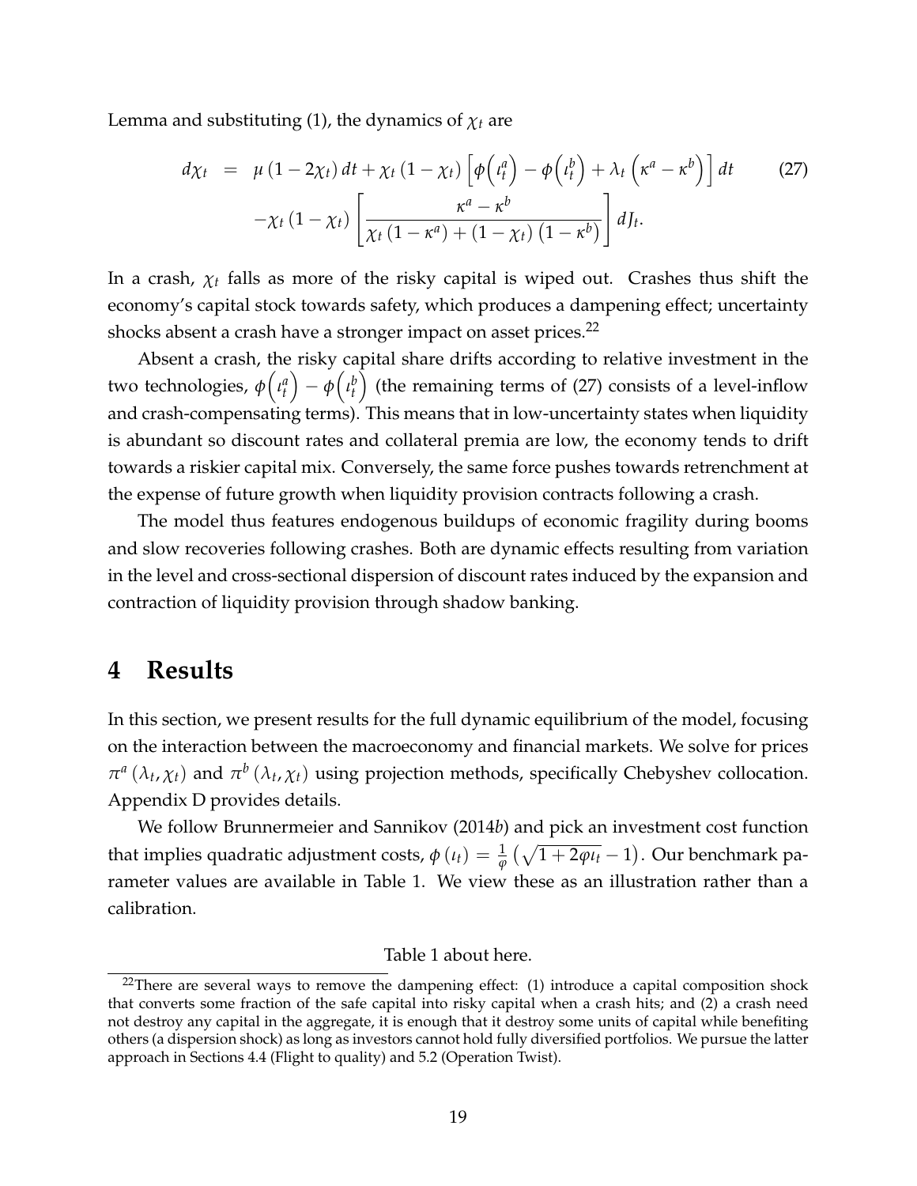Lemma and substituting (1), the dynamics of $\chi_t$ are

$$
\begin{aligned}
d\chi_t &= \mu\left(1-2\chi_t\right)dt + \chi_t\left(1-\chi_t\right)\left[\phi\left(\iota_t^a\right) - \phi\left(\iota_t^b\right) + \lambda_t\left(\kappa^a - \kappa^b\right)\right]dt \qquad (27)\\
&\quad -\chi_t\left(1-\chi_t\right)\left[\frac{\kappa^a-\kappa^b}{\chi_t\left(1-\kappa^a\right)+\left(1-\chi_t\right)\left(1-\kappa^b\right)}\right]dJ_t.
\end{aligned}
$$

In a crash, $\chi_t$ falls as more of the risky capital is wiped out. Crashes thus shift the economy's capital stock towards safety, which produces a dampening effect; uncertainty shocks absent a crash have a stronger impact on asset prices.[22]

Absent a crash, the risky capital share drifts according to relative investment in the two technologies, $\phi\left(\iota_t^a\right) - \phi\left(\iota_t^b\right)$ (the remaining terms of (27) consists of a level-inflow and crash-compensating terms). This means that in low-uncertainty states when liquidity is abundant so discount rates and collateral premia are low, the economy tends to drift towards a riskier capital mix. Conversely, the same force pushes towards retrenchment at the expense of future growth when liquidity provision contracts following a crash.

The model thus features endogenous buildups of economic fragility during booms and slow recoveries following crashes. Both are dynamic effects resulting from variation in the level and cross-sectional dispersion of discount rates induced by the expansion and contraction of liquidity provision through shadow banking.

# 4 Results

In this section, we present results for the full dynamic equilibrium of the model, focusing on the interaction between the macroeconomy and financial markets. We solve for prices $\pi^a\left(\lambda_t, \chi_t\right)$ and $\pi^b\left(\lambda_t, \chi_t\right)$ using projection methods, specifically Chebyshev collocation. Appendix D provides details.

We follow Brunnermeier and Sannikov (2014*b*) and pick an investment cost function that implies quadratic adjustment costs, $\phi\left(\iota_t\right) = \frac{1}{\varphi}\left(\sqrt{1+2\varphi\iota_t}-1\right)$. Our benchmark parameter values are available in Table 1. We view these as an illustration rather than a calibration.

Table 1 about here.

[22] There are several ways to remove the dampening effect: (1) introduce a capital composition shock that converts some fraction of the safe capital into risky capital when a crash hits; and (2) a crash need not destroy any capital in the aggregate, it is enough that it destroy some units of capital while benefiting others (a dispersion shock) as long as investors cannot hold fully diversified portfolios. We pursue the latter approach in Sections 4.4 (Flight to quality) and 5.2 (Operation Twist).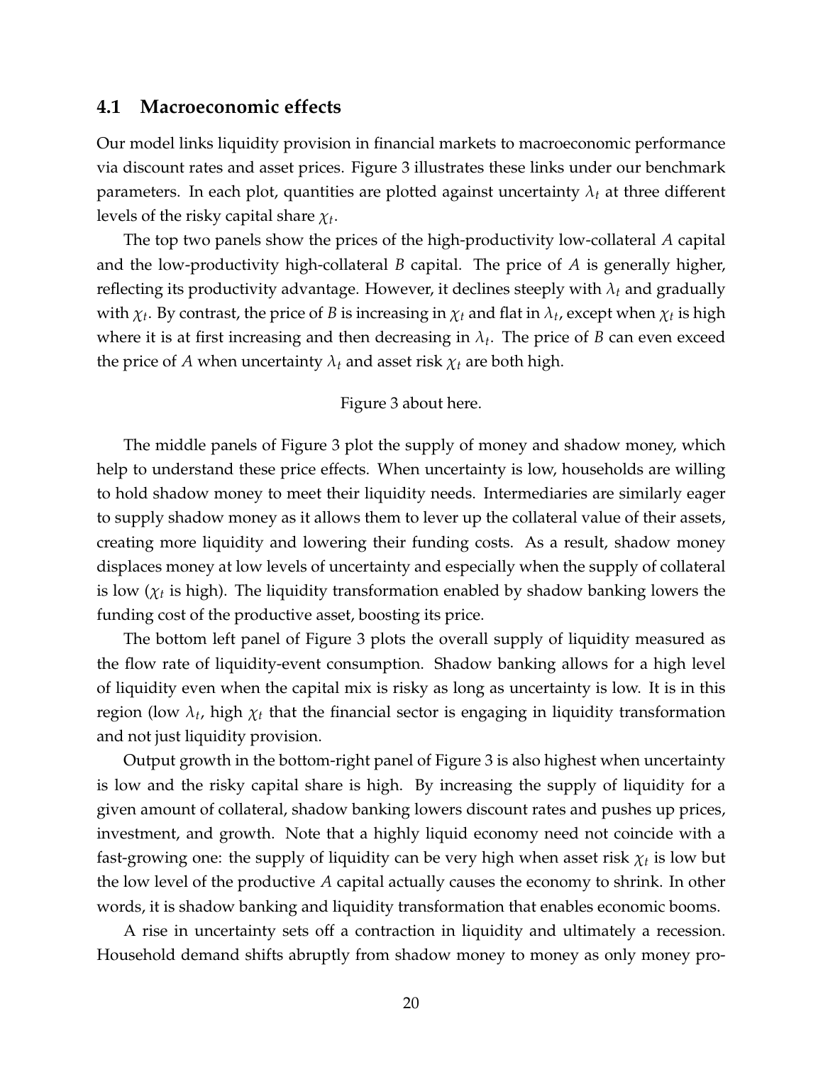## 4.1 Macroeconomic effects

Our model links liquidity provision in financial markets to macroeconomic performance via discount rates and asset prices. Figure 3 illustrates these links under our benchmark parameters. In each plot, quantities are plotted against uncertainty $\lambda_t$ at three different levels of the risky capital share $\chi_t$.

The top two panels show the prices of the high-productivity low-collateral $A$ capital and the low-productivity high-collateral $B$ capital. The price of $A$ is generally higher, reflecting its productivity advantage. However, it declines steeply with $\lambda_t$ and gradually with $\chi_t$. By contrast, the price of $B$ is increasing in $\chi_t$ and flat in $\lambda_t$, except when $\chi_t$ is high where it is at first increasing and then decreasing in $\lambda_t$. The price of $B$ can even exceed the price of $A$ when uncertainty $\lambda_t$ and asset risk $\chi_t$ are both high.

Figure 3 about here.

The middle panels of Figure 3 plot the supply of money and shadow money, which help to understand these price effects. When uncertainty is low, households are willing to hold shadow money to meet their liquidity needs. Intermediaries are similarly eager to supply shadow money as it allows them to lever up the collateral value of their assets, creating more liquidity and lowering their funding costs. As a result, shadow money displaces money at low levels of uncertainty and especially when the supply of collateral is low ($\chi_t$ is high). The liquidity transformation enabled by shadow banking lowers the funding cost of the productive asset, boosting its price.

The bottom left panel of Figure 3 plots the overall supply of liquidity measured as the flow rate of liquidity-event consumption. Shadow banking allows for a high level of liquidity even when the capital mix is risky as long as uncertainty is low. It is in this region (low $\lambda_t$, high $\chi_t$ that the financial sector is engaging in liquidity transformation and not just liquidity provision.

Output growth in the bottom-right panel of Figure 3 is also highest when uncertainty is low and the risky capital share is high. By increasing the supply of liquidity for a given amount of collateral, shadow banking lowers discount rates and pushes up prices, investment, and growth. Note that a highly liquid economy need not coincide with a fast-growing one: the supply of liquidity can be very high when asset risk $\chi_t$ is low but the low level of the productive $A$ capital actually causes the economy to shrink. In other words, it is shadow banking and liquidity transformation that enables economic booms.

A rise in uncertainty sets off a contraction in liquidity and ultimately a recession. Household demand shifts abruptly from shadow money to money as only money pro-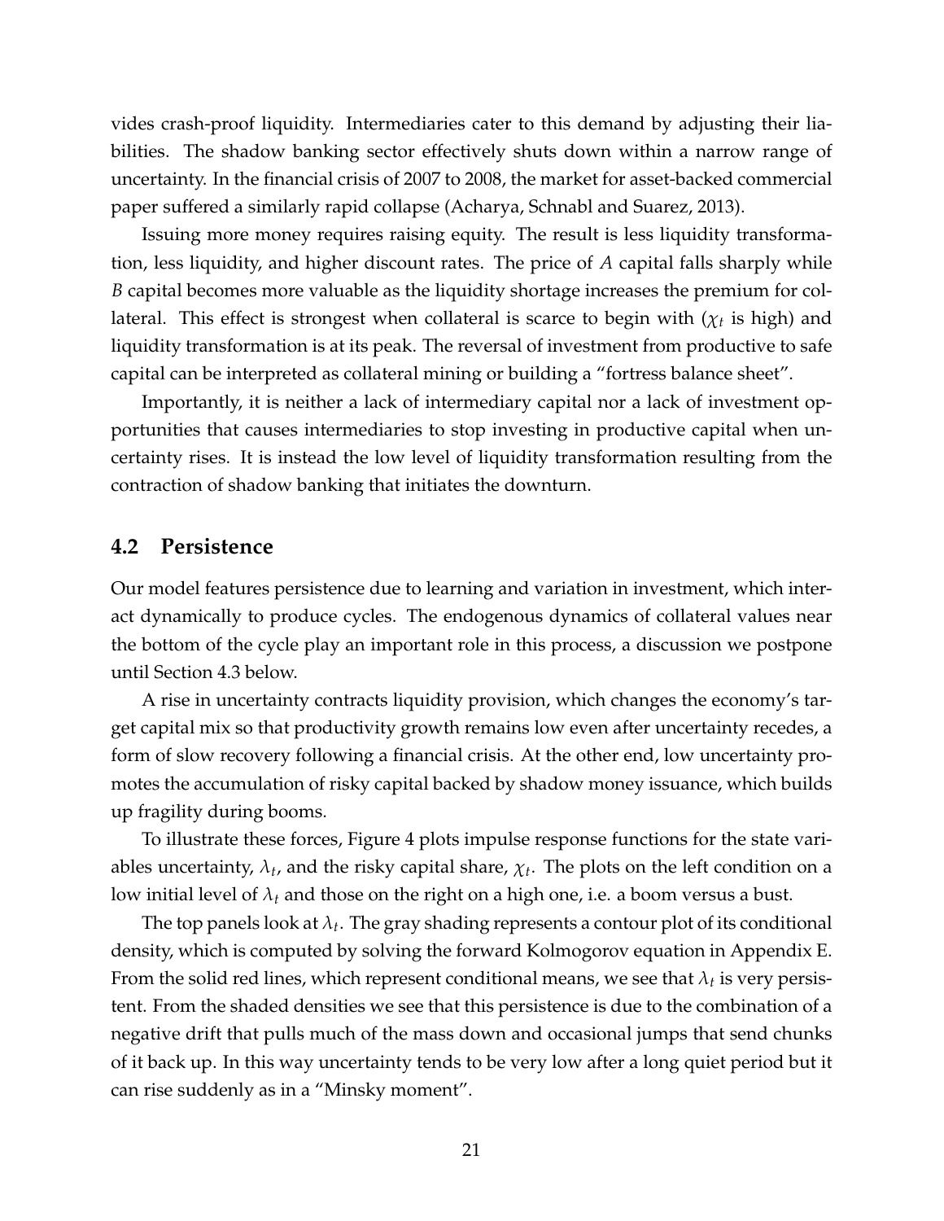vides crash-proof liquidity. Intermediaries cater to this demand by adjusting their liabilities. The shadow banking sector effectively shuts down within a narrow range of uncertainty. In the financial crisis of 2007 to 2008, the market for asset-backed commercial paper suffered a similarly rapid collapse (Acharya, Schnabl and Suarez, 2013).

Issuing more money requires raising equity. The result is less liquidity transformation, less liquidity, and higher discount rates. The price of $A$ capital falls sharply while $B$ capital becomes more valuable as the liquidity shortage increases the premium for collateral. This effect is strongest when collateral is scarce to begin with ($\chi_t$ is high) and liquidity transformation is at its peak. The reversal of investment from productive to safe capital can be interpreted as collateral mining or building a "fortress balance sheet".

Importantly, it is neither a lack of intermediary capital nor a lack of investment opportunities that causes intermediaries to stop investing in productive capital when uncertainty rises. It is instead the low level of liquidity transformation resulting from the contraction of shadow banking that initiates the downturn.

## 4.2 Persistence

Our model features persistence due to learning and variation in investment, which interact dynamically to produce cycles. The endogenous dynamics of collateral values near the bottom of the cycle play an important role in this process, a discussion we postpone until Section 4.3 below.

A rise in uncertainty contracts liquidity provision, which changes the economy's target capital mix so that productivity growth remains low even after uncertainty recedes, a form of slow recovery following a financial crisis. At the other end, low uncertainty promotes the accumulation of risky capital backed by shadow money issuance, which builds up fragility during booms.

To illustrate these forces, Figure 4 plots impulse response functions for the state variables uncertainty, $\lambda_t$, and the risky capital share, $\chi_t$. The plots on the left condition on a low initial level of $\lambda_t$ and those on the right on a high one, i.e. a boom versus a bust.

The top panels look at $\lambda_t$. The gray shading represents a contour plot of its conditional density, which is computed by solving the forward Kolmogorov equation in Appendix E. From the solid red lines, which represent conditional means, we see that $\lambda_t$ is very persistent. From the shaded densities we see that this persistence is due to the combination of a negative drift that pulls much of the mass down and occasional jumps that send chunks of it back up. In this way uncertainty tends to be very low after a long quiet period but it can rise suddenly as in a "Minsky moment".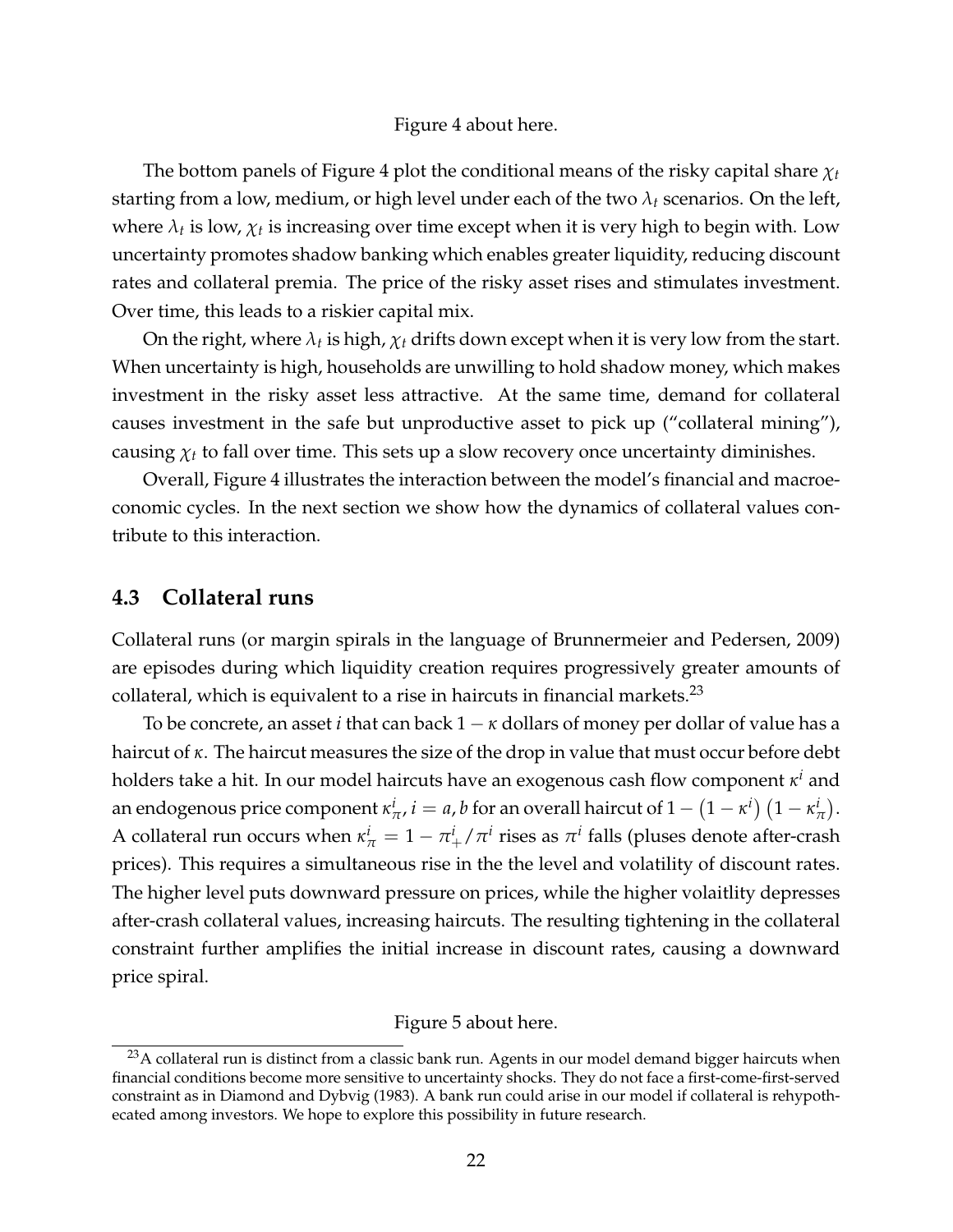Figure 4 about here.

The bottom panels of Figure 4 plot the conditional means of the risky capital share $\chi_t$ starting from a low, medium, or high level under each of the two $\lambda_t$ scenarios. On the left, where $\lambda_t$ is low, $\chi_t$ is increasing over time except when it is very high to begin with. Low uncertainty promotes shadow banking which enables greater liquidity, reducing discount rates and collateral premia. The price of the risky asset rises and stimulates investment. Over time, this leads to a riskier capital mix.

On the right, where $\lambda_t$ is high, $\chi_t$ drifts down except when it is very low from the start. When uncertainty is high, households are unwilling to hold shadow money, which makes investment in the risky asset less attractive. At the same time, demand for collateral causes investment in the safe but unproductive asset to pick up ("collateral mining"), causing $\chi_t$ to fall over time. This sets up a slow recovery once uncertainty diminishes.

Overall, Figure 4 illustrates the interaction between the model's financial and macroeconomic cycles. In the next section we show how the dynamics of collateral values contribute to this interaction.

## 4.3 Collateral runs

Collateral runs (or margin spirals in the language of Brunnermeier and Pedersen, 2009) are episodes during which liquidity creation requires progressively greater amounts of collateral, which is equivalent to a rise in haircuts in financial markets.[23]

To be concrete, an asset $i$ that can back $1-\kappa$ dollars of money per dollar of value has a haircut of $\kappa$. The haircut measures the size of the drop in value that must occur before debt holders take a hit. In our model haircuts have an exogenous cash flow component $\kappa^i$ and an endogenous price component $\kappa^i_\pi$, $i = a, b$ for an overall haircut of $1-\left(1-\kappa^i\right)\left(1-\kappa^i_\pi\right)$. A collateral run occurs when $\kappa^i_\pi = 1 - \pi^i_+/\pi^i$ rises as $\pi^i$ falls (pluses denote after-crash prices). This requires a simultaneous rise in the the level and volatility of discount rates. The higher level puts downward pressure on prices, while the higher volaitlity depresses after-crash collateral values, increasing haircuts. The resulting tightening in the collateral constraint further amplifies the initial increase in discount rates, causing a downward price spiral.

Figure 5 about here.

[23] A collateral run is distinct from a classic bank run. Agents in our model demand bigger haircuts when financial conditions become more sensitive to uncertainty shocks. They do not face a first-come-first-served constraint as in Diamond and Dybvig (1983). A bank run could arise in our model if collateral is rehypothecated among investors. We hope to explore this possibility in future research.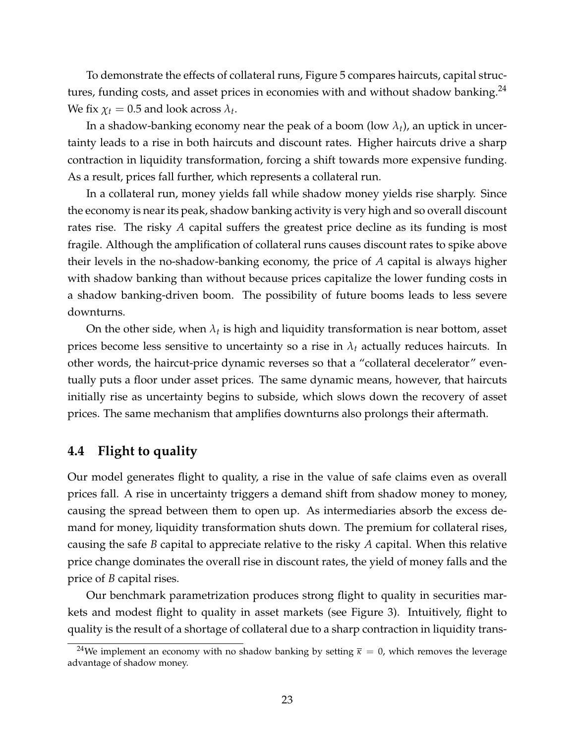To demonstrate the effects of collateral runs, Figure 5 compares haircuts, capital structures, funding costs, and asset prices in economies with and without shadow banking.[24] We fix $\chi_t = 0.5$ and look across $\lambda_t$.

In a shadow-banking economy near the peak of a boom (low $\lambda_t$), an uptick in uncertainty leads to a rise in both haircuts and discount rates. Higher haircuts drive a sharp contraction in liquidity transformation, forcing a shift towards more expensive funding. As a result, prices fall further, which represents a collateral run.

In a collateral run, money yields fall while shadow money yields rise sharply. Since the economy is near its peak, shadow banking activity is very high and so overall discount rates rise. The risky $A$ capital suffers the greatest price decline as its funding is most fragile. Although the amplification of collateral runs causes discount rates to spike above their levels in the no-shadow-banking economy, the price of $A$ capital is always higher with shadow banking than without because prices capitalize the lower funding costs in a shadow banking-driven boom. The possibility of future booms leads to less severe downturns.

On the other side, when $\lambda_t$ is high and liquidity transformation is near bottom, asset prices become less sensitive to uncertainty so a rise in $\lambda_t$ actually reduces haircuts. In other words, the haircut-price dynamic reverses so that a "collateral decelerator" eventually puts a floor under asset prices. The same dynamic means, however, that haircuts initially rise as uncertainty begins to subside, which slows down the recovery of asset prices. The same mechanism that amplifies downturns also prolongs their aftermath.

## 4.4 Flight to quality

Our model generates flight to quality, a rise in the value of safe claims even as overall prices fall. A rise in uncertainty triggers a demand shift from shadow money to money, causing the spread between them to open up. As intermediaries absorb the excess demand for money, liquidity transformation shuts down. The premium for collateral rises, causing the safe $B$ capital to appreciate relative to the risky $A$ capital. When this relative price change dominates the overall rise in discount rates, the yield of money falls and the price of $B$ capital rises.

Our benchmark parametrization produces strong flight to quality in securities markets and modest flight to quality in asset markets (see Figure 3). Intuitively, flight to quality is the result of a shortage of collateral due to a sharp contraction in liquidity trans-

[24] We implement an economy with no shadow banking by setting $\overline{\kappa} = 0$, which removes the leverage advantage of shadow money.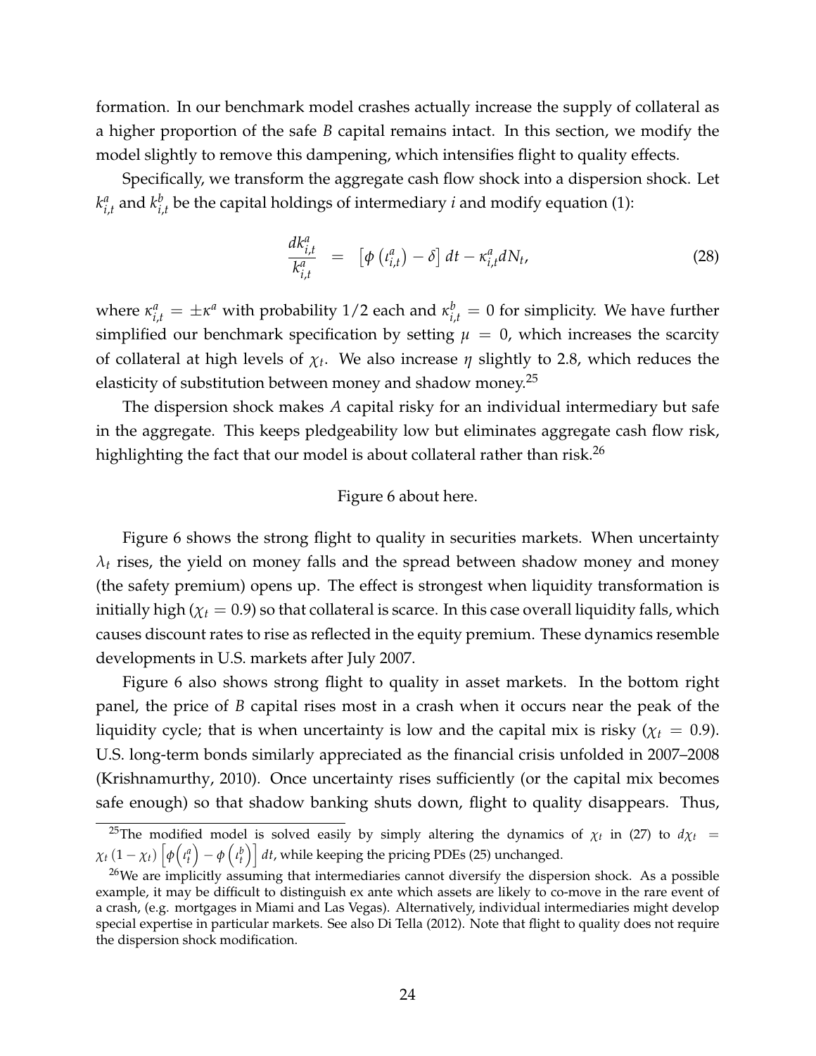formation. In our benchmark model crashes actually increase the supply of collateral as a higher proportion of the safe $B$ capital remains intact. In this section, we modify the model slightly to remove this dampening, which intensifies flight to quality effects.

Specifically, we transform the aggregate cash flow shock into a dispersion shock. Let $k^a_{i,t}$ and $k^b_{i,t}$ be the capital holdings of intermediary $i$ and modify equation (1):

$$\frac{dk^a_{i,t}}{k^a_{i,t}} = \left[\phi\left(\iota^a_{i,t}\right) - \delta\right] dt - \kappa^a_{i,t} dN_t, \tag{28}$$

where $\kappa^a_{i,t} = \pm\kappa^a$ with probability $1/2$ each and $\kappa^b_{i,t} = 0$ for simplicity. We have further simplified our benchmark specification by setting $\mu = 0$, which increases the scarcity of collateral at high levels of $\chi_t$. We also increase $\eta$ slightly to 2.8, which reduces the elasticity of substitution between money and shadow money.[25]

The dispersion shock makes $A$ capital risky for an individual intermediary but safe in the aggregate. This keeps pledgeability low but eliminates aggregate cash flow risk, highlighting the fact that our model is about collateral rather than risk.[26]

Figure 6 about here.

Figure 6 shows the strong flight to quality in securities markets. When uncertainty $\lambda_t$ rises, the yield on money falls and the spread between shadow money and money (the safety premium) opens up. The effect is strongest when liquidity transformation is initially high ($\chi_t = 0.9$) so that collateral is scarce. In this case overall liquidity falls, which causes discount rates to rise as reflected in the equity premium. These dynamics resemble developments in U.S. markets after July 2007.

Figure 6 also shows strong flight to quality in asset markets. In the bottom right panel, the price of $B$ capital rises most in a crash when it occurs near the peak of the liquidity cycle; that is when uncertainty is low and the capital mix is risky ($\chi_t = 0.9$). U.S. long-term bonds similarly appreciated as the financial crisis unfolded in 2007–2008 (Krishnamurthy, 2010). Once uncertainty rises sufficiently (or the capital mix becomes safe enough) so that shadow banking shuts down, flight to quality disappears. Thus,

---

[25] The modified model is solved easily by simply altering the dynamics of $\chi_t$ in (27) to $d\chi_t = \chi_t(1-\chi_t)\left[\phi\left(\iota^a_t\right) - \phi\left(\iota^b_t\right)\right] dt$, while keeping the pricing PDEs (25) unchanged.

[26] We are implicitly assuming that intermediaries cannot diversify the dispersion shock. As a possible example, it may be difficult to distinguish ex ante which assets are likely to co-move in the rare event of a crash, (e.g. mortgages in Miami and Las Vegas). Alternatively, individual intermediaries might develop special expertise in particular markets. See also Di Tella (2012). Note that flight to quality does not require the dispersion shock modification.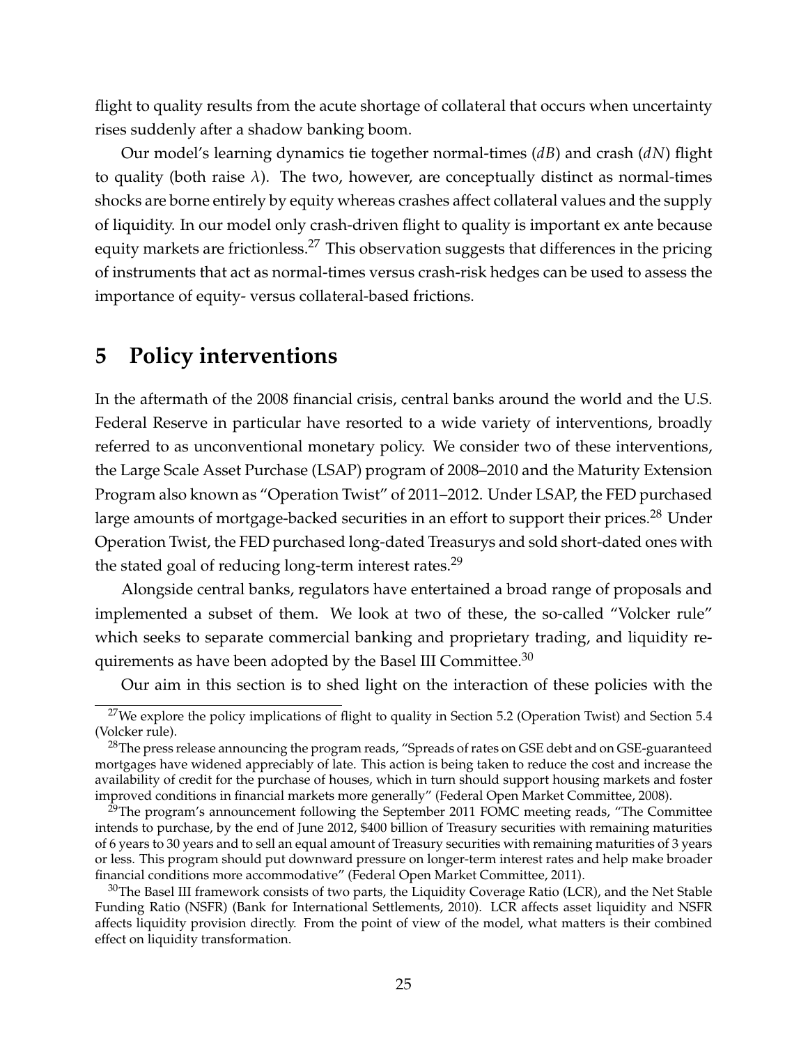flight to quality results from the acute shortage of collateral that occurs when uncertainty rises suddenly after a shadow banking boom.

Our model's learning dynamics tie together normal-times ($dB$) and crash ($dN$) flight to quality (both raise $\lambda$). The two, however, are conceptually distinct as normal-times shocks are borne entirely by equity whereas crashes affect collateral values and the supply of liquidity. In our model only crash-driven flight to quality is important ex ante because equity markets are frictionless.[27] This observation suggests that differences in the pricing of instruments that act as normal-times versus crash-risk hedges can be used to assess the importance of equity- versus collateral-based frictions.

# 5 Policy interventions

In the aftermath of the 2008 financial crisis, central banks around the world and the U.S. Federal Reserve in particular have resorted to a wide variety of interventions, broadly referred to as unconventional monetary policy. We consider two of these interventions, the Large Scale Asset Purchase (LSAP) program of 2008–2010 and the Maturity Extension Program also known as "Operation Twist" of 2011–2012. Under LSAP, the FED purchased large amounts of mortgage-backed securities in an effort to support their prices.[28] Under Operation Twist, the FED purchased long-dated Treasurys and sold short-dated ones with the stated goal of reducing long-term interest rates.[29]

Alongside central banks, regulators have entertained a broad range of proposals and implemented a subset of them. We look at two of these, the so-called "Volcker rule" which seeks to separate commercial banking and proprietary trading, and liquidity requirements as have been adopted by the Basel III Committee.[30]

Our aim in this section is to shed light on the interaction of these policies with the

[27] We explore the policy implications of flight to quality in Section 5.2 (Operation Twist) and Section 5.4 (Volcker rule).

[28] The press release announcing the program reads, "Spreads of rates on GSE debt and on GSE-guaranteed mortgages have widened appreciably of late. This action is being taken to reduce the cost and increase the availability of credit for the purchase of houses, which in turn should support housing markets and foster improved conditions in financial markets more generally" (Federal Open Market Committee, 2008).

[29] The program's announcement following the September 2011 FOMC meeting reads, "The Committee intends to purchase, by the end of June 2012, \$400 billion of Treasury securities with remaining maturities of 6 years to 30 years and to sell an equal amount of Treasury securities with remaining maturities of 3 years or less. This program should put downward pressure on longer-term interest rates and help make broader financial conditions more accommodative" (Federal Open Market Committee, 2011).

[30] The Basel III framework consists of two parts, the Liquidity Coverage Ratio (LCR), and the Net Stable Funding Ratio (NSFR) (Bank for International Settlements, 2010). LCR affects asset liquidity and NSFR affects liquidity provision directly. From the point of view of the model, what matters is their combined effect on liquidity transformation.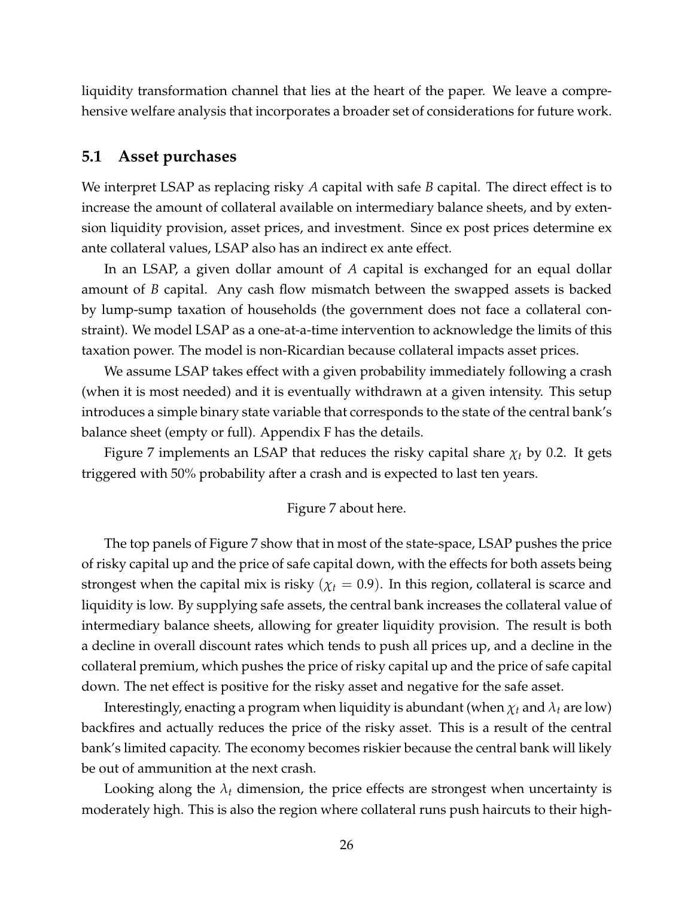liquidity transformation channel that lies at the heart of the paper. We leave a comprehensive welfare analysis that incorporates a broader set of considerations for future work.

## 5.1 Asset purchases

We interpret LSAP as replacing risky $A$ capital with safe $B$ capital. The direct effect is to increase the amount of collateral available on intermediary balance sheets, and by extension liquidity provision, asset prices, and investment. Since ex post prices determine ex ante collateral values, LSAP also has an indirect ex ante effect.

In an LSAP, a given dollar amount of $A$ capital is exchanged for an equal dollar amount of $B$ capital. Any cash flow mismatch between the swapped assets is backed by lump-sump taxation of households (the government does not face a collateral constraint). We model LSAP as a one-at-a-time intervention to acknowledge the limits of this taxation power. The model is non-Ricardian because collateral impacts asset prices.

We assume LSAP takes effect with a given probability immediately following a crash (when it is most needed) and it is eventually withdrawn at a given intensity. This setup introduces a simple binary state variable that corresponds to the state of the central bank's balance sheet (empty or full). Appendix F has the details.

Figure 7 implements an LSAP that reduces the risky capital share $\chi_t$ by 0.2. It gets triggered with 50% probability after a crash and is expected to last ten years.

Figure 7 about here.

The top panels of Figure 7 show that in most of the state-space, LSAP pushes the price of risky capital up and the price of safe capital down, with the effects for both assets being strongest when the capital mix is risky ($\chi_t = 0.9$). In this region, collateral is scarce and liquidity is low. By supplying safe assets, the central bank increases the collateral value of intermediary balance sheets, allowing for greater liquidity provision. The result is both a decline in overall discount rates which tends to push all prices up, and a decline in the collateral premium, which pushes the price of risky capital up and the price of safe capital down. The net effect is positive for the risky asset and negative for the safe asset.

Interestingly, enacting a program when liquidity is abundant (when $\chi_t$ and $\lambda_t$ are low) backfires and actually reduces the price of the risky asset. This is a result of the central bank's limited capacity. The economy becomes riskier because the central bank will likely be out of ammunition at the next crash.

Looking along the $\lambda_t$ dimension, the price effects are strongest when uncertainty is moderately high. This is also the region where collateral runs push haircuts to their high-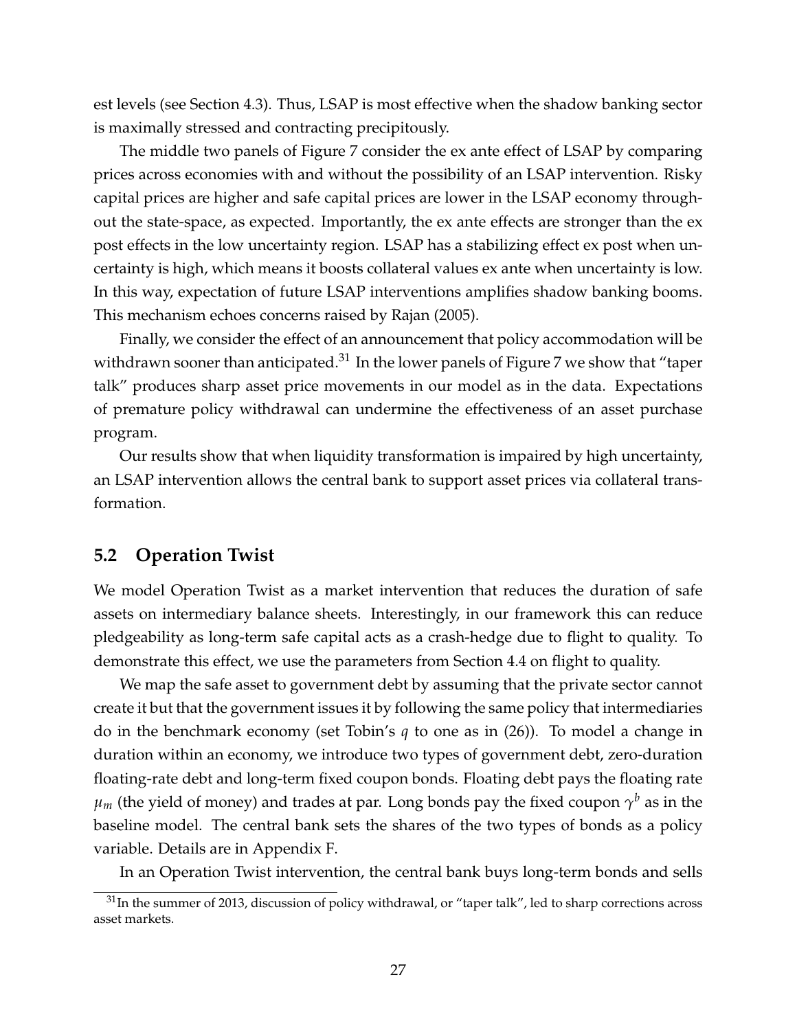est levels (see Section 4.3). Thus, LSAP is most effective when the shadow banking sector is maximally stressed and contracting precipitously.

The middle two panels of Figure 7 consider the ex ante effect of LSAP by comparing prices across economies with and without the possibility of an LSAP intervention. Risky capital prices are higher and safe capital prices are lower in the LSAP economy throughout the state-space, as expected. Importantly, the ex ante effects are stronger than the ex post effects in the low uncertainty region. LSAP has a stabilizing effect ex post when uncertainty is high, which means it boosts collateral values ex ante when uncertainty is low. In this way, expectation of future LSAP interventions amplifies shadow banking booms. This mechanism echoes concerns raised by Rajan (2005).

Finally, we consider the effect of an announcement that policy accommodation will be withdrawn sooner than anticipated.[31] In the lower panels of Figure 7 we show that "taper talk" produces sharp asset price movements in our model as in the data. Expectations of premature policy withdrawal can undermine the effectiveness of an asset purchase program.

Our results show that when liquidity transformation is impaired by high uncertainty, an LSAP intervention allows the central bank to support asset prices via collateral transformation.

## 5.2 Operation Twist

We model Operation Twist as a market intervention that reduces the duration of safe assets on intermediary balance sheets. Interestingly, in our framework this can reduce pledgeability as long-term safe capital acts as a crash-hedge due to flight to quality. To demonstrate this effect, we use the parameters from Section 4.4 on flight to quality.

We map the safe asset to government debt by assuming that the private sector cannot create it but that the government issues it by following the same policy that intermediaries do in the benchmark economy (set Tobin's $q$ to one as in (26)). To model a change in duration within an economy, we introduce two types of government debt, zero-duration floating-rate debt and long-term fixed coupon bonds. Floating debt pays the floating rate $\mu_m$ (the yield of money) and trades at par. Long bonds pay the fixed coupon $\gamma^b$ as in the baseline model. The central bank sets the shares of the two types of bonds as a policy variable. Details are in Appendix F.

In an Operation Twist intervention, the central bank buys long-term bonds and sells

[31] In the summer of 2013, discussion of policy withdrawal, or "taper talk", led to sharp corrections across asset markets.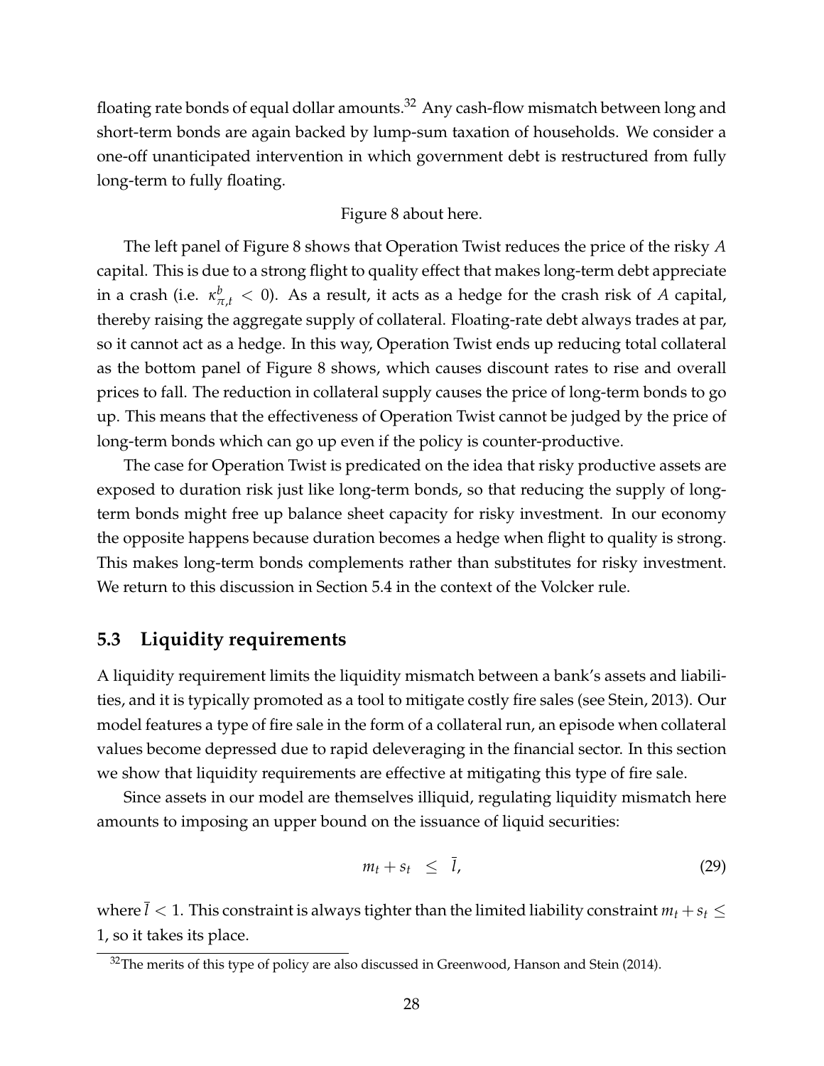floating rate bonds of equal dollar amounts.[32] Any cash-flow mismatch between long and short-term bonds are again backed by lump-sum taxation of households. We consider a one-off unanticipated intervention in which government debt is restructured from fully long-term to fully floating.

Figure 8 about here.

The left panel of Figure 8 shows that Operation Twist reduces the price of the risky $A$ capital. This is due to a strong flight to quality effect that makes long-term debt appreciate in a crash (i.e. $\kappa^{b}_{\pi,t} < 0$). As a result, it acts as a hedge for the crash risk of $A$ capital, thereby raising the aggregate supply of collateral. Floating-rate debt always trades at par, so it cannot act as a hedge. In this way, Operation Twist ends up reducing total collateral as the bottom panel of Figure 8 shows, which causes discount rates to rise and overall prices to fall. The reduction in collateral supply causes the price of long-term bonds to go up. This means that the effectiveness of Operation Twist cannot be judged by the price of long-term bonds which can go up even if the policy is counter-productive.

The case for Operation Twist is predicated on the idea that risky productive assets are exposed to duration risk just like long-term bonds, so that reducing the supply of long-term bonds might free up balance sheet capacity for risky investment. In our economy the opposite happens because duration becomes a hedge when flight to quality is strong. This makes long-term bonds complements rather than substitutes for risky investment. We return to this discussion in Section 5.4 in the context of the Volcker rule.

## 5.3 Liquidity requirements

A liquidity requirement limits the liquidity mismatch between a bank's assets and liabilities, and it is typically promoted as a tool to mitigate costly fire sales (see Stein, 2013). Our model features a type of fire sale in the form of a collateral run, an episode when collateral values become depressed due to rapid deleveraging in the financial sector. In this section we show that liquidity requirements are effective at mitigating this type of fire sale.

Since assets in our model are themselves illiquid, regulating liquidity mismatch here amounts to imposing an upper bound on the issuance of liquid securities:

$$m_t + s_t \;\; \leq \;\; \bar{l}, \tag{29}$$

where $\bar{l} < 1$. This constraint is always tighter than the limited liability constraint $m_t + s_t \leq 1$, so it takes its place.

[32] The merits of this type of policy are also discussed in Greenwood, Hanson and Stein (2014).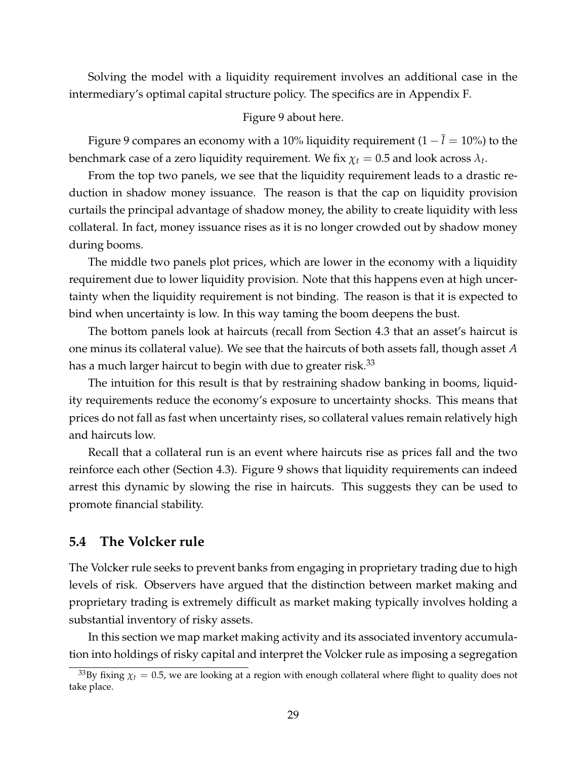Solving the model with a liquidity requirement involves an additional case in the intermediary's optimal capital structure policy. The specifics are in Appendix F.

Figure 9 about here.

Figure 9 compares an economy with a 10% liquidity requirement ($1 - \bar{l} = 10\%$) to the benchmark case of a zero liquidity requirement. We fix $\chi_t = 0.5$ and look across $\lambda_t$.

From the top two panels, we see that the liquidity requirement leads to a drastic reduction in shadow money issuance. The reason is that the cap on liquidity provision curtails the principal advantage of shadow money, the ability to create liquidity with less collateral. In fact, money issuance rises as it is no longer crowded out by shadow money during booms.

The middle two panels plot prices, which are lower in the economy with a liquidity requirement due to lower liquidity provision. Note that this happens even at high uncertainty when the liquidity requirement is not binding. The reason is that it is expected to bind when uncertainty is low. In this way taming the boom deepens the bust.

The bottom panels look at haircuts (recall from Section 4.3 that an asset's haircut is one minus its collateral value). We see that the haircuts of both assets fall, though asset $A$ has a much larger haircut to begin with due to greater risk.[33]

The intuition for this result is that by restraining shadow banking in booms, liquidity requirements reduce the economy's exposure to uncertainty shocks. This means that prices do not fall as fast when uncertainty rises, so collateral values remain relatively high and haircuts low.

Recall that a collateral run is an event where haircuts rise as prices fall and the two reinforce each other (Section 4.3). Figure 9 shows that liquidity requirements can indeed arrest this dynamic by slowing the rise in haircuts. This suggests they can be used to promote financial stability.

## 5.4 The Volcker rule

The Volcker rule seeks to prevent banks from engaging in proprietary trading due to high levels of risk. Observers have argued that the distinction between market making and proprietary trading is extremely difficult as market making typically involves holding a substantial inventory of risky assets.

In this section we map market making activity and its associated inventory accumulation into holdings of risky capital and interpret the Volcker rule as imposing a segregation

[33] By fixing $\chi_t = 0.5$, we are looking at a region with enough collateral where flight to quality does not take place.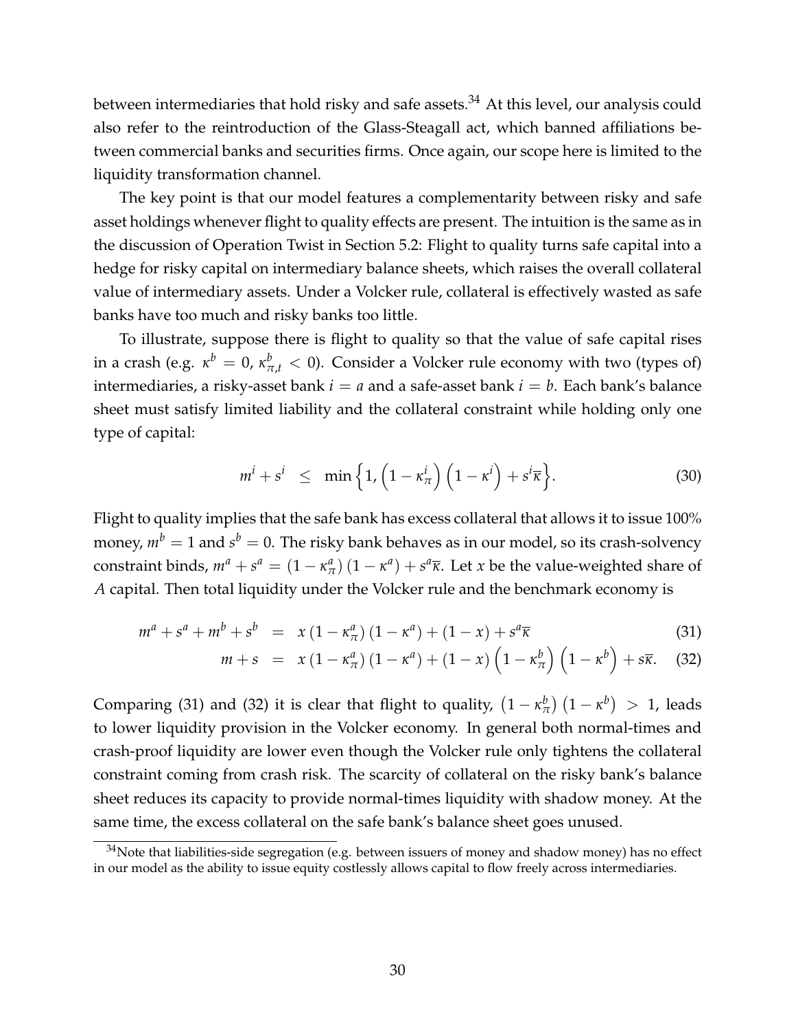between intermediaries that hold risky and safe assets.[34] At this level, our analysis could also refer to the reintroduction of the Glass-Steagall act, which banned affiliations between commercial banks and securities firms. Once again, our scope here is limited to the liquidity transformation channel.

The key point is that our model features a complementarity between risky and safe asset holdings whenever flight to quality effects are present. The intuition is the same as in the discussion of Operation Twist in Section 5.2: Flight to quality turns safe capital into a hedge for risky capital on intermediary balance sheets, which raises the overall collateral value of intermediary assets. Under a Volcker rule, collateral is effectively wasted as safe banks have too much and risky banks too little.

To illustrate, suppose there is flight to quality so that the value of safe capital rises in a crash (e.g. $\kappa^b = 0$, $\kappa^b_{\pi,t} < 0$). Consider a Volcker rule economy with two (types of) intermediaries, a risky-asset bank $i = a$ and a safe-asset bank $i = b$. Each bank's balance sheet must satisfy limited liability and the collateral constraint while holding only one type of capital:

$$m^i + s^i \leq \min\left\{1, \left(1 - \kappa^i_\pi\right)\left(1 - \kappa^i\right) + s^i\overline{\kappa}\right\}. \tag{30}$$

Flight to quality implies that the safe bank has excess collateral that allows it to issue 100% money, $m^b = 1$ and $s^b = 0$. The risky bank behaves as in our model, so its crash-solvency constraint binds, $m^a + s^a = (1 - \kappa^a_\pi)(1 - \kappa^a) + s^a\overline{\kappa}$. Let $x$ be the value-weighted share of $A$ capital. Then total liquidity under the Volcker rule and the benchmark economy is

$$m^a + s^a + m^b + s^b = x\,(1 - \kappa^a_\pi)(1 - \kappa^a) + (1 - x) + s^a\overline{\kappa} \tag{31}$$

$$m + s = x\,(1 - \kappa^a_\pi)(1 - \kappa^a) + (1 - x)\left(1 - \kappa^b_\pi\right)\left(1 - \kappa^b\right) + s\overline{\kappa}. \tag{32}$$

Comparing (31) and (32) it is clear that flight to quality, $\left(1 - \kappa^b_\pi\right)\left(1 - \kappa^b\right) > 1$, leads to lower liquidity provision in the Volcker economy. In general both normal-times and crash-proof liquidity are lower even though the Volcker rule only tightens the collateral constraint coming from crash risk. The scarcity of collateral on the risky bank's balance sheet reduces its capacity to provide normal-times liquidity with shadow money. At the same time, the excess collateral on the safe bank's balance sheet goes unused.

[34] Note that liabilities-side segregation (e.g. between issuers of money and shadow money) has no effect in our model as the ability to issue equity costlessly allows capital to flow freely across intermediaries.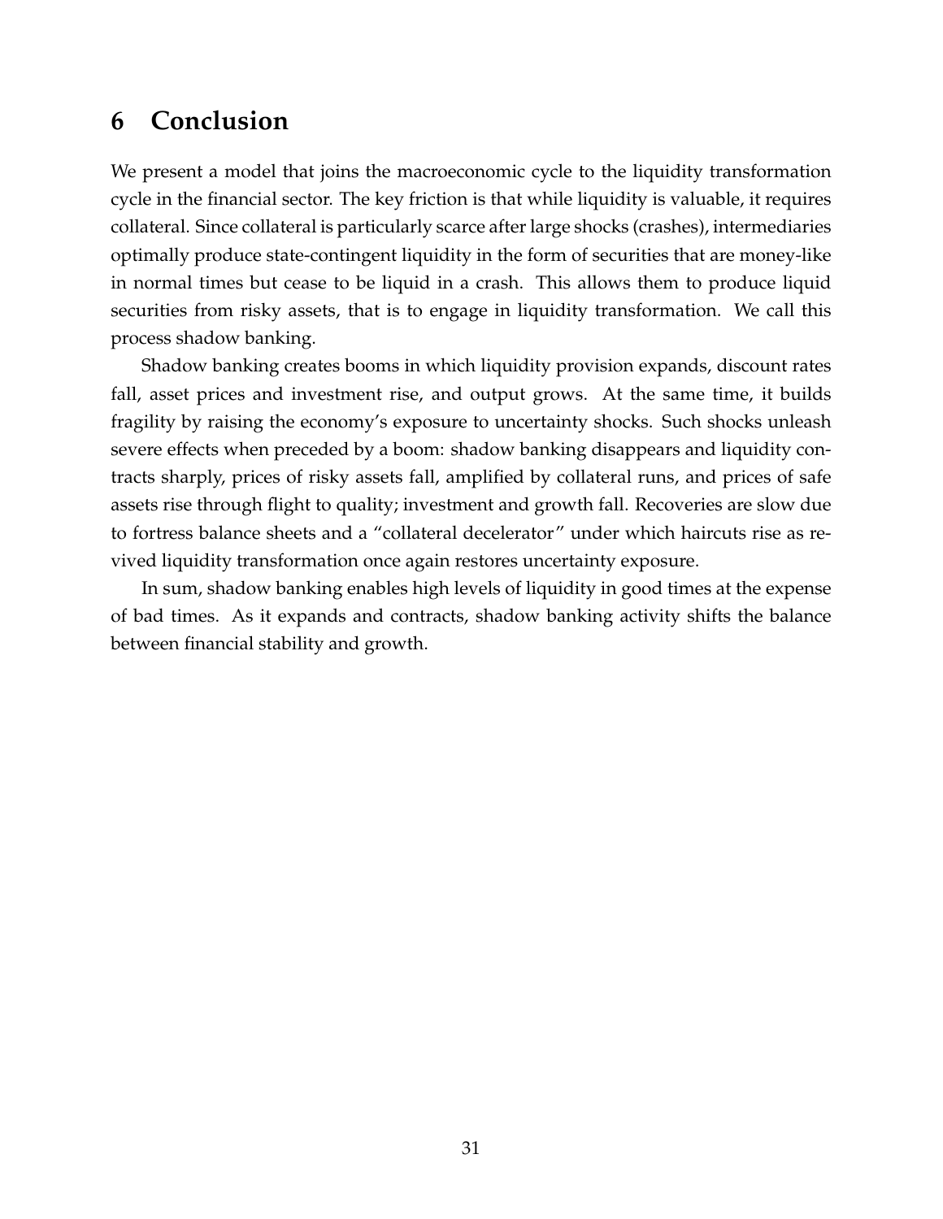# 6 Conclusion

We present a model that joins the macroeconomic cycle to the liquidity transformation cycle in the financial sector. The key friction is that while liquidity is valuable, it requires collateral. Since collateral is particularly scarce after large shocks (crashes), intermediaries optimally produce state-contingent liquidity in the form of securities that are money-like in normal times but cease to be liquid in a crash. This allows them to produce liquid securities from risky assets, that is to engage in liquidity transformation. We call this process shadow banking.

Shadow banking creates booms in which liquidity provision expands, discount rates fall, asset prices and investment rise, and output grows. At the same time, it builds fragility by raising the economy's exposure to uncertainty shocks. Such shocks unleash severe effects when preceded by a boom: shadow banking disappears and liquidity contracts sharply, prices of risky assets fall, amplified by collateral runs, and prices of safe assets rise through flight to quality; investment and growth fall. Recoveries are slow due to fortress balance sheets and a "collateral decelerator" under which haircuts rise as revived liquidity transformation once again restores uncertainty exposure.

In sum, shadow banking enables high levels of liquidity in good times at the expense of bad times. As it expands and contracts, shadow banking activity shifts the balance between financial stability and growth.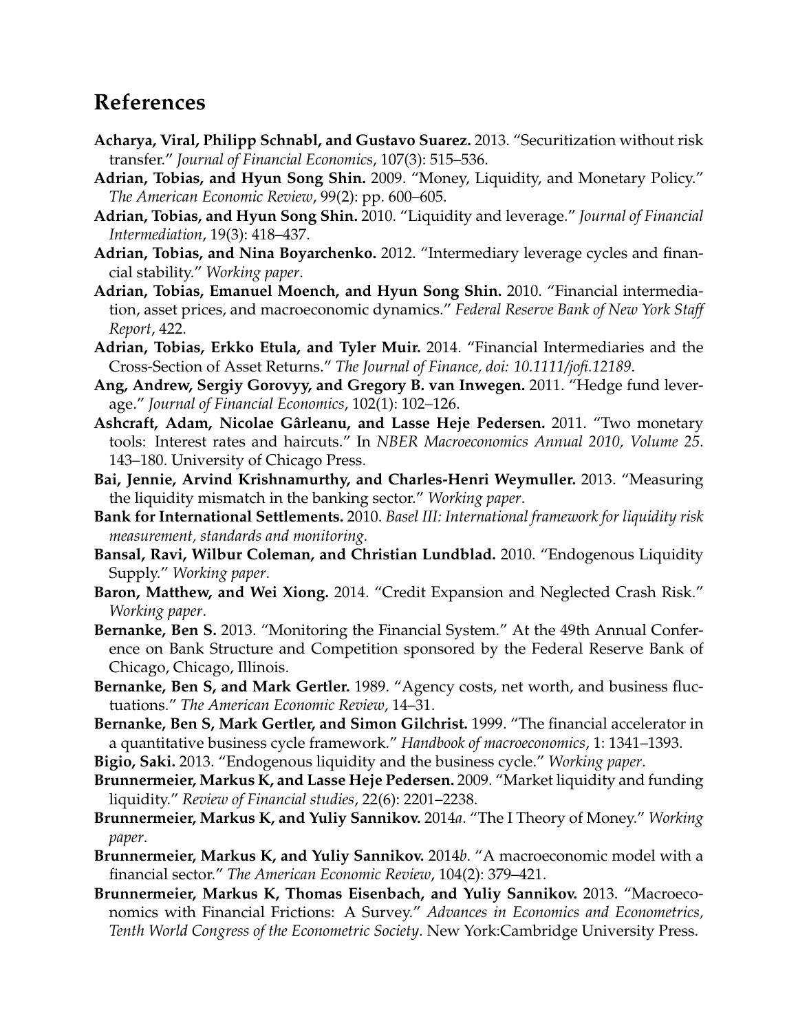## References

**Acharya, Viral, Philipp Schnabl, and Gustavo Suarez.** 2013. "Securitization without risk transfer." *Journal of Financial Economics*, 107(3): 515–536.

**Adrian, Tobias, and Hyun Song Shin.** 2009. "Money, Liquidity, and Monetary Policy." *The American Economic Review*, 99(2): pp. 600–605.

**Adrian, Tobias, and Hyun Song Shin.** 2010. "Liquidity and leverage." *Journal of Financial Intermediation*, 19(3): 418–437.

**Adrian, Tobias, and Nina Boyarchenko.** 2012. "Intermediary leverage cycles and financial stability." *Working paper*.

**Adrian, Tobias, Emanuel Moench, and Hyun Song Shin.** 2010. "Financial intermediation, asset prices, and macroeconomic dynamics." *Federal Reserve Bank of New York Staff Report*, 422.

**Adrian, Tobias, Erkko Etula, and Tyler Muir.** 2014. "Financial Intermediaries and the Cross-Section of Asset Returns." *The Journal of Finance, doi: 10.1111/jofi.12189*.

**Ang, Andrew, Sergiy Gorovyy, and Gregory B. van Inwegen.** 2011. "Hedge fund leverage." *Journal of Financial Economics*, 102(1): 102–126.

**Ashcraft, Adam, Nicolae Gârleanu, and Lasse Heje Pedersen.** 2011. "Two monetary tools: Interest rates and haircuts." In *NBER Macroeconomics Annual 2010, Volume 25*. 143–180. University of Chicago Press.

**Bai, Jennie, Arvind Krishnamurthy, and Charles-Henri Weymuller.** 2013. "Measuring the liquidity mismatch in the banking sector." *Working paper*.

**Bank for International Settlements.** 2010. *Basel III: International framework for liquidity risk measurement, standards and monitoring*.

**Bansal, Ravi, Wilbur Coleman, and Christian Lundblad.** 2010. "Endogenous Liquidity Supply." *Working paper*.

**Baron, Matthew, and Wei Xiong.** 2014. "Credit Expansion and Neglected Crash Risk." *Working paper*.

**Bernanke, Ben S.** 2013. "Monitoring the Financial System." At the 49th Annual Conference on Bank Structure and Competition sponsored by the Federal Reserve Bank of Chicago, Chicago, Illinois.

**Bernanke, Ben S, and Mark Gertler.** 1989. "Agency costs, net worth, and business fluctuations." *The American Economic Review*, 14–31.

**Bernanke, Ben S, Mark Gertler, and Simon Gilchrist.** 1999. "The financial accelerator in a quantitative business cycle framework." *Handbook of macroeconomics*, 1: 1341–1393.

**Bigio, Saki.** 2013. "Endogenous liquidity and the business cycle." *Working paper*.

**Brunnermeier, Markus K, and Lasse Heje Pedersen.** 2009. "Market liquidity and funding liquidity." *Review of Financial studies*, 22(6): 2201–2238.

**Brunnermeier, Markus K, and Yuliy Sannikov.** 2014*a*. "The I Theory of Money." *Working paper*.

**Brunnermeier, Markus K, and Yuliy Sannikov.** 2014*b*. "A macroeconomic model with a financial sector." *The American Economic Review*, 104(2): 379–421.

**Brunnermeier, Markus K, Thomas Eisenbach, and Yuliy Sannikov.** 2013. "Macroeconomics with Financial Frictions: A Survey." *Advances in Economics and Econometrics, Tenth World Congress of the Econometric Society*. New York:Cambridge University Press.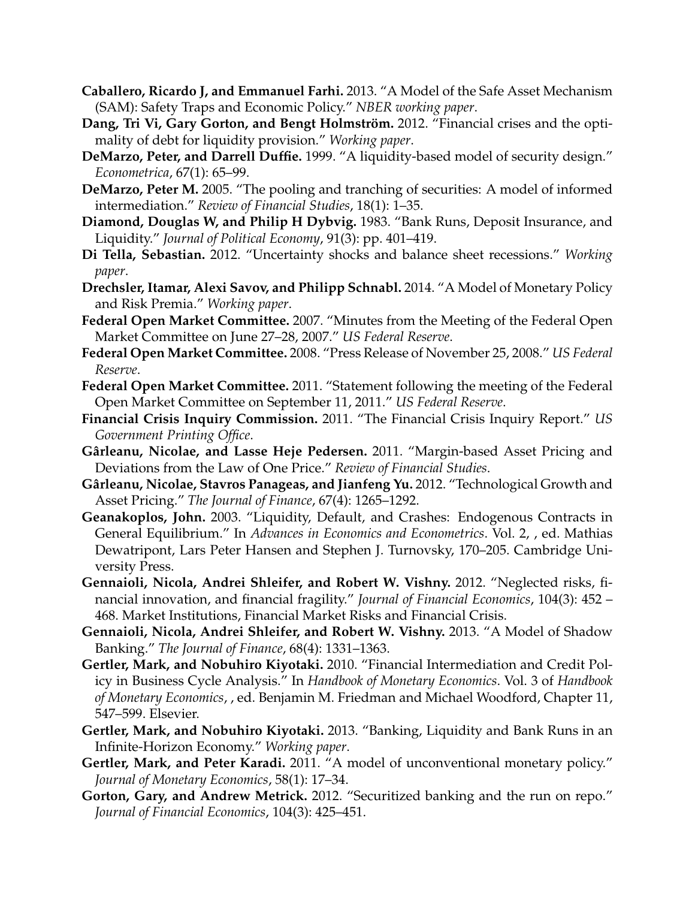**Caballero, Ricardo J, and Emmanuel Farhi.** 2013. "A Model of the Safe Asset Mechanism (SAM): Safety Traps and Economic Policy." *NBER working paper*.

**Dang, Tri Vi, Gary Gorton, and Bengt Holmström.** 2012. "Financial crises and the optimality of debt for liquidity provision." *Working paper*.

**DeMarzo, Peter, and Darrell Duffie.** 1999. "A liquidity-based model of security design." *Econometrica*, 67(1): 65–99.

**DeMarzo, Peter M.** 2005. "The pooling and tranching of securities: A model of informed intermediation." *Review of Financial Studies*, 18(1): 1–35.

**Diamond, Douglas W, and Philip H Dybvig.** 1983. "Bank Runs, Deposit Insurance, and Liquidity." *Journal of Political Economy*, 91(3): pp. 401–419.

**Di Tella, Sebastian.** 2012. "Uncertainty shocks and balance sheet recessions." *Working paper*.

**Drechsler, Itamar, Alexi Savov, and Philipp Schnabl.** 2014. "A Model of Monetary Policy and Risk Premia." *Working paper*.

**Federal Open Market Committee.** 2007. "Minutes from the Meeting of the Federal Open Market Committee on June 27–28, 2007." *US Federal Reserve*.

**Federal Open Market Committee.** 2008. "Press Release of November 25, 2008." *US Federal Reserve*.

**Federal Open Market Committee.** 2011. "Statement following the meeting of the Federal Open Market Committee on September 11, 2011." *US Federal Reserve*.

**Financial Crisis Inquiry Commission.** 2011. "The Financial Crisis Inquiry Report." *US Government Printing Office*.

**Gârleanu, Nicolae, and Lasse Heje Pedersen.** 2011. "Margin-based Asset Pricing and Deviations from the Law of One Price." *Review of Financial Studies*.

**Gârleanu, Nicolae, Stavros Panageas, and Jianfeng Yu.** 2012. "Technological Growth and Asset Pricing." *The Journal of Finance*, 67(4): 1265–1292.

**Geanakoplos, John.** 2003. "Liquidity, Default, and Crashes: Endogenous Contracts in General Equilibrium." In *Advances in Economics and Econometrics*. Vol. 2, , ed. Mathias Dewatripont, Lars Peter Hansen and Stephen J. Turnovsky, 170–205. Cambridge University Press.

**Gennaioli, Nicola, Andrei Shleifer, and Robert W. Vishny.** 2012. "Neglected risks, financial innovation, and financial fragility." *Journal of Financial Economics*, 104(3): 452 – 468. Market Institutions, Financial Market Risks and Financial Crisis.

**Gennaioli, Nicola, Andrei Shleifer, and Robert W. Vishny.** 2013. "A Model of Shadow Banking." *The Journal of Finance*, 68(4): 1331–1363.

**Gertler, Mark, and Nobuhiro Kiyotaki.** 2010. "Financial Intermediation and Credit Policy in Business Cycle Analysis." In *Handbook of Monetary Economics*. Vol. 3 of *Handbook of Monetary Economics*, , ed. Benjamin M. Friedman and Michael Woodford, Chapter 11, 547–599. Elsevier.

**Gertler, Mark, and Nobuhiro Kiyotaki.** 2013. "Banking, Liquidity and Bank Runs in an Infinite-Horizon Economy." *Working paper*.

**Gertler, Mark, and Peter Karadi.** 2011. "A model of unconventional monetary policy." *Journal of Monetary Economics*, 58(1): 17–34.

**Gorton, Gary, and Andrew Metrick.** 2012. "Securitized banking and the run on repo." *Journal of Financial Economics*, 104(3): 425–451.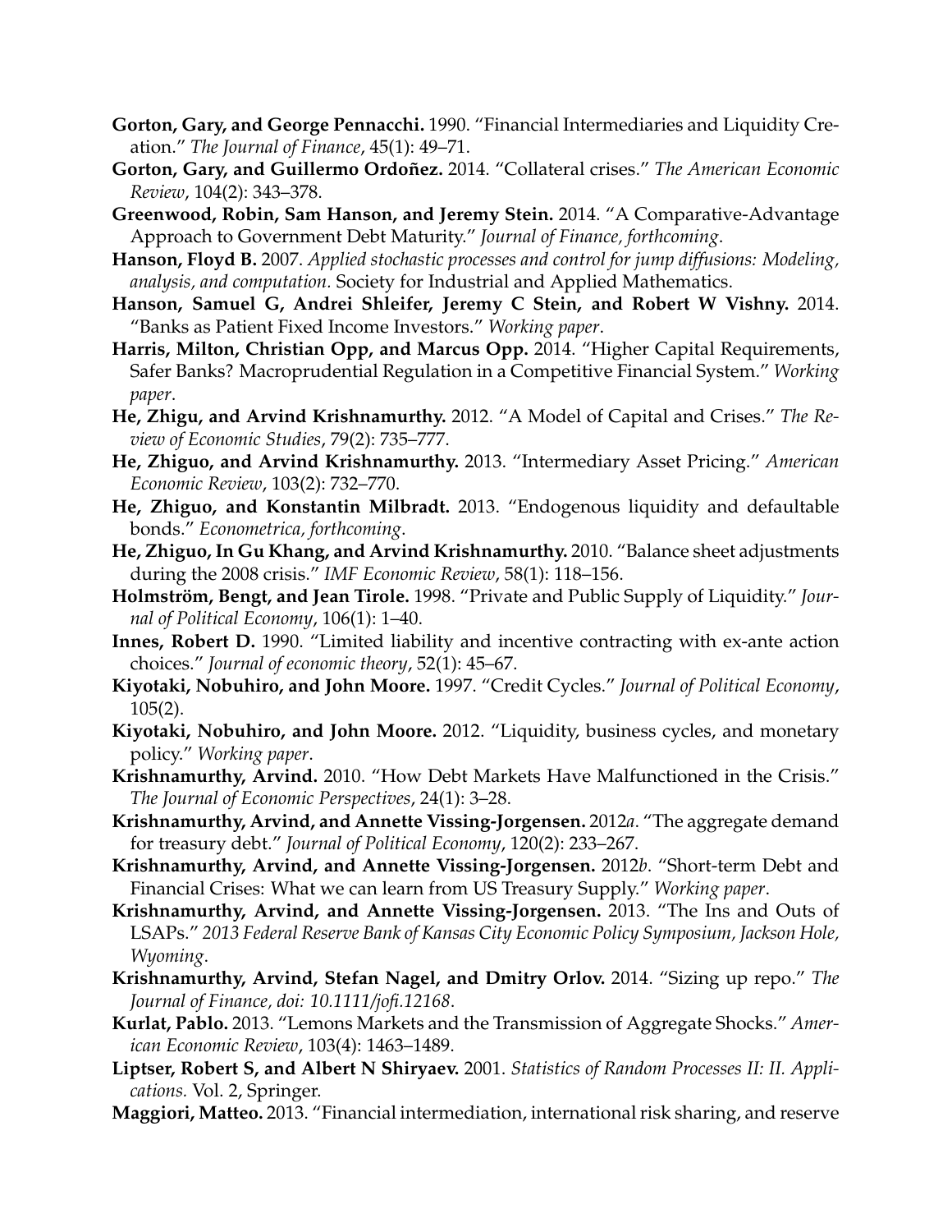**Gorton, Gary, and George Pennacchi.** 1990. "Financial Intermediaries and Liquidity Creation." *The Journal of Finance*, 45(1): 49–71.

**Gorton, Gary, and Guillermo Ordoñez.** 2014. "Collateral crises." *The American Economic Review*, 104(2): 343–378.

**Greenwood, Robin, Sam Hanson, and Jeremy Stein.** 2014. "A Comparative-Advantage Approach to Government Debt Maturity." *Journal of Finance, forthcoming*.

**Hanson, Floyd B.** 2007. *Applied stochastic processes and control for jump diffusions: Modeling, analysis, and computation.* Society for Industrial and Applied Mathematics.

**Hanson, Samuel G, Andrei Shleifer, Jeremy C Stein, and Robert W Vishny.** 2014. "Banks as Patient Fixed Income Investors." *Working paper*.

**Harris, Milton, Christian Opp, and Marcus Opp.** 2014. "Higher Capital Requirements, Safer Banks? Macroprudential Regulation in a Competitive Financial System." *Working paper*.

**He, Zhigu, and Arvind Krishnamurthy.** 2012. "A Model of Capital and Crises." *The Review of Economic Studies*, 79(2): 735–777.

**He, Zhiguo, and Arvind Krishnamurthy.** 2013. "Intermediary Asset Pricing." *American Economic Review*, 103(2): 732–770.

**He, Zhiguo, and Konstantin Milbradt.** 2013. "Endogenous liquidity and defaultable bonds." *Econometrica, forthcoming*.

**He, Zhiguo, In Gu Khang, and Arvind Krishnamurthy.** 2010. "Balance sheet adjustments during the 2008 crisis." *IMF Economic Review*, 58(1): 118–156.

**Holmström, Bengt, and Jean Tirole.** 1998. "Private and Public Supply of Liquidity." *Journal of Political Economy*, 106(1): 1–40.

**Innes, Robert D.** 1990. "Limited liability and incentive contracting with ex-ante action choices." *Journal of economic theory*, 52(1): 45–67.

**Kiyotaki, Nobuhiro, and John Moore.** 1997. "Credit Cycles." *Journal of Political Economy*, 105(2).

**Kiyotaki, Nobuhiro, and John Moore.** 2012. "Liquidity, business cycles, and monetary policy." *Working paper*.

**Krishnamurthy, Arvind.** 2010. "How Debt Markets Have Malfunctioned in the Crisis." *The Journal of Economic Perspectives*, 24(1): 3–28.

**Krishnamurthy, Arvind, and Annette Vissing-Jorgensen.** 2012*a*. "The aggregate demand for treasury debt." *Journal of Political Economy*, 120(2): 233–267.

**Krishnamurthy, Arvind, and Annette Vissing-Jorgensen.** 2012*b*. "Short-term Debt and Financial Crises: What we can learn from US Treasury Supply." *Working paper*.

**Krishnamurthy, Arvind, and Annette Vissing-Jorgensen.** 2013. "The Ins and Outs of LSAPs." *2013 Federal Reserve Bank of Kansas City Economic Policy Symposium, Jackson Hole, Wyoming*.

**Krishnamurthy, Arvind, Stefan Nagel, and Dmitry Orlov.** 2014. "Sizing up repo." *The Journal of Finance, doi: 10.1111/jofi.12168*.

**Kurlat, Pablo.** 2013. "Lemons Markets and the Transmission of Aggregate Shocks." *American Economic Review*, 103(4): 1463–1489.

**Liptser, Robert S, and Albert N Shiryaev.** 2001. *Statistics of Random Processes II: II. Applications.* Vol. 2, Springer.

**Maggiori, Matteo.** 2013. "Financial intermediation, international risk sharing, and reserve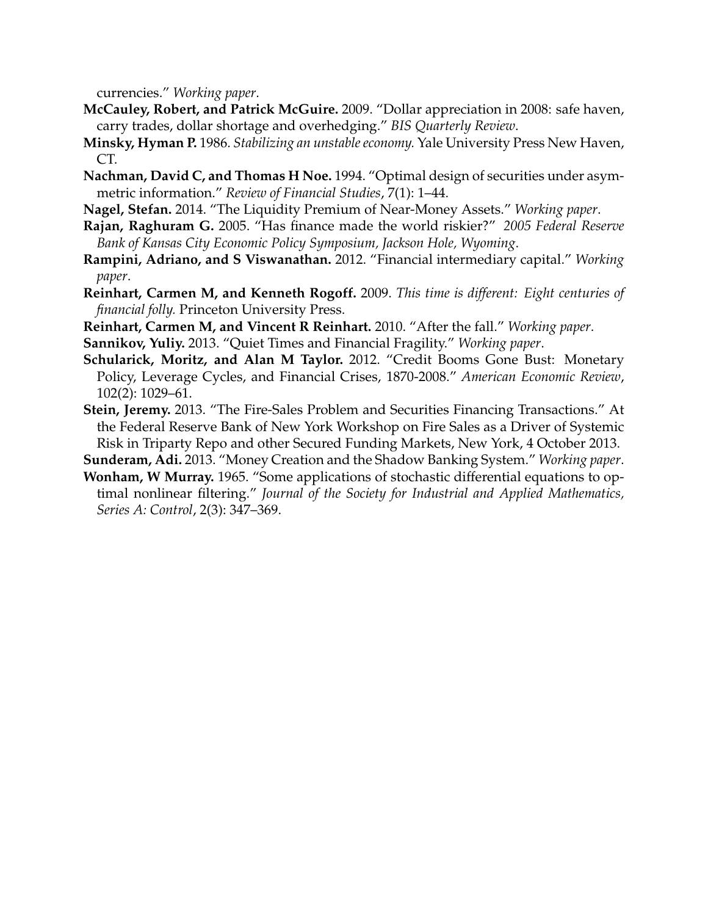currencies." *Working paper*.

**McCauley, Robert, and Patrick McGuire.** 2009. "Dollar appreciation in 2008: safe haven, carry trades, dollar shortage and overhedging." *BIS Quarterly Review*.

**Minsky, Hyman P.** 1986. *Stabilizing an unstable economy.* Yale University Press New Haven, CT.

**Nachman, David C, and Thomas H Noe.** 1994. "Optimal design of securities under asymmetric information." *Review of Financial Studies*, 7(1): 1–44.

**Nagel, Stefan.** 2014. "The Liquidity Premium of Near-Money Assets." *Working paper*.

**Rajan, Raghuram G.** 2005. "Has finance made the world riskier?" *2005 Federal Reserve Bank of Kansas City Economic Policy Symposium, Jackson Hole, Wyoming*.

**Rampini, Adriano, and S Viswanathan.** 2012. "Financial intermediary capital." *Working paper*.

**Reinhart, Carmen M, and Kenneth Rogoff.** 2009. *This time is different: Eight centuries of financial folly.* Princeton University Press.

**Reinhart, Carmen M, and Vincent R Reinhart.** 2010. "After the fall." *Working paper*.

**Sannikov, Yuliy.** 2013. "Quiet Times and Financial Fragility." *Working paper*.

**Schularick, Moritz, and Alan M Taylor.** 2012. "Credit Booms Gone Bust: Monetary Policy, Leverage Cycles, and Financial Crises, 1870-2008." *American Economic Review*, 102(2): 1029–61.

**Stein, Jeremy.** 2013. "The Fire-Sales Problem and Securities Financing Transactions." At the Federal Reserve Bank of New York Workshop on Fire Sales as a Driver of Systemic Risk in Triparty Repo and other Secured Funding Markets, New York, 4 October 2013.

**Sunderam, Adi.** 2013. "Money Creation and the Shadow Banking System." *Working paper*.

**Wonham, W Murray.** 1965. "Some applications of stochastic differential equations to optimal nonlinear filtering." *Journal of the Society for Industrial and Applied Mathematics, Series A: Control*, 2(3): 347–369.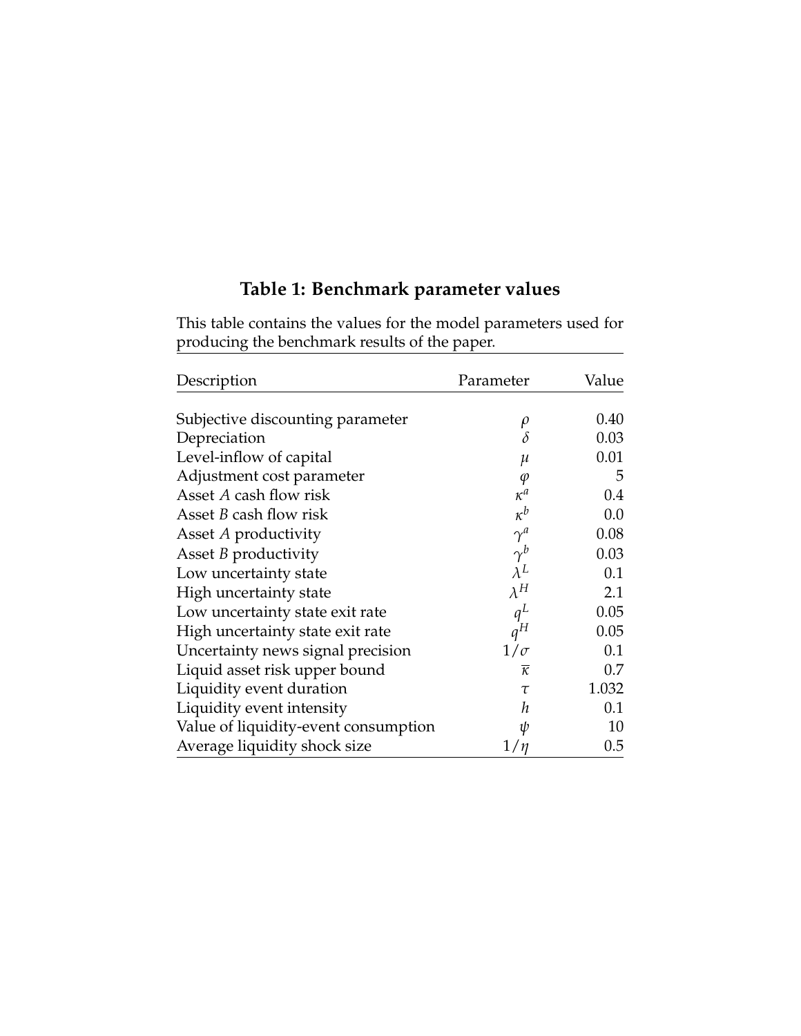**Table 1: Benchmark parameter values**

This table contains the values for the model parameters used for producing the benchmark results of the paper.

| Description | Parameter | Value |
|---|---|---|
| Subjective discounting parameter | $\rho$ | 0.40 |
| Depreciation | $\delta$ | 0.03 |
| Level-inflow of capital | $\mu$ | 0.01 |
| Adjustment cost parameter | $\varphi$ | 5 |
| Asset *A* cash flow risk | $\kappa^a$ | 0.4 |
| Asset *B* cash flow risk | $\kappa^b$ | 0.0 |
| Asset *A* productivity | $\gamma^a$ | 0.08 |
| Asset *B* productivity | $\gamma^b$ | 0.03 |
| Low uncertainty state | $\lambda^L$ | 0.1 |
| High uncertainty state | $\lambda^H$ | 2.1 |
| Low uncertainty state exit rate | $q^L$ | 0.05 |
| High uncertainty state exit rate | $q^H$ | 0.05 |
| Uncertainty news signal precision | $1/\sigma$ | 0.1 |
| Liquid asset risk upper bound | $\overline{\kappa}$ | 0.7 |
| Liquidity event duration | $\tau$ | 1.032 |
| Liquidity event intensity | $h$ | 0.1 |
| Value of liquidity-event consumption | $\psi$ | 10 |
| Average liquidity shock size | $1/\eta$ | 0.5 |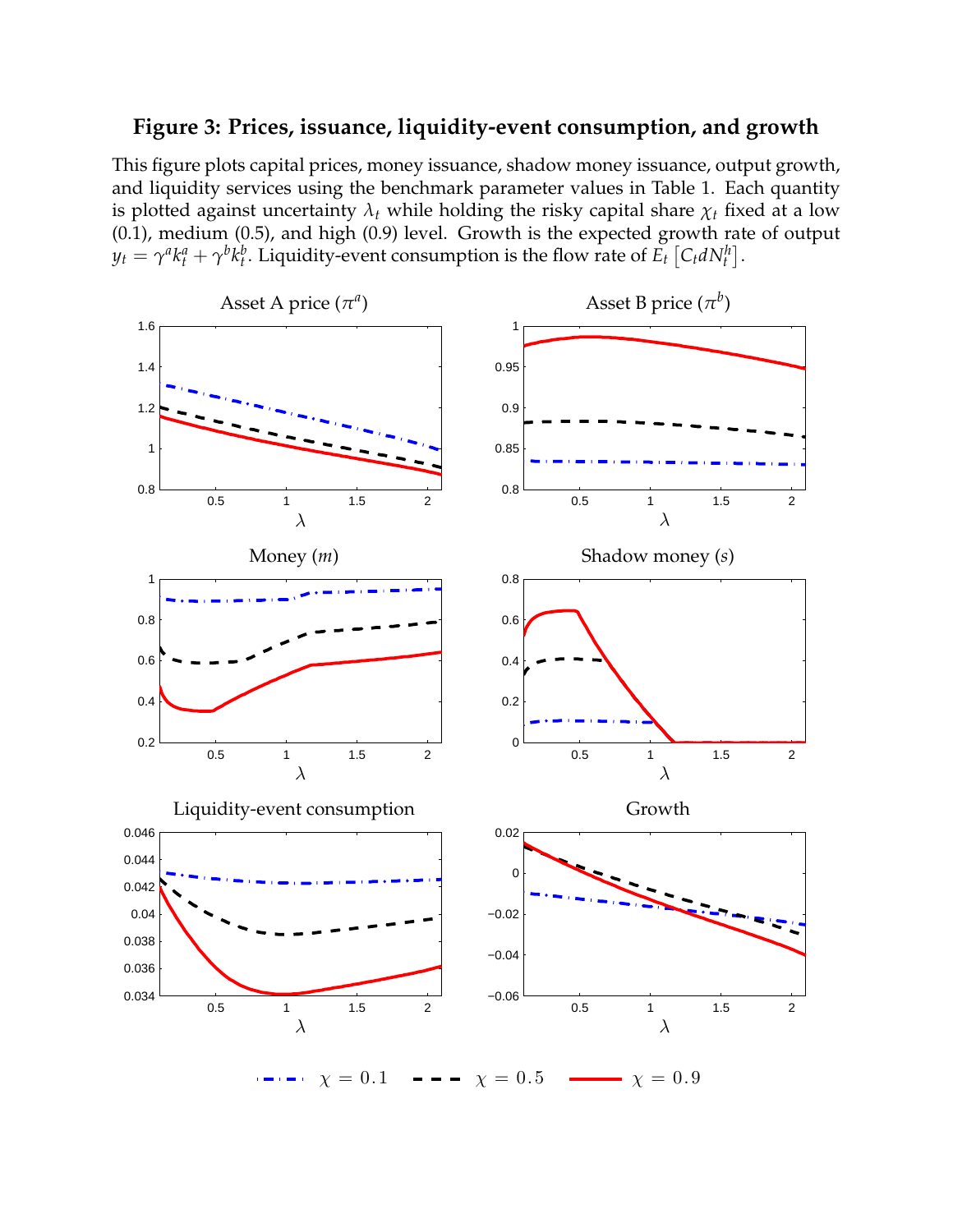# Figure 3: Prices, issuance, liquidity-event consumption, and growth

This figure plots capital prices, money issuance, shadow money issuance, output growth, and liquidity services using the benchmark parameter values in Table 1. Each quantity is plotted against uncertainty $\lambda_t$ while holding the risky capital share $\chi_t$ fixed at a low (0.1), medium (0.5), and high (0.9) level. Growth is the expected growth rate of output $y_t = \gamma^a k_t^a + \gamma^b k_t^b$. Liquidity-event consumption is the flow rate of $E_t\left[C_t dN_t^h\right]$.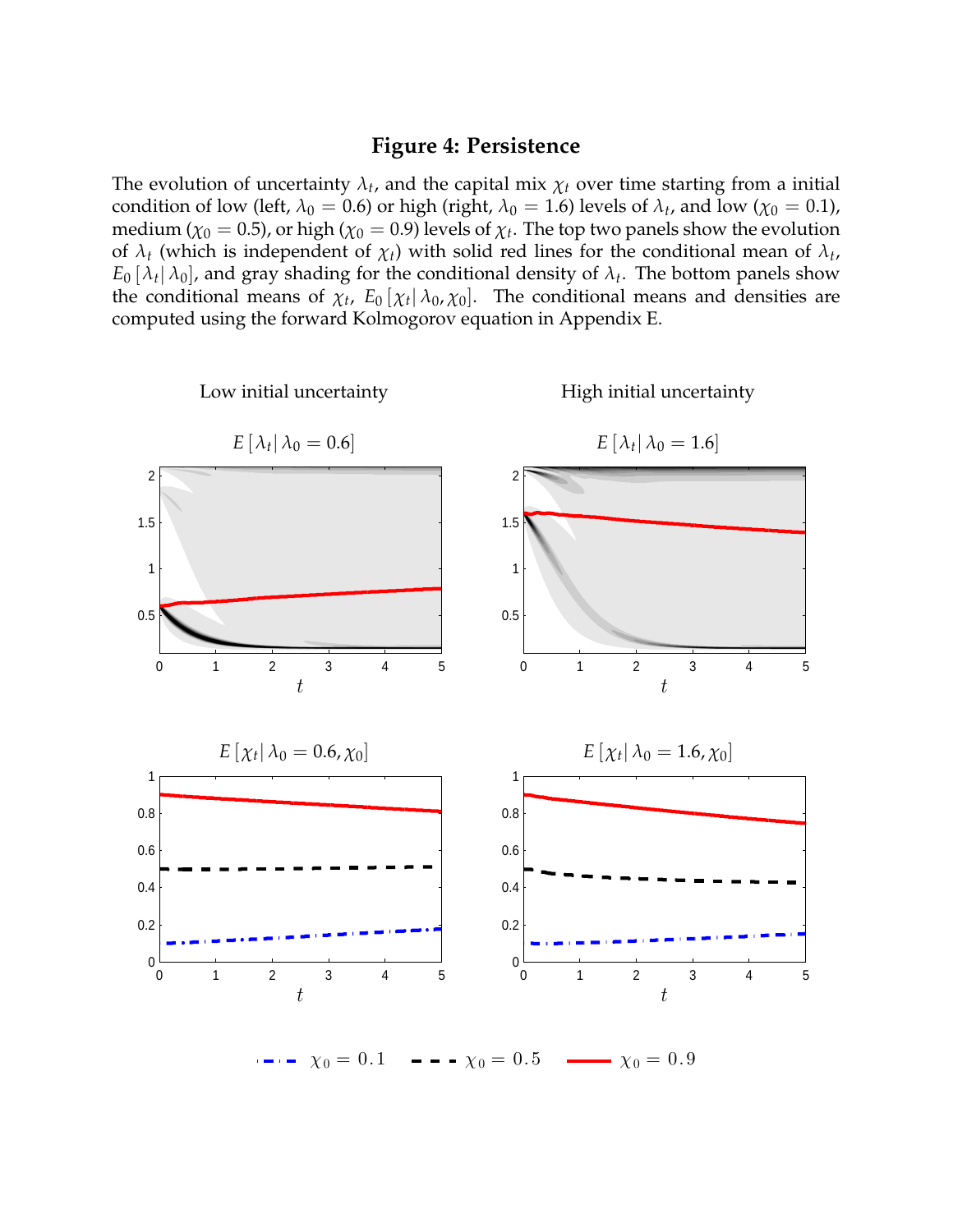## Figure 4: Persistence

The evolution of uncertainty $\lambda_t$, and the capital mix $\chi_t$ over time starting from a initial condition of low (left, $\lambda_0 = 0.6$) or high (right, $\lambda_0 = 1.6$) levels of $\lambda_t$, and low ($\chi_0 = 0.1$), medium ($\chi_0 = 0.5$), or high ($\chi_0 = 0.9$) levels of $\chi_t$. The top two panels show the evolution of $\lambda_t$ (which is independent of $\chi_t$) with solid red lines for the conditional mean of $\lambda_t$, $E_0[\lambda_t | \lambda_0]$, and gray shading for the conditional density of $\lambda_t$. The bottom panels show the conditional means of $\chi_t$, $E_0[\chi_t | \lambda_0, \chi_0]$. The conditional means and densities are computed using the forward Kolmogorov equation in Appendix E.

Low initial uncertainty | High initial uncertainty

$E[\lambda_t | \lambda_0 = 0.6]$ | $E[\lambda_t | \lambda_0 = 1.6]$

$E[\chi_t | \lambda_0 = 0.6, \chi_0]$ | $E[\chi_t | \lambda_0 = 1.6, \chi_0]$

Legend: $\chi_0 = 0.1$, $\chi_0 = 0.5$, $\chi_0 = 0.9$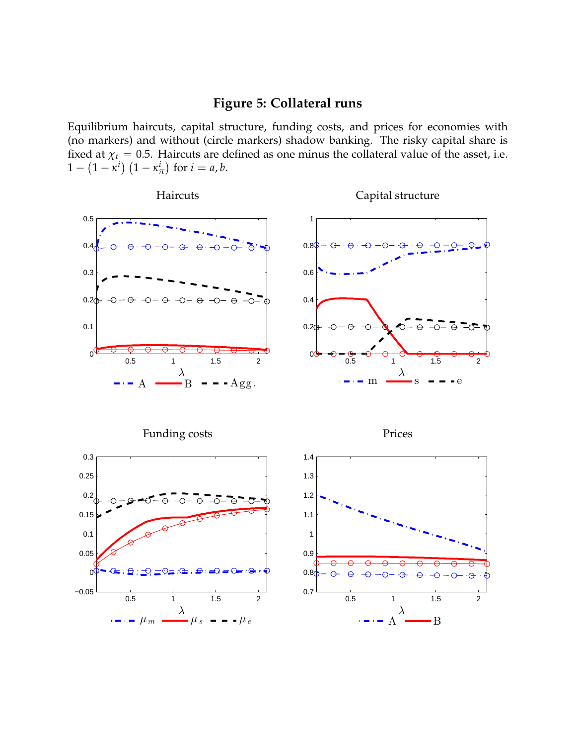# Figure 5: Collateral runs

Equilibrium haircuts, capital structure, funding costs, and prices for economies with (no markers) and without (circle markers) shadow banking. The risky capital share is fixed at $\chi_t = 0.5$. Haircuts are defined as one minus the collateral value of the asset, i.e. $1 - (1 - \kappa^i)(1 - \kappa^i_\pi)$ for $i = a, b$.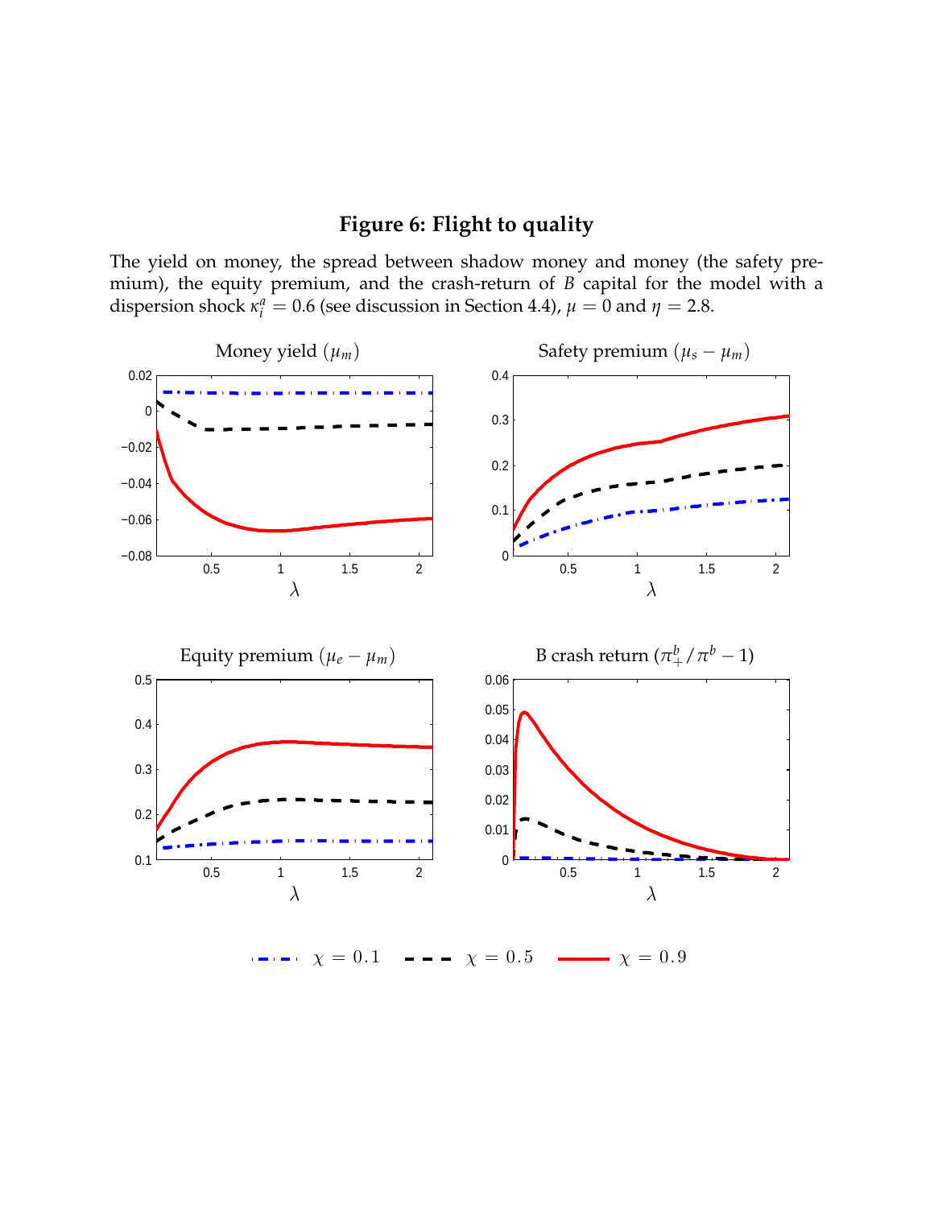# Figure 6: Flight to quality

The yield on money, the spread between shadow money and money (the safety premium), the equity premium, and the crash-return of $B$ capital for the model with a dispersion shock $\kappa_i^a = 0.6$ (see discussion in Section 4.4), $\mu = 0$ and $\eta = 2.8$.

Money yield ($\mu_m$)

Safety premium ($\mu_s - \mu_m$)

Equity premium ($\mu_e - \mu_m$)

B crash return ($\pi_+^b / \pi^b - 1$)

$\chi = 0.1$ $\chi = 0.5$ $\chi = 0.9$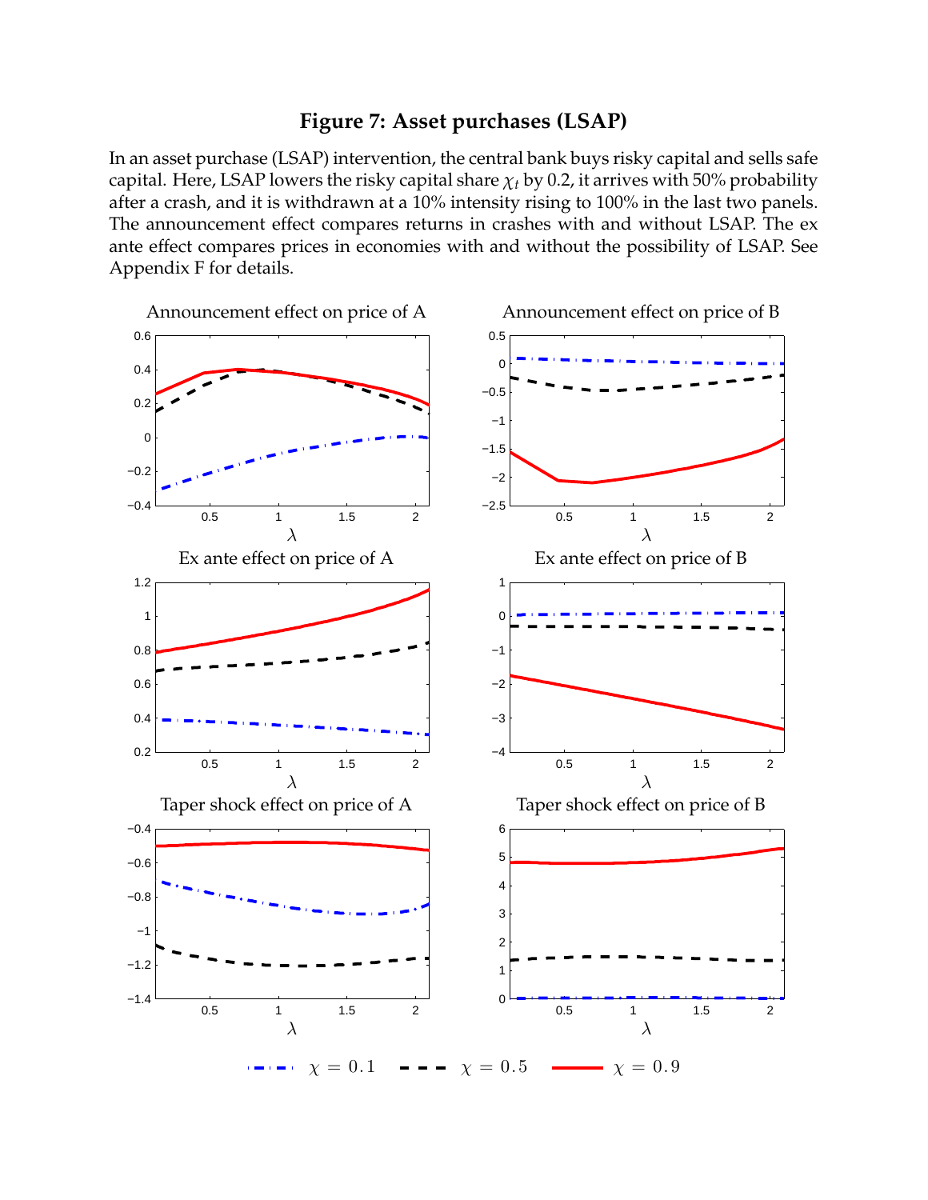# Figure 7: Asset purchases (LSAP)

In an asset purchase (LSAP) intervention, the central bank buys risky capital and sells safe capital. Here, LSAP lowers the risky capital share $\chi_t$ by 0.2, it arrives with 50% probability after a crash, and it is withdrawn at a 10% intensity rising to 100% in the last two panels. The announcement effect compares returns in crashes with and without LSAP. The ex ante effect compares prices in economies with and without the possibility of LSAP. See Appendix F for details.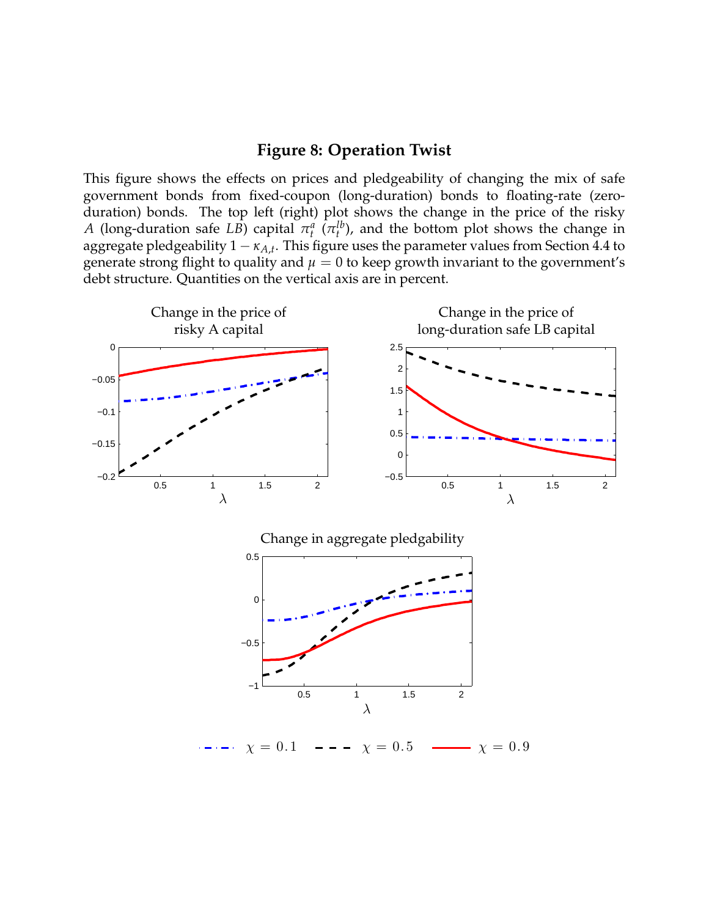# Figure 8: Operation Twist

This figure shows the effects on prices and pledgeability of changing the mix of safe government bonds from fixed-coupon (long-duration) bonds to floating-rate (zero-duration) bonds. The top left (right) plot shows the change in the price of the risky $A$ (long-duration safe $LB$) capital $\pi_t^a$ ($\pi_t^{lb}$), and the bottom plot shows the change in aggregate pledgeability $1 - \kappa_{A,t}$. This figure uses the parameter values from Section 4.4 to generate strong flight to quality and $\mu = 0$ to keep growth invariant to the government's debt structure. Quantities on the vertical axis are in percent.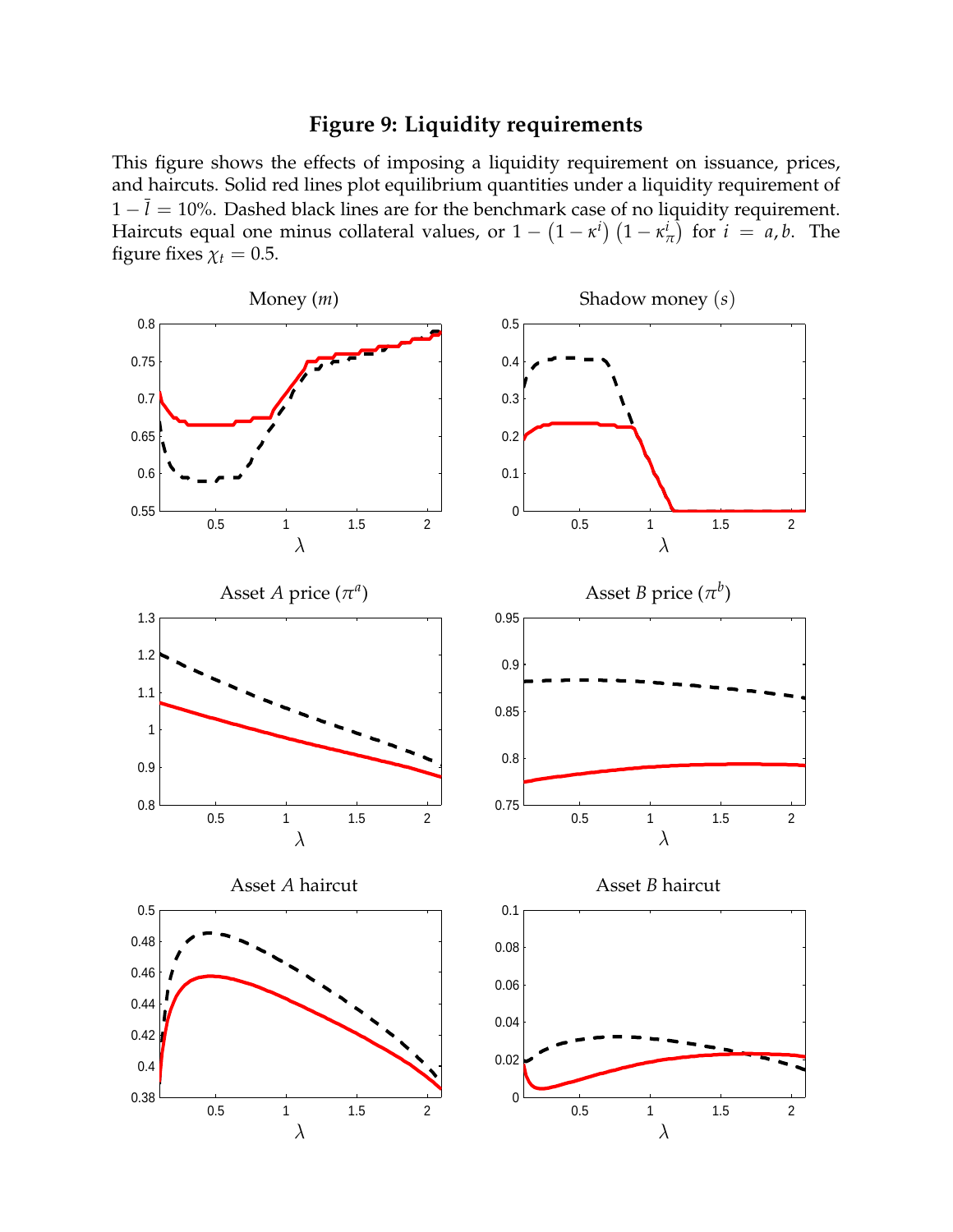# Figure 9: Liquidity requirements

This figure shows the effects of imposing a liquidity requirement on issuance, prices, and haircuts. Solid red lines plot equilibrium quantities under a liquidity requirement of $1 - \bar{l} = 10\%$. Dashed black lines are for the benchmark case of no liquidity requirement. Haircuts equal one minus collateral values, or $1 - (1 - \kappa^i)(1 - \kappa^i_\pi)$ for $i = a, b$. The figure fixes $\chi_t = 0.5$.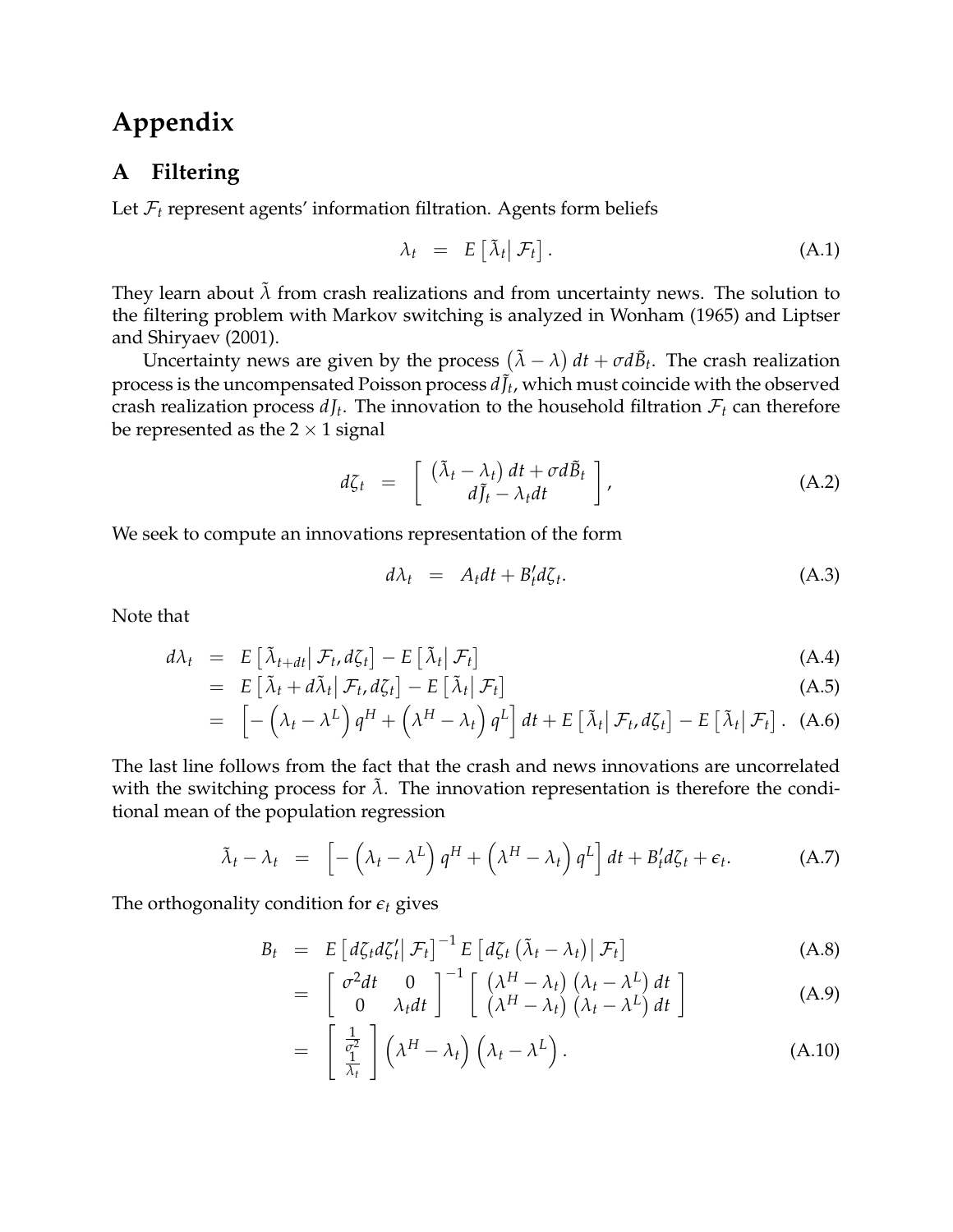# Appendix

## A Filtering

Let $\mathcal{F}_t$ represent agents' information filtration. Agents form beliefs

$$\lambda_t \;=\; E\left[\tilde{\lambda}_t \middle| \mathcal{F}_t\right]. \tag{A.1}$$

They learn about $\tilde{\lambda}$ from crash realizations and from uncertainty news. The solution to the filtering problem with Markov switching is analyzed in Wonham (1965) and Liptser and Shiryaev (2001).

Uncertainty news are given by the process $\left(\tilde{\lambda} - \lambda\right) dt + \sigma d\tilde{B}_t$. The crash realization process is the uncompensated Poisson process $d\tilde{J}_t$, which must coincide with the observed crash realization process $dJ_t$. The innovation to the household filtration $\mathcal{F}_t$ can therefore be represented as the $2 \times 1$ signal

$$d\zeta_t \;=\; \begin{bmatrix} \left(\tilde{\lambda}_t - \lambda_t\right) dt + \sigma d\tilde{B}_t \\ d\tilde{J}_t - \lambda_t dt \end{bmatrix}, \tag{A.2}$$

We seek to compute an innovations representation of the form

$$d\lambda_t \;=\; A_t dt + B_t' d\zeta_t. \tag{A.3}$$

Note that

$$\begin{aligned}
d\lambda_t &= E\left[\tilde{\lambda}_{t+dt} \middle| \mathcal{F}_t, d\zeta_t\right] - E\left[\tilde{\lambda}_t \middle| \mathcal{F}_t\right] && \text{(A.4)} \\
&= E\left[\tilde{\lambda}_t + d\tilde{\lambda}_t \middle| \mathcal{F}_t, d\zeta_t\right] - E\left[\tilde{\lambda}_t \middle| \mathcal{F}_t\right] && \text{(A.5)} \\
&= \left[-\left(\lambda_t - \lambda^L\right) q^H + \left(\lambda^H - \lambda_t\right) q^L\right] dt + E\left[\tilde{\lambda}_t \middle| \mathcal{F}_t, d\zeta_t\right] - E\left[\tilde{\lambda}_t \middle| \mathcal{F}_t\right]. && \text{(A.6)}
\end{aligned}$$

The last line follows from the fact that the crash and news innovations are uncorrelated with the switching process for $\tilde{\lambda}$. The innovation representation is therefore the conditional mean of the population regression

$$\tilde{\lambda}_t - \lambda_t \;=\; \left[-\left(\lambda_t - \lambda^L\right) q^H + \left(\lambda^H - \lambda_t\right) q^L\right] dt + B_t' d\zeta_t + \epsilon_t. \tag{A.7}$$

The orthogonality condition for $\epsilon_t$ gives

$$\begin{aligned}
B_t &= E\left[d\zeta_t d\zeta_t' \middle| \mathcal{F}_t\right]^{-1} E\left[d\zeta_t \left(\tilde{\lambda}_t - \lambda_t\right) \middle| \mathcal{F}_t\right] && \text{(A.8)} \\
&= \begin{bmatrix} \sigma^2 dt & 0 \\ 0 & \lambda_t dt \end{bmatrix}^{-1} \begin{bmatrix} \left(\lambda^H - \lambda_t\right)\left(\lambda_t - \lambda^L\right) dt \\ \left(\lambda^H - \lambda_t\right)\left(\lambda_t - \lambda^L\right) dt \end{bmatrix} && \text{(A.9)} \\
&= \begin{bmatrix} \frac{1}{\sigma^2} \\ \frac{1}{\lambda_t} \end{bmatrix} \left(\lambda^H - \lambda_t\right)\left(\lambda_t - \lambda^L\right). && \text{(A.10)}
\end{aligned}$$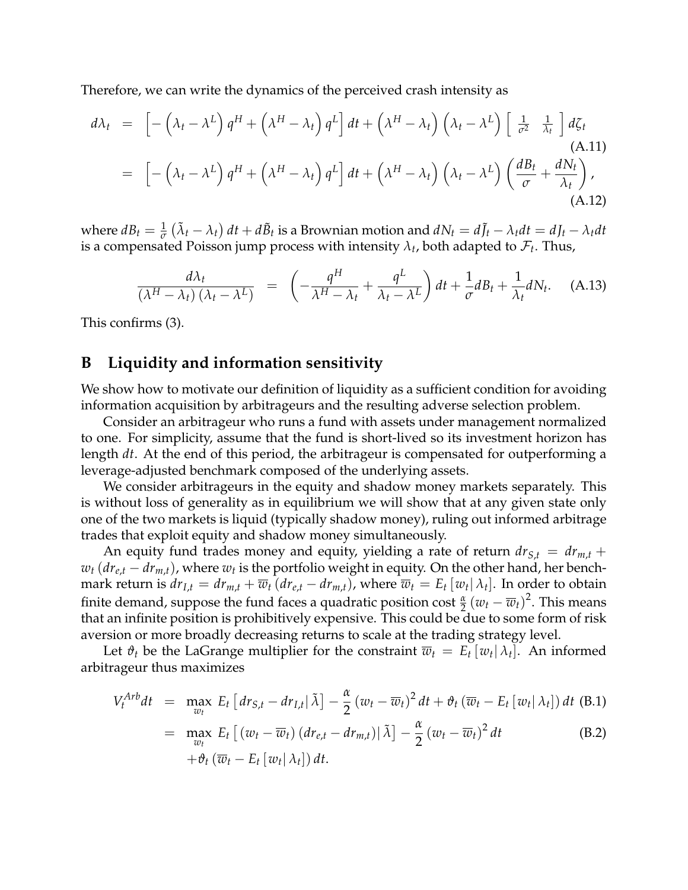Therefore, we can write the dynamics of the perceived crash intensity as

$$
\begin{aligned}
d\lambda_t &= \left[-\left(\lambda_t - \lambda^L\right) q^H + \left(\lambda^H - \lambda_t\right) q^L\right] dt + \left(\lambda^H - \lambda_t\right)\left(\lambda_t - \lambda^L\right) \left[\begin{array}{cc} \frac{1}{\sigma^2} & \frac{1}{\lambda_t} \end{array}\right] d\zeta_t && \text{(A.11)} \\
&= \left[-\left(\lambda_t - \lambda^L\right) q^H + \left(\lambda^H - \lambda_t\right) q^L\right] dt + \left(\lambda^H - \lambda_t\right)\left(\lambda_t - \lambda^L\right) \left(\frac{dB_t}{\sigma} + \frac{dN_t}{\lambda_t}\right), && \text{(A.12)}
\end{aligned}
$$

where $dB_t = \frac{1}{\sigma}\left(\tilde{\lambda}_t - \lambda_t\right) dt + d\tilde{B}_t$ is a Brownian motion and $dN_t = d\tilde{J}_t - \lambda_t dt = dJ_t - \lambda_t dt$ is a compensated Poisson jump process with intensity $\lambda_t$, both adapted to $\mathcal{F}_t$. Thus,

$$
\frac{d\lambda_t}{\left(\lambda^H - \lambda_t\right)\left(\lambda_t - \lambda^L\right)} = \left(-\frac{q^H}{\lambda^H - \lambda_t} + \frac{q^L}{\lambda_t - \lambda^L}\right) dt + \frac{1}{\sigma} dB_t + \frac{1}{\lambda_t} dN_t. \quad \text{(A.13)}
$$

This confirms (3).

## B Liquidity and information sensitivity

We show how to motivate our definition of liquidity as a sufficient condition for avoiding information acquisition by arbitrageurs and the resulting adverse selection problem.

Consider an arbitrageur who runs a fund with assets under management normalized to one. For simplicity, assume that the fund is short-lived so its investment horizon has length $dt$. At the end of this period, the arbitrageur is compensated for outperforming a leverage-adjusted benchmark composed of the underlying assets.

We consider arbitrageurs in the equity and shadow money markets separately. This is without loss of generality as in equilibrium we will show that at any given state only one of the two markets is liquid (typically shadow money), ruling out informed arbitrage trades that exploit equity and shadow money simultaneously.

An equity fund trades money and equity, yielding a rate of return $dr_{S,t} = dr_{m,t} + w_t\left(dr_{e,t} - dr_{m,t}\right)$, where $w_t$ is the portfolio weight in equity. On the other hand, her benchmark return is $dr_{I,t} = dr_{m,t} + \overline{w}_t\left(dr_{e,t} - dr_{m,t}\right)$, where $\overline{w}_t = E_t\left[w_t \middle| \lambda_t\right]$. In order to obtain finite demand, suppose the fund faces a quadratic position cost $\frac{\alpha}{2}\left(w_t - \overline{w}_t\right)^2$. This means that an infinite position is prohibitively expensive. This could be due to some form of risk aversion or more broadly decreasing returns to scale at the trading strategy level.

Let $\vartheta_t$ be the LaGrange multiplier for the constraint $\overline{w}_t = E_t\left[w_t \middle| \lambda_t\right]$. An informed arbitrageur thus maximizes

$$
\begin{aligned}
V_t^{Arb} dt &= \max_{w_t} E_t\left[dr_{S,t} - dr_{I,t} \middle| \tilde{\lambda}\right] - \frac{\alpha}{2}\left(w_t - \overline{w}_t\right)^2 dt + \vartheta_t\left(\overline{w}_t - E_t\left[w_t \middle| \lambda_t\right]\right) dt && \text{(B.1)} \\
&= \max_{w_t} E_t\left[\left(w_t - \overline{w}_t\right)\left(dr_{e,t} - dr_{m,t}\right) \middle| \tilde{\lambda}\right] - \frac{\alpha}{2}\left(w_t - \overline{w}_t\right)^2 dt && \text{(B.2)} \\
&\quad + \vartheta_t\left(\overline{w}_t - E_t\left[w_t \middle| \lambda_t\right]\right) dt.
\end{aligned}
$$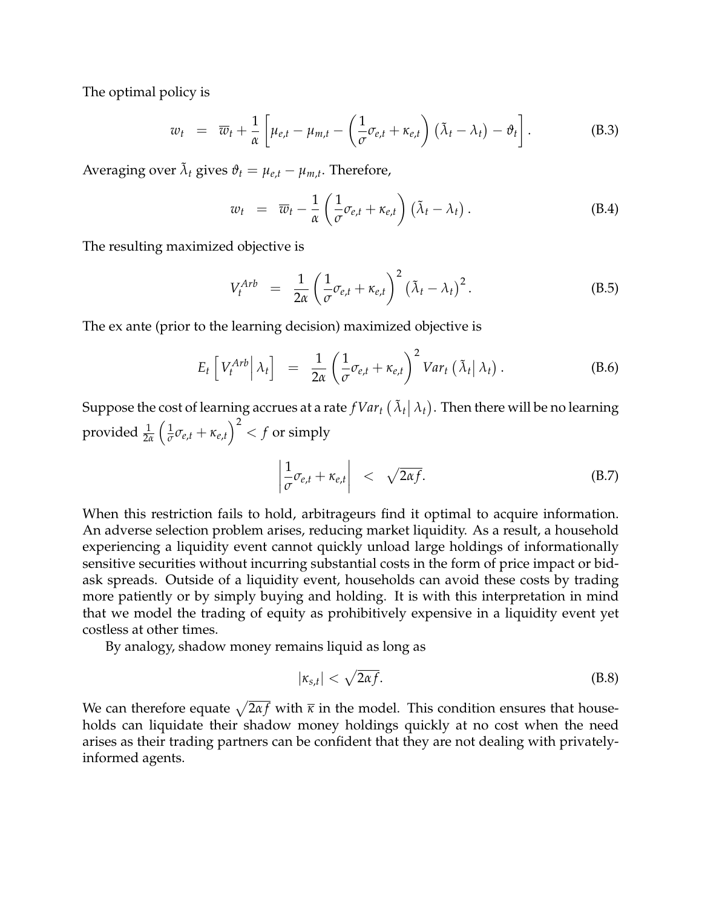The optimal policy is

$$
w_t = \overline{w}_t + \frac{1}{\alpha}\left[\mu_{e,t} - \mu_{m,t} - \left(\frac{1}{\sigma}\sigma_{e,t} + \kappa_{e,t}\right)\left(\tilde{\lambda}_t - \lambda_t\right) - \vartheta_t\right]. \tag{B.3}
$$

Averaging over $\tilde{\lambda}_t$ gives $\vartheta_t = \mu_{e,t} - \mu_{m,t}$. Therefore,

$$
w_t = \overline{w}_t - \frac{1}{\alpha}\left(\frac{1}{\sigma}\sigma_{e,t} + \kappa_{e,t}\right)\left(\tilde{\lambda}_t - \lambda_t\right). \tag{B.4}
$$

The resulting maximized objective is

$$
V_t^{Arb} = \frac{1}{2\alpha}\left(\frac{1}{\sigma}\sigma_{e,t} + \kappa_{e,t}\right)^2\left(\tilde{\lambda}_t - \lambda_t\right)^2. \tag{B.5}
$$

The ex ante (prior to the learning decision) maximized objective is

$$
E_t\left[\left. V_t^{Arb}\right| \lambda_t\right] = \frac{1}{2\alpha}\left(\frac{1}{\sigma}\sigma_{e,t} + \kappa_{e,t}\right)^2 Var_t\left(\left.\tilde{\lambda}_t\right| \lambda_t\right). \tag{B.6}
$$

Suppose the cost of learning accrues at a rate $f Var_t\left(\left.\tilde{\lambda}_t\right|\lambda_t\right)$. Then there will be no learning provided $\frac{1}{2\alpha}\left(\frac{1}{\sigma}\sigma_{e,t} + \kappa_{e,t}\right)^2 < f$ or simply

$$
\left|\frac{1}{\sigma}\sigma_{e,t} + \kappa_{e,t}\right| < \sqrt{2\alpha f}. \tag{B.7}
$$

When this restriction fails to hold, arbitrageurs find it optimal to acquire information. An adverse selection problem arises, reducing market liquidity. As a result, a household experiencing a liquidity event cannot quickly unload large holdings of informationally sensitive securities without incurring substantial costs in the form of price impact or bid-ask spreads. Outside of a liquidity event, households can avoid these costs by trading more patiently or by simply buying and holding. It is with this interpretation in mind that we model the trading of equity as prohibitively expensive in a liquidity event yet costless at other times.

By analogy, shadow money remains liquid as long as

$$
|\kappa_{s,t}| < \sqrt{2\alpha f}. \tag{B.8}
$$

We can therefore equate $\sqrt{2\alpha f}$ with $\overline{\kappa}$ in the model. This condition ensures that households can liquidate their shadow money holdings quickly at no cost when the need arises as their trading partners can be confident that they are not dealing with privately-informed agents.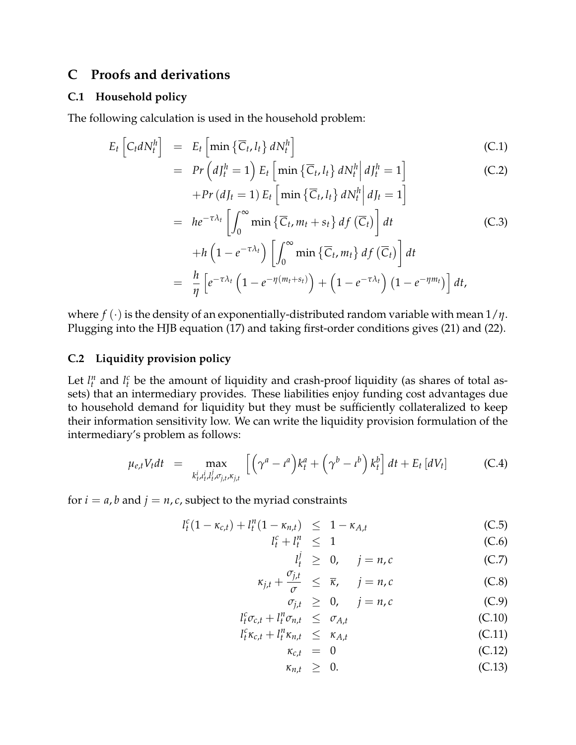# C Proofs and derivations

## C.1 Household policy

The following calculation is used in the household problem:

$$
\begin{aligned}
E_t\left[C_t dN_t^h\right] &= E_t\left[\min\left\{\overline{C}_t, l_t\right\} dN_t^h\right] && \text{(C.1)}\\
&= Pr\left(dJ_t^h = 1\right) E_t\left[\min\left\{\overline{C}_t, l_t\right\} dN_t^h \middle| dJ_t^h = 1\right] && \text{(C.2)}\\
&\quad + Pr\left(dJ_t = 1\right) E_t\left[\min\left\{\overline{C}_t, l_t\right\} dN_t^h \middle| dJ_t = 1\right] \\
&= he^{-\tau\lambda_t}\left[\int_0^\infty \min\left\{\overline{C}_t, m_t + s_t\right\} df\left(\overline{C}_t\right)\right] dt && \text{(C.3)}\\
&\quad + h\left(1 - e^{-\tau\lambda_t}\right)\left[\int_0^\infty \min\left\{\overline{C}_t, m_t\right\} df\left(\overline{C}_t\right)\right] dt \\
&= \frac{h}{\eta}\left[e^{-\tau\lambda_t}\left(1 - e^{-\eta(m_t+s_t)}\right) + \left(1 - e^{-\tau\lambda_t}\right)\left(1 - e^{-\eta m_t}\right)\right] dt,
\end{aligned}
$$

where $f(\cdot)$ is the density of an exponentially-distributed random variable with mean $1/\eta$. Plugging into the HJB equation (17) and taking first-order conditions gives (21) and (22).

## C.2 Liquidity provision policy

Let $l_t^n$ and $l_t^c$ be the amount of liquidity and crash-proof liquidity (as shares of total assets) that an intermediary provides. These liabilities enjoy funding cost advantages due to household demand for liquidity but they must be sufficiently collateralized to keep their information sensitivity low. We can write the liquidity provision formulation of the intermediary's problem as follows:

$$
\mu_{e,t} V_t dt = \max_{k_t^i, \iota_t^i, l_t^j, \sigma_{j,t}, \kappa_{j,t}} \left[\left(\gamma^a - \iota^a\right) k_t^a + \left(\gamma^b - \iota^b\right) k_t^b\right] dt + E_t\left[dV_t\right] \tag{C.4}
$$

for $i = a, b$ and $j = n, c$, subject to the myriad constraints

$$
\begin{aligned}
l_t^c(1 - \kappa_{c,t}) + l_t^n(1 - \kappa_{n,t}) &\leq 1 - \kappa_{A,t} && \text{(C.5)}\\
l_t^c + l_t^n &\leq 1 && \text{(C.6)}\\
l_t^j &\geq 0, \quad j = n, c && \text{(C.7)}\\
\kappa_{j,t} + \frac{\sigma_{j,t}}{\sigma} &\leq \overline{\kappa}, \quad j = n, c && \text{(C.8)}\\
\sigma_{j,t} &\geq 0, \quad j = n, c && \text{(C.9)}\\
l_t^c \sigma_{c,t} + l_t^n \sigma_{n,t} &\leq \sigma_{A,t} && \text{(C.10)}\\
l_t^c \kappa_{c,t} + l_t^n \kappa_{n,t} &\leq \kappa_{A,t} && \text{(C.11)}\\
\kappa_{c,t} &= 0 && \text{(C.12)}\\
\kappa_{n,t} &\geq 0. && \text{(C.13)}
\end{aligned}
$$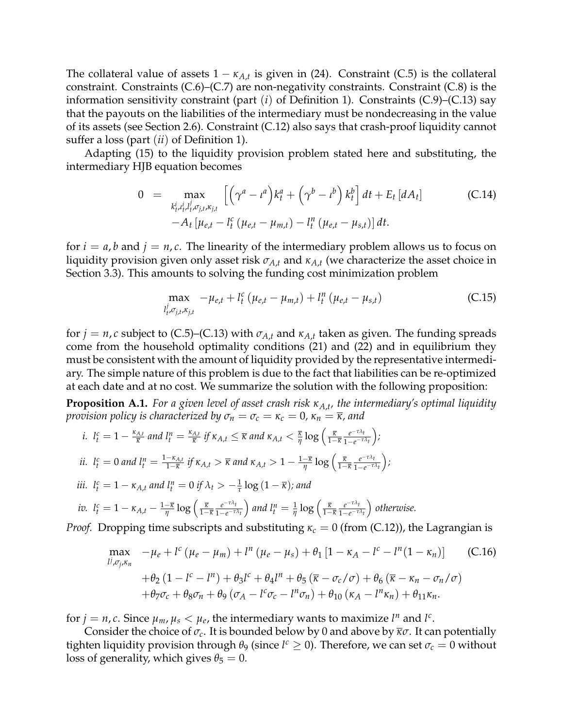The collateral value of assets $1 - \kappa_{A,t}$ is given in (24). Constraint (C.5) is the collateral constraint. Constraints (C.6)–(C.7) are non-negativity constraints. Constraint (C.8) is the information sensitivity constraint (part (*i*) of Definition 1). Constraints (C.9)–(C.13) say that the payouts on the liabilities of the intermediary must be nondecreasing in the value of its assets (see Section 2.6). Constraint (C.12) also says that crash-proof liquidity cannot suffer a loss (part (*ii*) of Definition 1).

Adapting (15) to the liquidity provision problem stated here and substituting, the intermediary HJB equation becomes

$$
\begin{aligned}
0 \;=\; \max_{k_t^i, \iota_t^i, l_t^j, \sigma_{j,t}, \kappa_{j,t}} \; & \left[ \left(\gamma^a - \iota^a\right) k_t^a + \left(\gamma^b - \iota^b\right) k_t^b \right] dt + E_t\left[dA_t\right] \qquad \text{(C.14)} \\
& - A_t \left[ \mu_{e,t} - l_t^c \left(\mu_{e,t} - \mu_{m,t}\right) - l_t^n \left(\mu_{e,t} - \mu_{s,t}\right) \right] dt.
\end{aligned}
$$

for $i = a, b$ and $j = n, c$. The linearity of the intermediary problem allows us to focus on liquidity provision given only asset risk $\sigma_{A,t}$ and $\kappa_{A,t}$ (we characterize the asset choice in Section 3.3). This amounts to solving the funding cost minimization problem

$$
\max_{l_t^j, \sigma_{j,t}, \kappa_{j,t}} \; -\mu_{e,t} + l_t^c \left(\mu_{e,t} - \mu_{m,t}\right) + l_t^n \left(\mu_{e,t} - \mu_{s,t}\right) \qquad \text{(C.15)}
$$

for $j = n, c$ subject to (C.5)–(C.13) with $\sigma_{A,t}$ and $\kappa_{A,t}$ taken as given. The funding spreads come from the household optimality conditions (21) and (22) and in equilibrium they must be consistent with the amount of liquidity provided by the representative intermediary. The simple nature of this problem is due to the fact that liabilities can be re-optimized at each date and at no cost. We summarize the solution with the following proposition:

**Proposition A.1.** *For a given level of asset crash risk $\kappa_{A,t}$, the intermediary's optimal liquidity provision policy is characterized by $\sigma_n = \sigma_c = \kappa_c = 0$, $\kappa_n = \overline{\kappa}$, and*

*i.* $l_t^c = 1 - \frac{\kappa_{A,t}}{\overline{\kappa}}$ *and* $l_t^n = \frac{\kappa_{A,t}}{\overline{\kappa}}$ *if* $\kappa_{A,t} \leq \overline{\kappa}$ *and* $\kappa_{A,t} < \frac{\overline{\kappa}}{\eta} \log\left(\frac{\overline{\kappa}}{1-\overline{\kappa}} \frac{e^{-\tau\lambda_t}}{1-e^{-\tau\lambda_t}}\right)$;

*ii.* $l_t^c = 0$ *and* $l_t^n = \frac{1-\kappa_{A,t}}{1-\overline{\kappa}}$ *if* $\kappa_{A,t} > \overline{\kappa}$ *and* $\kappa_{A,t} > 1 - \frac{1-\overline{\kappa}}{\eta} \log\left(\frac{\overline{\kappa}}{1-\overline{\kappa}} \frac{e^{-\tau\lambda_t}}{1-e^{-\tau\lambda_t}}\right)$;

*iii.* $l_t^c = 1 - \kappa_{A,t}$ *and* $l_t^n = 0$ *if* $\lambda_t > -\frac{1}{\tau}\log\left(1-\overline{\kappa}\right)$*; and*

*iv.* $l_t^c = 1 - \kappa_{A,t} - \frac{1-\overline{\kappa}}{\eta} \log\left(\frac{\overline{\kappa}}{1-\overline{\kappa}} \frac{e^{-\tau\lambda_t}}{1-e^{-\tau\lambda_t}}\right)$ *and* $l_t^n = \frac{1}{\eta} \log\left(\frac{\overline{\kappa}}{1-\overline{\kappa}} \frac{e^{-\tau\lambda_t}}{1-e^{-\tau\lambda_t}}\right)$ *otherwise.*

*Proof.* Dropping time subscripts and substituting $\kappa_c = 0$ (from (C.12)), the Lagrangian is

$$
\begin{aligned}
\max_{l^j, \sigma_j, \kappa_n} \; & -\mu_e + l^c\left(\mu_e - \mu_m\right) + l^n\left(\mu_e - \mu_s\right) + \theta_1\left[1 - \kappa_A - l^c - l^n(1-\kappa_n)\right] \qquad \text{(C.16)} \\
& + \theta_2\left(1 - l^c - l^n\right) + \theta_3 l^c + \theta_4 l^n + \theta_5\left(\overline{\kappa} - \sigma_c/\sigma\right) + \theta_6\left(\overline{\kappa} - \kappa_n - \sigma_n/\sigma\right) \\
& + \theta_7 \sigma_c + \theta_8 \sigma_n + \theta_9\left(\sigma_A - l^c\sigma_c - l^n\sigma_n\right) + \theta_{10}\left(\kappa_A - l^n\kappa_n\right) + \theta_{11}\kappa_n.
\end{aligned}
$$

for $j = n, c$. Since $\mu_m, \mu_s < \mu_e$, the intermediary wants to maximize $l^n$ and $l^c$.

Consider the choice of $\sigma_c$. It is bounded below by 0 and above by $\overline{\kappa}\sigma$. It can potentially tighten liquidity provision through $\theta_9$ (since $l^c \geq 0$). Therefore, we can set $\sigma_c = 0$ without loss of generality, which gives $\theta_5 = 0$.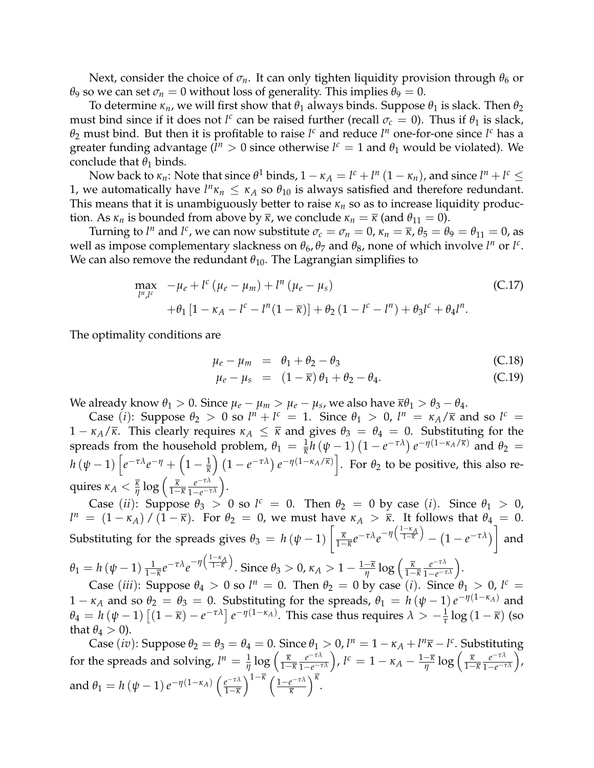Next, consider the choice of $\sigma_n$. It can only tighten liquidity provision through $\theta_6$ or $\theta_9$ so we can set $\sigma_n = 0$ without loss of generality. This implies $\theta_9 = 0$.

To determine $\kappa_n$, we will first show that $\theta_1$ always binds. Suppose $\theta_1$ is slack. Then $\theta_2$ must bind since if it does not $l^c$ can be raised further (recall $\sigma_c = 0$). Thus if $\theta_1$ is slack, $\theta_2$ must bind. But then it is profitable to raise $l^c$ and reduce $l^n$ one-for-one since $l^c$ has a greater funding advantage ($l^n > 0$ since otherwise $l^c = 1$ and $\theta_1$ would be violated). We conclude that $\theta_1$ binds.

Now back to $\kappa_n$: Note that since $\theta^1$ binds, $1 - \kappa_A = l^c + l^n(1 - \kappa_n)$, and since $l^n + l^c \leq 1$, we automatically have $l^n \kappa_n \leq \kappa_A$ so $\theta_{10}$ is always satisfied and therefore redundant. This means that it is unambiguously better to raise $\kappa_n$ so as to increase liquidity production. As $\kappa_n$ is bounded from above by $\overline{\kappa}$, we conclude $\kappa_n = \overline{\kappa}$ (and $\theta_{11} = 0$).

Turning to $l^n$ and $l^c$, we can now substitute $\sigma_c = \sigma_n = 0$, $\kappa_n = \overline{\kappa}$, $\theta_5 = \theta_9 = \theta_{11} = 0$, as well as impose complementary slackness on $\theta_6, \theta_7$ and $\theta_8$, none of which involve $l^n$ or $l^c$. We can also remove the redundant $\theta_{10}$. The Lagrangian simplifies to

$$\max_{l^n, l^c} \quad -\mu_e + l^c(\mu_e - \mu_m) + l^n(\mu_e - \mu_s) \tag{C.17}$$
$$+\theta_1\left[1 - \kappa_A - l^c - l^n(1 - \overline{\kappa})\right] + \theta_2(1 - l^c - l^n) + \theta_3 l^c + \theta_4 l^n.$$

The optimality conditions are

$$\mu_e - \mu_m = \theta_1 + \theta_2 - \theta_3 \tag{C.18}$$
$$\mu_e - \mu_s = (1 - \overline{\kappa})\theta_1 + \theta_2 - \theta_4. \tag{C.19}$$

We already know $\theta_1 > 0$. Since $\mu_e - \mu_m > \mu_e - \mu_s$, we also have $\overline{\kappa}\theta_1 > \theta_3 - \theta_4$.

Case $(i)$: Suppose $\theta_2 > 0$ so $l^n + l^c = 1$. Since $\theta_1 > 0$, $l^n = \kappa_A/\overline{\kappa}$ and so $l^c = 1 - \kappa_A/\overline{\kappa}$. This clearly requires $\kappa_A \leq \overline{\kappa}$ and gives $\theta_3 = \theta_4 = 0$. Substituting for the spreads from the household problem, $\theta_1 = \frac{1}{\overline{\kappa}} h(\psi - 1)\left(1 - e^{-\tau\lambda}\right) e^{-\eta(1 - \kappa_A/\overline{\kappa})}$ and $\theta_2 = h(\psi - 1)\left[e^{-\tau\lambda}e^{-\eta} + \left(1 - \frac{1}{\overline{\kappa}}\right)\left(1 - e^{-\tau\lambda}\right)e^{-\eta(1 - \kappa_A/\overline{\kappa})}\right]$. For $\theta_2$ to be positive, this also requires $\kappa_A < \frac{\overline{\kappa}}{\eta}\log\left(\frac{\overline{\kappa}}{1 - \overline{\kappa}}\frac{e^{-\tau\lambda}}{1 - e^{-\tau\lambda}}\right)$.

Case $(ii)$: Suppose $\theta_3 > 0$ so $l^c = 0$. Then $\theta_2 = 0$ by case $(i)$. Since $\theta_1 > 0$, $l^n = (1 - \kappa_A)/(1 - \overline{\kappa})$. For $\theta_2 = 0$, we must have $\kappa_A > \overline{\kappa}$. It follows that $\theta_4 = 0$. Substituting for the spreads gives $\theta_3 = h(\psi - 1)\left[\frac{\overline{\kappa}}{1 - \overline{\kappa}}e^{-\tau\lambda}e^{-\eta\left(\frac{1 - \kappa_A}{1 - \overline{\kappa}}\right)} - \left(1 - e^{-\tau\lambda}\right)\right]$ and $\theta_1 = h(\psi - 1)\frac{1}{1 - \overline{\kappa}}e^{-\tau\lambda}e^{-\eta\left(\frac{1 - \kappa_A}{1 - \overline{\kappa}}\right)}$. Since $\theta_3 > 0$, $\kappa_A > 1 - \frac{1 - \overline{\kappa}}{\eta}\log\left(\frac{\overline{\kappa}}{1 - \overline{\kappa}}\frac{e^{-\tau\lambda}}{1 - e^{-\tau\lambda}}\right)$.

Case $(iii)$: Suppose $\theta_4 > 0$ so $l^n = 0$. Then $\theta_2 = 0$ by case $(i)$. Since $\theta_1 > 0$, $l^c = 1 - \kappa_A$ and so $\theta_2 = \theta_3 = 0$. Substituting for the spreads, $\theta_1 = h(\psi - 1)e^{-\eta(1 - \kappa_A)}$ and $\theta_4 = h(\psi - 1)\left[(1 - \overline{\kappa}) - e^{-\tau\lambda}\right]e^{-\eta(1 - \kappa_A)}$. This case thus requires $\lambda > -\frac{1}{\tau}\log(1 - \overline{\kappa})$ (so that $\theta_4 > 0$).

Case $(iv)$: Suppose $\theta_2 = \theta_3 = \theta_4 = 0$. Since $\theta_1 > 0$, $l^n = 1 - \kappa_A + l^n\overline{\kappa} - l^c$. Substituting for the spreads and solving, $l^n = \frac{1}{\eta}\log\left(\frac{\overline{\kappa}}{1 - \overline{\kappa}}\frac{e^{-\tau\lambda}}{1 - e^{-\tau\lambda}}\right)$, $l^c = 1 - \kappa_A - \frac{1 - \overline{\kappa}}{\eta}\log\left(\frac{\overline{\kappa}}{1 - \overline{\kappa}}\frac{e^{-\tau\lambda}}{1 - e^{-\tau\lambda}}\right)$, and $\theta_1 = h(\psi - 1)e^{-\eta(1 - \kappa_A)}\left(\frac{e^{-\tau\lambda}}{1 - \overline{\kappa}}\right)^{1 - \overline{\kappa}}\left(\frac{1 - e^{-\tau\lambda}}{\overline{\kappa}}\right)^{\overline{\kappa}}$.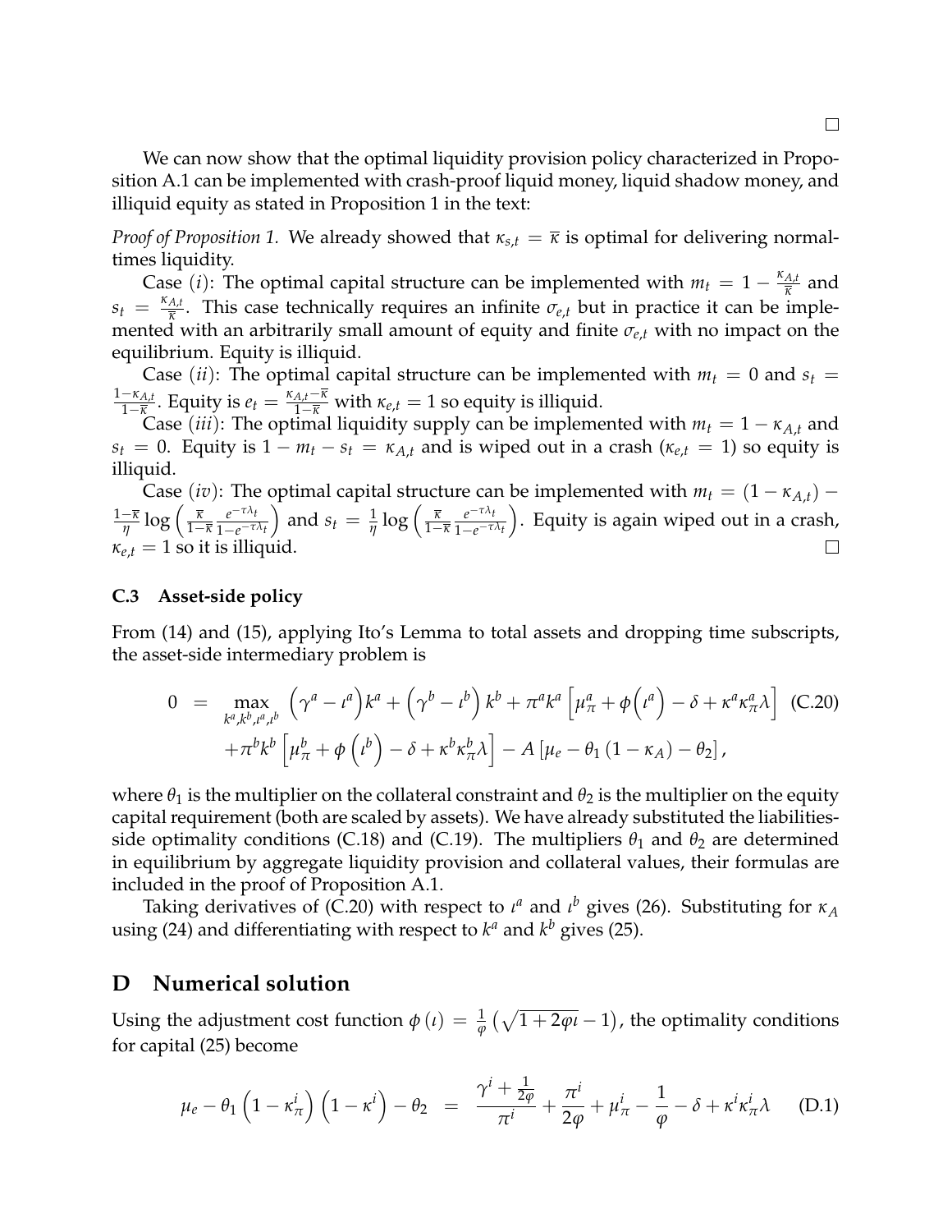□

We can now show that the optimal liquidity provision policy characterized in Proposition A.1 can be implemented with crash-proof liquid money, liquid shadow money, and illiquid equity as stated in Proposition 1 in the text:

*Proof of Proposition 1.* We already showed that $\kappa_{s,t} = \overline{\kappa}$ is optimal for delivering normal-times liquidity.

Case $(i)$: The optimal capital structure can be implemented with $m_t = 1 - \frac{\kappa_{A,t}}{\overline{\kappa}}$ and $s_t = \frac{\kappa_{A,t}}{\overline{\kappa}}$. This case technically requires an infinite $\sigma_{e,t}$ but in practice it can be implemented with an arbitrarily small amount of equity and finite $\sigma_{e,t}$ with no impact on the equilibrium. Equity is illiquid.

Case $(ii)$: The optimal capital structure can be implemented with $m_t = 0$ and $s_t = \frac{1-\kappa_{A,t}}{1-\overline{\kappa}}$. Equity is $e_t = \frac{\kappa_{A,t}-\overline{\kappa}}{1-\overline{\kappa}}$ with $\kappa_{e,t} = 1$ so equity is illiquid.

Case $(iii)$: The optimal liquidity supply can be implemented with $m_t = 1 - \kappa_{A,t}$ and $s_t = 0$. Equity is $1 - m_t - s_t = \kappa_{A,t}$ and is wiped out in a crash ($\kappa_{e,t} = 1$) so equity is illiquid.

Case $(iv)$: The optimal capital structure can be implemented with $m_t = (1 - \kappa_{A,t}) - \frac{1-\overline{\kappa}}{\eta} \log\left(\frac{\overline{\kappa}}{1-\overline{\kappa}} \frac{e^{-\tau\lambda_t}}{1-e^{-\tau\lambda_t}}\right)$ and $s_t = \frac{1}{\eta} \log\left(\frac{\overline{\kappa}}{1-\overline{\kappa}} \frac{e^{-\tau\lambda_t}}{1-e^{-\tau\lambda_t}}\right)$. Equity is again wiped out in a crash, $\kappa_{e,t} = 1$ so it is illiquid. □

### C.3 Asset-side policy

From (14) and (15), applying Ito's Lemma to total assets and dropping time subscripts, the asset-side intermediary problem is

$$
\begin{aligned}
0 \quad = \quad & \max_{k^a,k^b,\iota^a,\iota^b} \left(\gamma^a - \iota^a\right)k^a + \left(\gamma^b - \iota^b\right)k^b + \pi^a k^a \left[\mu_\pi^a + \phi\left(\iota^a\right) - \delta + \kappa^a \kappa_\pi^a \lambda\right] \quad \text{(C.20)} \\
& + \pi^b k^b \left[\mu_\pi^b + \phi\left(\iota^b\right) - \delta + \kappa^b \kappa_\pi^b \lambda\right] - A\left[\mu_e - \theta_1\left(1 - \kappa_A\right) - \theta_2\right],
\end{aligned}
$$

where $\theta_1$ is the multiplier on the collateral constraint and $\theta_2$ is the multiplier on the equity capital requirement (both are scaled by assets). We have already substituted the liabilities-side optimality conditions (C.18) and (C.19). The multipliers $\theta_1$ and $\theta_2$ are determined in equilibrium by aggregate liquidity provision and collateral values, their formulas are included in the proof of Proposition A.1.

Taking derivatives of (C.20) with respect to $\iota^a$ and $\iota^b$ gives (26). Substituting for $\kappa_A$ using (24) and differentiating with respect to $k^a$ and $k^b$ gives (25).

## D Numerical solution

Using the adjustment cost function $\phi\left(\iota\right) = \frac{1}{\varphi}\left(\sqrt{1+2\varphi\iota} - 1\right)$, the optimality conditions for capital (25) become

$$
\mu_e - \theta_1\left(1 - \kappa_\pi^i\right)\left(1 - \kappa^i\right) - \theta_2 \quad = \quad \frac{\gamma^i + \frac{1}{2\varphi}}{\pi^i} + \frac{\pi^i}{2\varphi} + \mu_\pi^i - \frac{1}{\varphi} - \delta + \kappa^i \kappa_\pi^i \lambda \qquad \text{(D.1)}
$$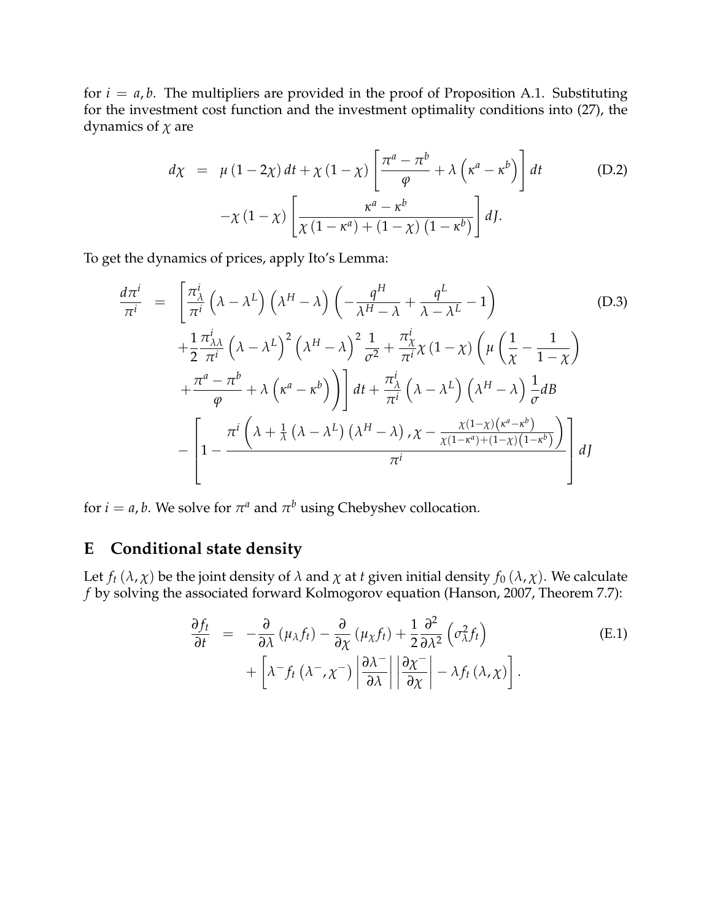for $i = a, b$. The multipliers are provided in the proof of Proposition A.1. Substituting for the investment cost function and the investment optimality conditions into (27), the dynamics of $\chi$ are

$$
\begin{aligned}
d\chi &= \mu(1-2\chi)\,dt + \chi(1-\chi)\left[\frac{\pi^a - \pi^b}{\varphi} + \lambda\left(\kappa^a - \kappa^b\right)\right]dt \\
&\quad -\chi(1-\chi)\left[\frac{\kappa^a - \kappa^b}{\chi(1-\kappa^a) + (1-\chi)\left(1-\kappa^b\right)}\right]dJ.
\end{aligned} \tag{D.2}
$$

To get the dynamics of prices, apply Ito's Lemma:

$$
\begin{aligned}
\frac{d\pi^i}{\pi^i} &= \left[\frac{\pi^i_\lambda}{\pi^i}\left(\lambda - \lambda^L\right)\left(\lambda^H - \lambda\right)\left(-\frac{q^H}{\lambda^H - \lambda} + \frac{q^L}{\lambda - \lambda^L} - 1\right)\right. \\
&\quad + \frac{1}{2}\frac{\pi^i_{\lambda\lambda}}{\pi^i}\left(\lambda - \lambda^L\right)^2\left(\lambda^H - \lambda\right)^2\frac{1}{\sigma^2} + \frac{\pi^i_\chi}{\pi^i}\chi(1-\chi)\left(\mu\left(\frac{1}{\chi} - \frac{1}{1-\chi}\right)\right. \\
&\quad \left.\left. + \frac{\pi^a - \pi^b}{\varphi} + \lambda\left(\kappa^a - \kappa^b\right)\right)\right]dt + \frac{\pi^i_\lambda}{\pi^i}\left(\lambda - \lambda^L\right)\left(\lambda^H - \lambda\right)\frac{1}{\sigma}dB \\
&\quad - \left[1 - \frac{\pi^i\left(\lambda + \frac{1}{\lambda}\left(\lambda - \lambda^L\right)\left(\lambda^H - \lambda\right), \chi - \frac{\chi(1-\chi)\left(\kappa^a - \kappa^b\right)}{\chi(1-\kappa^a) + (1-\chi)\left(1-\kappa^b\right)}\right)}{\pi^i}\right]dJ
\end{aligned} \tag{D.3}
$$

for $i = a, b$. We solve for $\pi^a$ and $\pi^b$ using Chebyshev collocation.

# E Conditional state density

Let $f_t(\lambda, \chi)$ be the joint density of $\lambda$ and $\chi$ at $t$ given initial density $f_0(\lambda, \chi)$. We calculate $f$ by solving the associated forward Kolmogorov equation (Hanson, 2007, Theorem 7.7):

$$
\begin{aligned}
\frac{\partial f_t}{\partial t} &= -\frac{\partial}{\partial \lambda}\left(\mu_\lambda f_t\right) - \frac{\partial}{\partial \chi}\left(\mu_\chi f_t\right) + \frac{1}{2}\frac{\partial^2}{\partial \lambda^2}\left(\sigma_\lambda^2 f_t\right) \\
&\quad + \left[\lambda^- f_t\left(\lambda^-, \chi^-\right)\left|\frac{\partial \lambda^-}{\partial \lambda}\right|\left|\frac{\partial \chi^-}{\partial \chi}\right| - \lambda f_t(\lambda, \chi)\right].
\end{aligned} \tag{E.1}
$$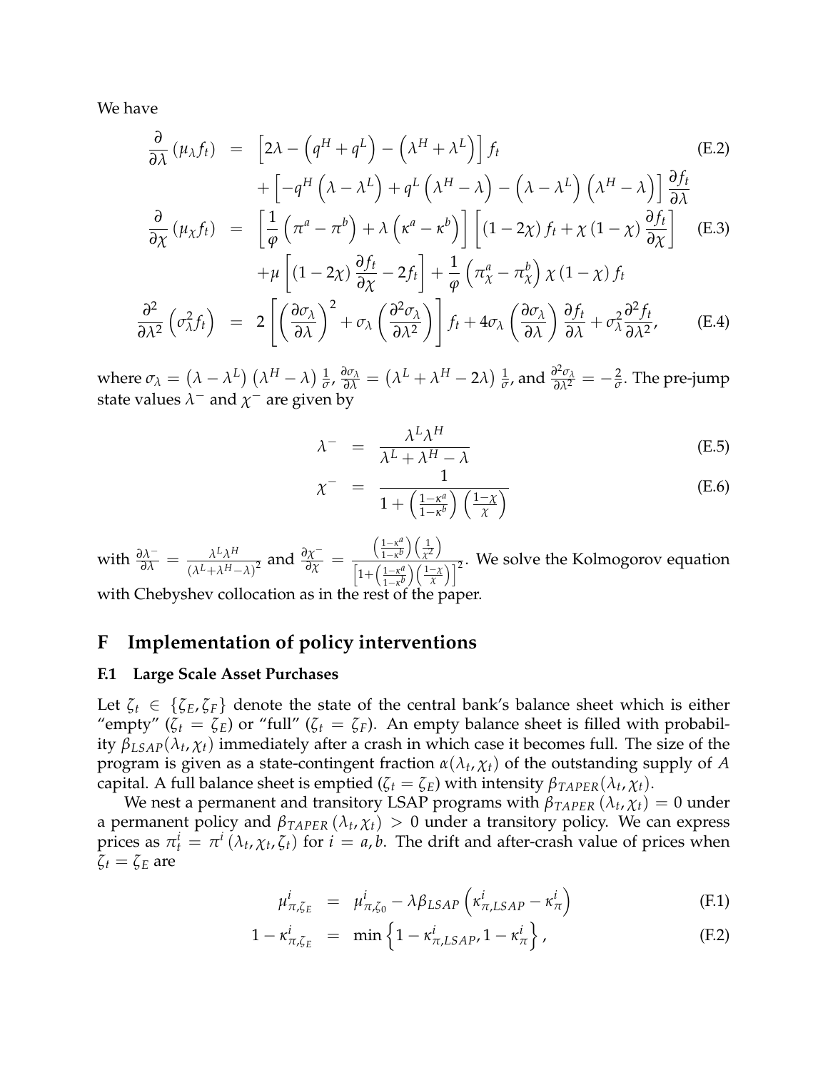We have

$$
\begin{aligned}
\frac{\partial}{\partial \lambda}\left(\mu_{\lambda} f_t\right) &= \left[2\lambda - \left(q^H + q^L\right) - \left(\lambda^H + \lambda^L\right)\right] f_t \\
&\quad + \left[-q^H\left(\lambda - \lambda^L\right) + q^L\left(\lambda^H - \lambda\right) - \left(\lambda - \lambda^L\right)\left(\lambda^H - \lambda\right)\right]\frac{\partial f_t}{\partial \lambda}
\end{aligned} \tag{E.2}
$$

$$
\begin{aligned}
\frac{\partial}{\partial \chi}\left(\mu_{\chi} f_t\right) &= \left[\frac{1}{\varphi}\left(\pi^a - \pi^b\right) + \lambda\left(\kappa^a - \kappa^b\right)\right]\left[\left(1-2\chi\right) f_t + \chi\left(1-\chi\right)\frac{\partial f_t}{\partial \chi}\right] \\
&\quad + \mu\left[\left(1-2\chi\right)\frac{\partial f_t}{\partial \chi} - 2 f_t\right] + \frac{1}{\varphi}\left(\pi^a_{\chi} - \pi^b_{\chi}\right)\chi\left(1-\chi\right) f_t
\end{aligned} \tag{E.3}
$$

$$
\frac{\partial^2}{\partial \lambda^2}\left(\sigma_{\lambda}^2 f_t\right) = 2\left[\left(\frac{\partial \sigma_{\lambda}}{\partial \lambda}\right)^2 + \sigma_{\lambda}\left(\frac{\partial^2 \sigma_{\lambda}}{\partial \lambda^2}\right)\right] f_t + 4\sigma_{\lambda}\left(\frac{\partial \sigma_{\lambda}}{\partial \lambda}\right)\frac{\partial f_t}{\partial \lambda} + \sigma_{\lambda}^2\frac{\partial^2 f_t}{\partial \lambda^2}, \tag{E.4}
$$

where $\sigma_{\lambda} = \left(\lambda - \lambda^L\right)\left(\lambda^H - \lambda\right)\frac{1}{\sigma}$, $\frac{\partial \sigma_{\lambda}}{\partial \lambda} = \left(\lambda^L + \lambda^H - 2\lambda\right)\frac{1}{\sigma}$, and $\frac{\partial^2 \sigma_{\lambda}}{\partial \lambda^2} = -\frac{2}{\sigma}$. The pre-jump state values $\lambda^-$ and $\chi^-$ are given by

$$
\lambda^- = \frac{\lambda^L \lambda^H}{\lambda^L + \lambda^H - \lambda} \tag{E.5}
$$

$$
\chi^- = \frac{1}{1 + \left(\frac{1-\kappa^a}{1-\kappa^b}\right)\left(\frac{1-\chi}{\chi}\right)} \tag{E.6}
$$

with $\frac{\partial \lambda^-}{\partial \lambda} = \frac{\lambda^L \lambda^H}{\left(\lambda^L + \lambda^H - \lambda\right)^2}$ and $\frac{\partial \chi^-}{\partial \chi} = \frac{\left(\frac{1-\kappa^a}{1-\kappa^b}\right)\left(\frac{1}{\chi^2}\right)}{\left[1 + \left(\frac{1-\kappa^a}{1-\kappa^b}\right)\left(\frac{1-\chi}{\chi}\right)\right]^2}$. We solve the Kolmogorov equation with Chebyshev collocation as in the rest of the paper.

# F Implementation of policy interventions

## F.1 Large Scale Asset Purchases

Let $\zeta_t \in \{\zeta_E, \zeta_F\}$ denote the state of the central bank's balance sheet which is either "empty" ($\zeta_t = \zeta_E$) or "full" ($\zeta_t = \zeta_F$). An empty balance sheet is filled with probability $\beta_{LSAP}(\lambda_t, \chi_t)$ immediately after a crash in which case it becomes full. The size of the program is given as a state-contingent fraction $\alpha(\lambda_t, \chi_t)$ of the outstanding supply of $A$ capital. A full balance sheet is emptied ($\zeta_t = \zeta_E$) with intensity $\beta_{TAPER}(\lambda_t, \chi_t)$.

We nest a permanent and transitory LSAP programs with $\beta_{TAPER}\left(\lambda_t, \chi_t\right) = 0$ under a permanent policy and $\beta_{TAPER}\left(\lambda_t, \chi_t\right) > 0$ under a transitory policy. We can express prices as $\pi^i_t = \pi^i\left(\lambda_t, \chi_t, \zeta_t\right)$ for $i = a, b$. The drift and after-crash value of prices when $\zeta_t = \zeta_E$ are

$$
\mu^i_{\pi,\zeta_E} = \mu^i_{\pi,\zeta_0} - \lambda\beta_{LSAP}\left(\kappa^i_{\pi,LSAP} - \kappa^i_{\pi}\right) \tag{F.1}
$$

$$
1 - \kappa^i_{\pi,\zeta_E} = \min\left\{1 - \kappa^i_{\pi,LSAP}, 1 - \kappa^i_{\pi}\right\}, \tag{F.2}
$$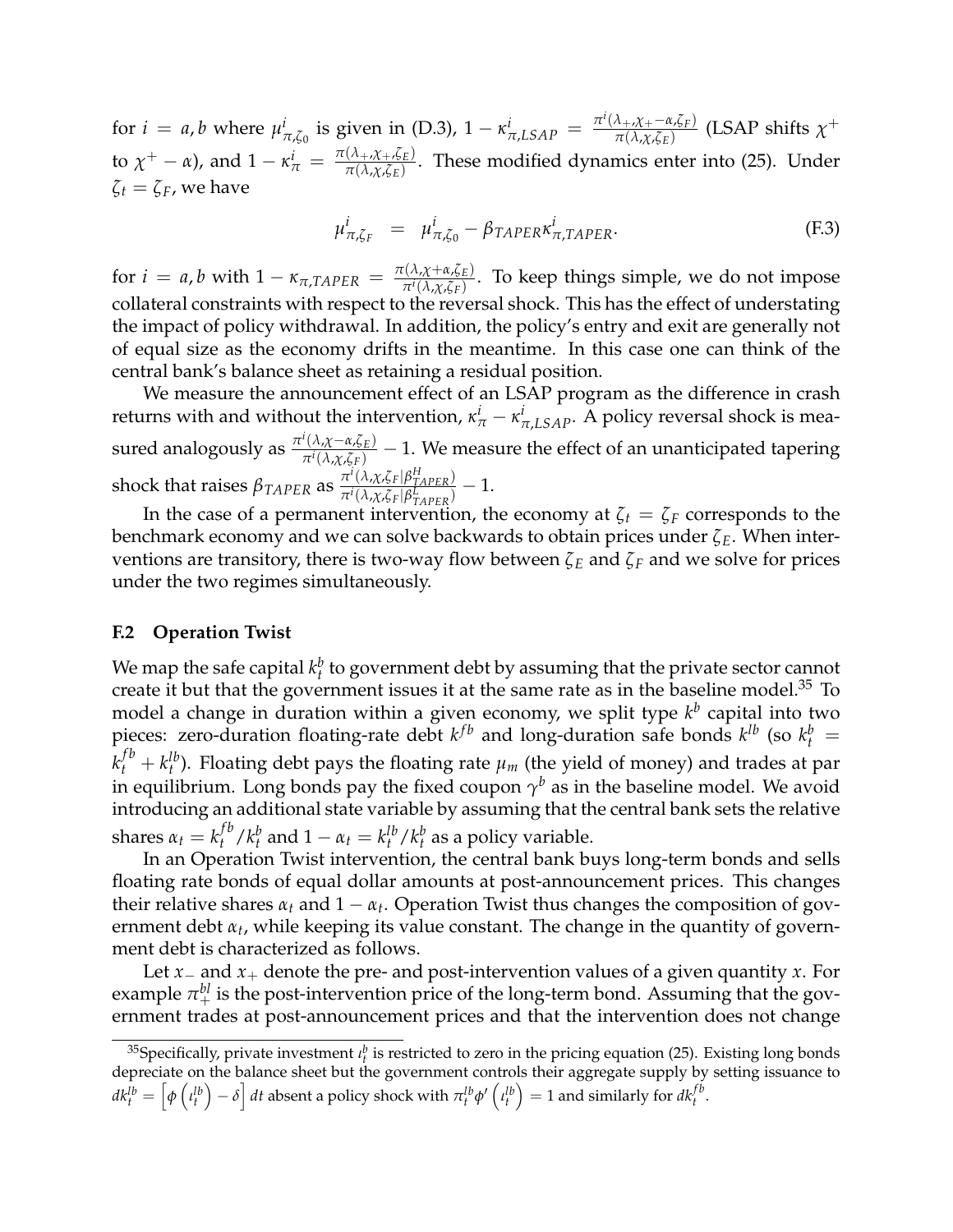for $i = a, b$ where $\mu^i_{\pi,\zeta_0}$ is given in (D.3), $1 - \kappa^i_{\pi,LSAP} = \frac{\pi^i(\lambda_+, \chi_+ - \alpha, \zeta_F)}{\pi(\lambda,\chi,\zeta_E)}$ (LSAP shifts $\chi^+$ to $\chi^+ - \alpha$), and $1 - \kappa^i_\pi = \frac{\pi(\lambda_+,\chi_+,\zeta_E)}{\pi(\lambda,\chi,\zeta_E)}$. These modified dynamics enter into (25). Under $\zeta_t = \zeta_F$, we have

$$\mu^i_{\pi,\zeta_F} = \mu^i_{\pi,\zeta_0} - \beta_{TAPER}\kappa^i_{\pi,TAPER}. \tag{F.3}$$

for $i = a, b$ with $1 - \kappa_{\pi,TAPER} = \frac{\pi(\lambda,\chi+\alpha,\zeta_E)}{\pi^i(\lambda,\chi,\zeta_F)}$. To keep things simple, we do not impose collateral constraints with respect to the reversal shock. This has the effect of understating the impact of policy withdrawal. In addition, the policy's entry and exit are generally not of equal size as the economy drifts in the meantime. In this case one can think of the central bank's balance sheet as retaining a residual position.

We measure the announcement effect of an LSAP program as the difference in crash returns with and without the intervention, $\kappa^i_\pi - \kappa^i_{\pi,LSAP}$. A policy reversal shock is measured analogously as $\frac{\pi^i(\lambda,\chi-\alpha,\zeta_E)}{\pi^i(\lambda,\chi,\zeta_F)} - 1$. We measure the effect of an unanticipated tapering shock that raises $\beta_{TAPER}$ as $\frac{\pi^i(\lambda,\chi,\zeta_F|\beta^H_{TAPER})}{\pi^i(\lambda,\chi,\zeta_F|\beta^L_{TAPER})} - 1$.

In the case of a permanent intervention, the economy at $\zeta_t = \zeta_F$ corresponds to the benchmark economy and we can solve backwards to obtain prices under $\zeta_E$. When interventions are transitory, there is two-way flow between $\zeta_E$ and $\zeta_F$ and we solve for prices under the two regimes simultaneously.

### F.2 Operation Twist

We map the safe capital $k^b_t$ to government debt by assuming that the private sector cannot create it but that the government issues it at the same rate as in the baseline model.[35] To model a change in duration within a given economy, we split type $k^b$ capital into two pieces: zero-duration floating-rate debt $k^{fb}$ and long-duration safe bonds $k^{lb}$ (so $k^b_t = k^{fb}_t + k^{lb}_t$). Floating debt pays the floating rate $\mu_m$ (the yield of money) and trades at par in equilibrium. Long bonds pay the fixed coupon $\gamma^b$ as in the baseline model. We avoid introducing an additional state variable by assuming that the central bank sets the relative shares $\alpha_t = k^{fb}_t / k^b_t$ and $1 - \alpha_t = k^{lb}_t / k^b_t$ as a policy variable.

In an Operation Twist intervention, the central bank buys long-term bonds and sells floating rate bonds of equal dollar amounts at post-announcement prices. This changes their relative shares $\alpha_t$ and $1 - \alpha_t$. Operation Twist thus changes the composition of government debt $\alpha_t$, while keeping its value constant. The change in the quantity of government debt is characterized as follows.

Let $x_-$ and $x_+$ denote the pre- and post-intervention values of a given quantity $x$. For example $\pi^{bl}_+$ is the post-intervention price of the long-term bond. Assuming that the government trades at post-announcement prices and that the intervention does not change

---

[35] Specifically, private investment $\iota^b_t$ is restricted to zero in the pricing equation (25). Existing long bonds depreciate on the balance sheet but the government controls their aggregate supply by setting issuance to $dk^{lb}_t = \left[\phi\left(\iota^{lb}_t\right) - \delta\right] dt$ absent a policy shock with $\pi^{lb}_t \phi'\left(\iota^{lb}_t\right) = 1$ and similarly for $dk^{fb}_t$.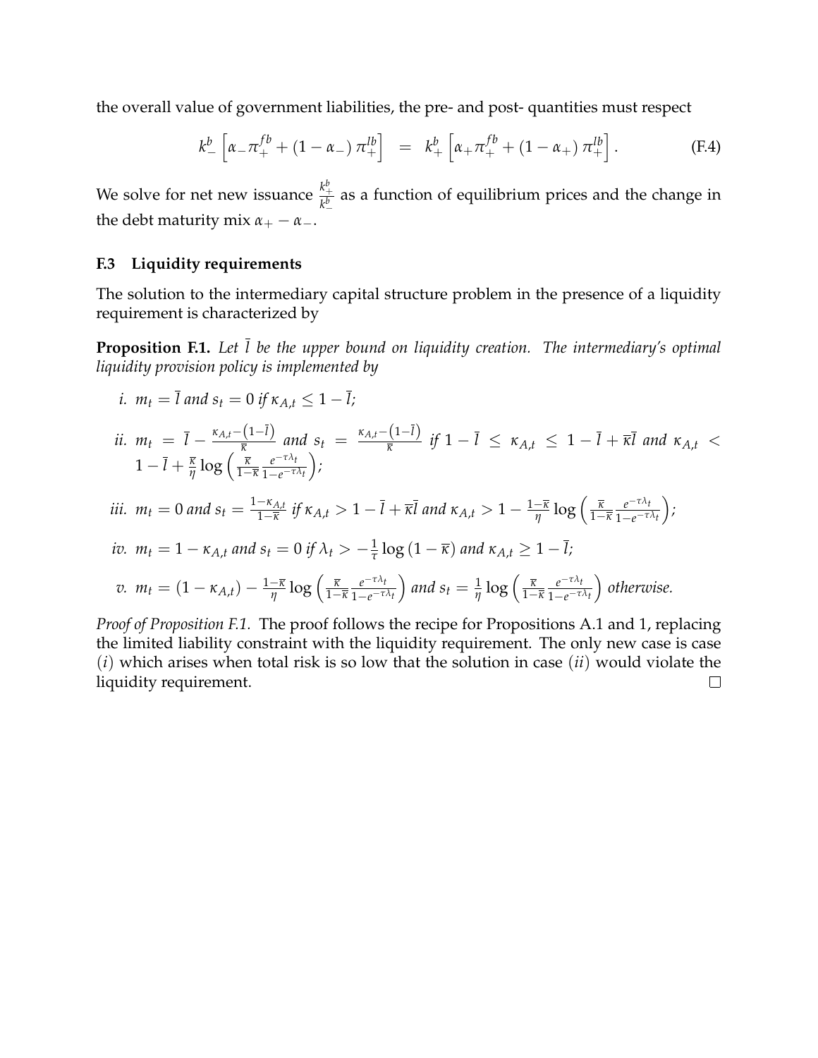the overall value of government liabilities, the pre- and post- quantities must respect

$$k_{-}^{b}\left[\alpha_{-}\pi_{+}^{fb}+(1-\alpha_{-})\,\pi_{+}^{lb}\right] \;=\; k_{+}^{b}\left[\alpha_{+}\pi_{+}^{fb}+(1-\alpha_{+})\,\pi_{+}^{lb}\right]. \tag{F.4}$$

We solve for net new issuance $\frac{k_{+}^{b}}{k_{-}^{b}}$ as a function of equilibrium prices and the change in the debt maturity mix $\alpha_{+}-\alpha_{-}$.

### F.3 Liquidity requirements

The solution to the intermediary capital structure problem in the presence of a liquidity requirement is characterized by

**Proposition F.1.** *Let $\bar{l}$ be the upper bound on liquidity creation. The intermediary's optimal liquidity provision policy is implemented by*

*i.* $m_t=\bar{l}$ *and* $s_t=0$ *if* $\kappa_{A,t}\leq 1-\bar{l}$*;*

*ii.* $m_t=\bar{l}-\frac{\kappa_{A,t}-(1-\bar{l})}{\overline{\kappa}}$ *and* $s_t=\frac{\kappa_{A,t}-(1-\bar{l})}{\overline{\kappa}}$ *if* $1-\bar{l}\leq\kappa_{A,t}\leq 1-\bar{l}+\overline{\kappa}\bar{l}$ *and* $\kappa_{A,t}<1-\bar{l}+\frac{\overline{\kappa}}{\eta}\log\left(\frac{\overline{\kappa}}{1-\overline{\kappa}}\frac{e^{-\tau\lambda_t}}{1-e^{-\tau\lambda_t}}\right)$*;*

*iii.* $m_t=0$ *and* $s_t=\frac{1-\kappa_{A,t}}{1-\overline{\kappa}}$ *if* $\kappa_{A,t}>1-\bar{l}+\overline{\kappa}\bar{l}$ *and* $\kappa_{A,t}>1-\frac{1-\overline{\kappa}}{\eta}\log\left(\frac{\overline{\kappa}}{1-\overline{\kappa}}\frac{e^{-\tau\lambda_t}}{1-e^{-\tau\lambda_t}}\right)$*;*

*iv.* $m_t=1-\kappa_{A,t}$ *and* $s_t=0$ *if* $\lambda_t>-\frac{1}{\tau}\log(1-\overline{\kappa})$ *and* $\kappa_{A,t}\geq 1-\bar{l}$*;*

*v.* $m_t=(1-\kappa_{A,t})-\frac{1-\overline{\kappa}}{\eta}\log\left(\frac{\overline{\kappa}}{1-\overline{\kappa}}\frac{e^{-\tau\lambda_t}}{1-e^{-\tau\lambda_t}}\right)$ *and* $s_t=\frac{1}{\eta}\log\left(\frac{\overline{\kappa}}{1-\overline{\kappa}}\frac{e^{-\tau\lambda_t}}{1-e^{-\tau\lambda_t}}\right)$ *otherwise.*

*Proof of Proposition F.1.* The proof follows the recipe for Propositions A.1 and 1, replacing the limited liability constraint with the liquidity requirement. The only new case is case $(i)$ which arises when total risk is so low that the solution in case $(ii)$ would violate the liquidity requirement. □